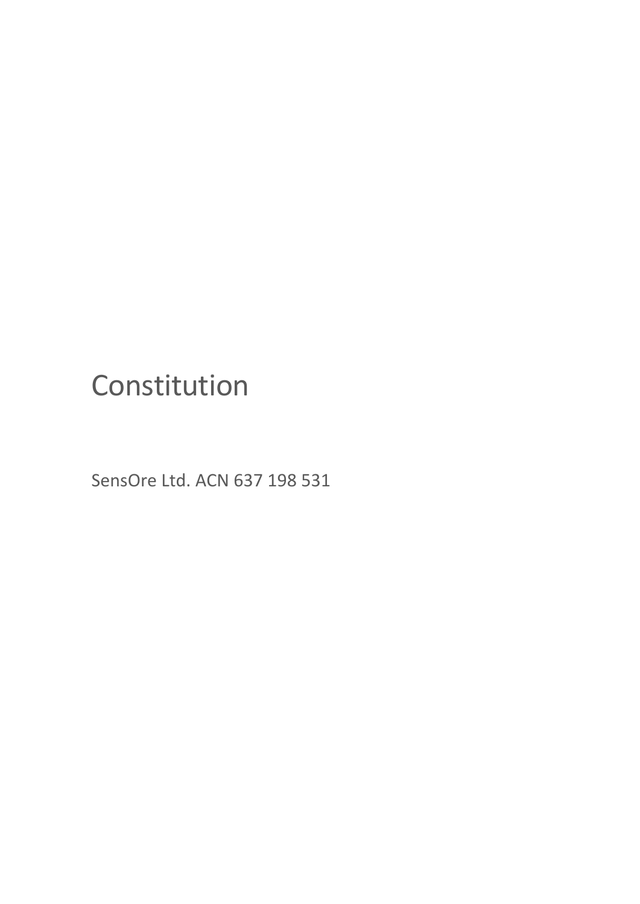# Constitution

SensOre Ltd. ACN 637 198 531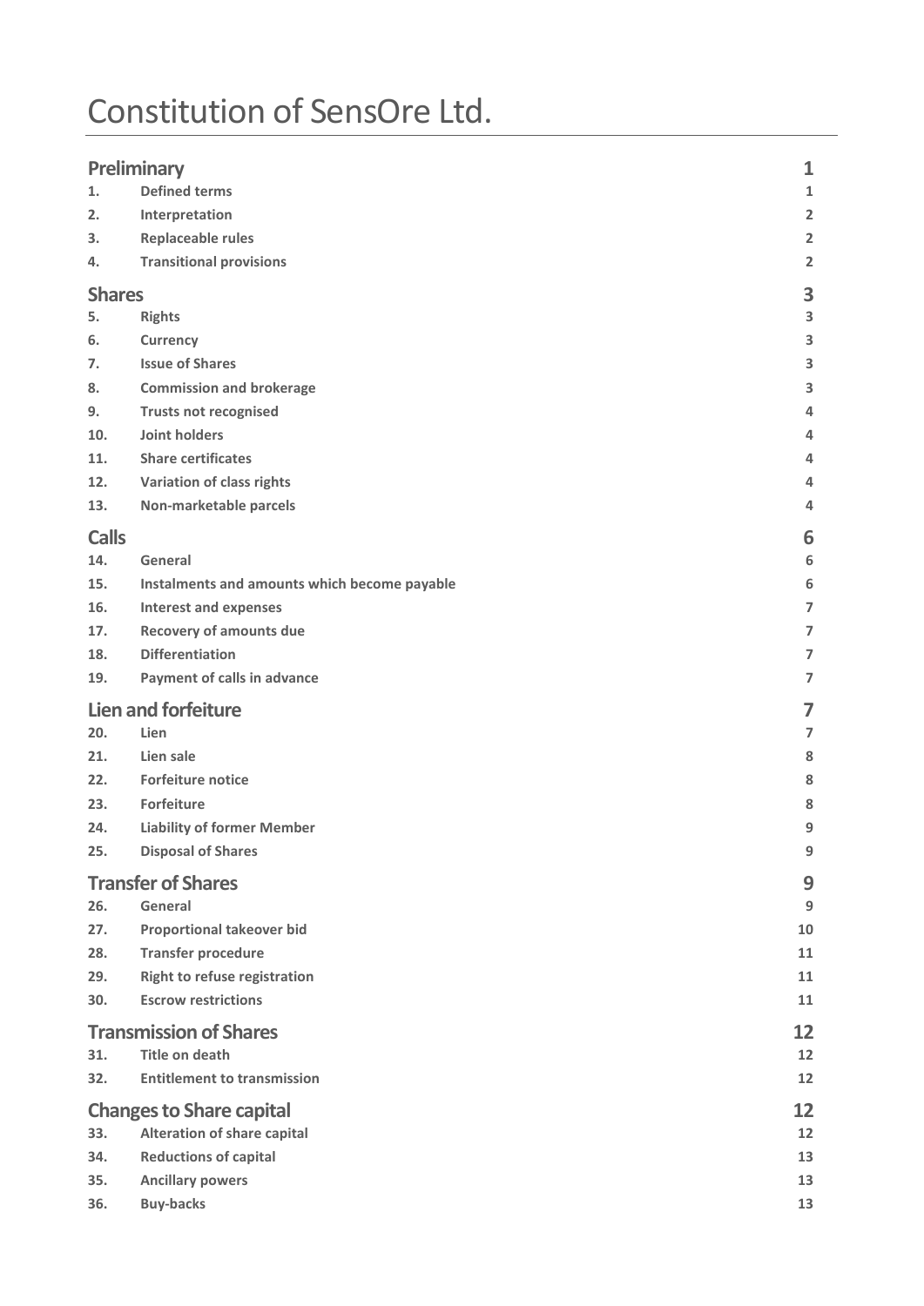# Constitution of SensOre Ltd.

| | | |
|---|---|---|
| **Preliminary** | | **1** |
| **1.** | **Defined terms** | **1** |
| **2.** | **Interpretation** | **2** |
| **3.** | **Replaceable rules** | **2** |
| **4.** | **Transitional provisions** | **2** |
| **Shares** | | **3** |
| **5.** | **Rights** | **3** |
| **6.** | **Currency** | **3** |
| **7.** | **Issue of Shares** | **3** |
| **8.** | **Commission and brokerage** | **3** |
| **9.** | **Trusts not recognised** | **4** |
| **10.** | **Joint holders** | **4** |
| **11.** | **Share certificates** | **4** |
| **12.** | **Variation of class rights** | **4** |
| **13.** | **Non-marketable parcels** | **4** |
| **Calls** | | **6** |
| **14.** | **General** | **6** |
| **15.** | **Instalments and amounts which become payable** | **6** |
| **16.** | **Interest and expenses** | **7** |
| **17.** | **Recovery of amounts due** | **7** |
| **18.** | **Differentiation** | **7** |
| **19.** | **Payment of calls in advance** | **7** |
| **Lien and forfeiture** | | **7** |
| **20.** | **Lien** | **7** |
| **21.** | **Lien sale** | **8** |
| **22.** | **Forfeiture notice** | **8** |
| **23.** | **Forfeiture** | **8** |
| **24.** | **Liability of former Member** | **9** |
| **25.** | **Disposal of Shares** | **9** |
| **Transfer of Shares** | | **9** |
| **26.** | **General** | **9** |
| **27.** | **Proportional takeover bid** | **10** |
| **28.** | **Transfer procedure** | **11** |
| **29.** | **Right to refuse registration** | **11** |
| **30.** | **Escrow restrictions** | **11** |
| **Transmission of Shares** | | **12** |
| **31.** | **Title on death** | **12** |
| **32.** | **Entitlement to transmission** | **12** |
| **Changes to Share capital** | | **12** |
| **33.** | **Alteration of share capital** | **12** |
| **34.** | **Reductions of capital** | **13** |
| **35.** | **Ancillary powers** | **13** |
| **36.** | **Buy-backs** | **13** |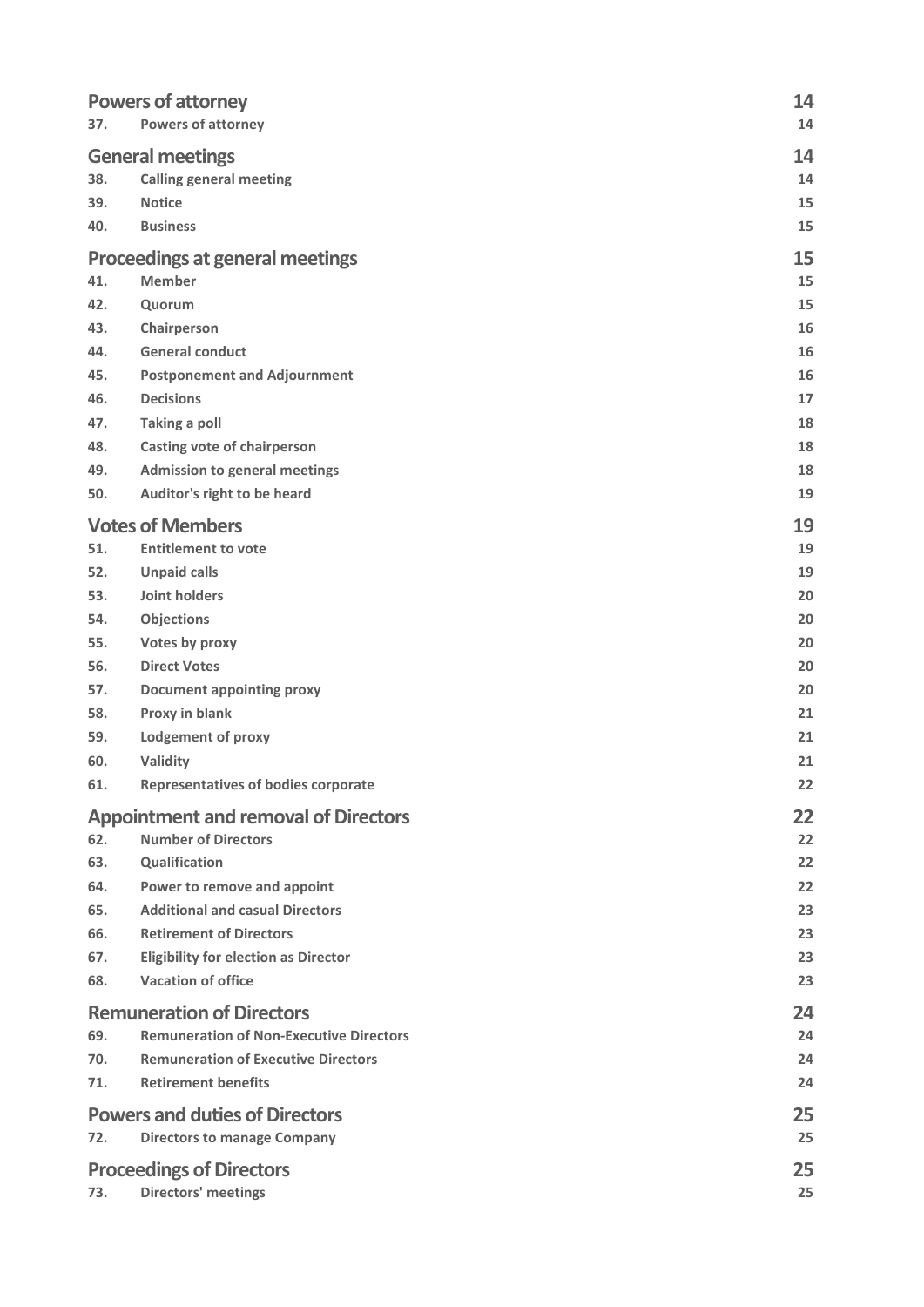| | | |
|---|---|---|
| **Powers of attorney** | | **14** |
| **37.** | **Powers of attorney** | **14** |
| **General meetings** | | **14** |
| **38.** | **Calling general meeting** | **14** |
| **39.** | **Notice** | **15** |
| **40.** | **Business** | **15** |
| **Proceedings at general meetings** | | **15** |
| **41.** | **Member** | **15** |
| **42.** | **Quorum** | **15** |
| **43.** | **Chairperson** | **16** |
| **44.** | **General conduct** | **16** |
| **45.** | **Postponement and Adjournment** | **16** |
| **46.** | **Decisions** | **17** |
| **47.** | **Taking a poll** | **18** |
| **48.** | **Casting vote of chairperson** | **18** |
| **49.** | **Admission to general meetings** | **18** |
| **50.** | **Auditor's right to be heard** | **19** |
| **Votes of Members** | | **19** |
| **51.** | **Entitlement to vote** | **19** |
| **52.** | **Unpaid calls** | **19** |
| **53.** | **Joint holders** | **20** |
| **54.** | **Objections** | **20** |
| **55.** | **Votes by proxy** | **20** |
| **56.** | **Direct Votes** | **20** |
| **57.** | **Document appointing proxy** | **20** |
| **58.** | **Proxy in blank** | **21** |
| **59.** | **Lodgement of proxy** | **21** |
| **60.** | **Validity** | **21** |
| **61.** | **Representatives of bodies corporate** | **22** |
| **Appointment and removal of Directors** | | **22** |
| **62.** | **Number of Directors** | **22** |
| **63.** | **Qualification** | **22** |
| **64.** | **Power to remove and appoint** | **22** |
| **65.** | **Additional and casual Directors** | **23** |
| **66.** | **Retirement of Directors** | **23** |
| **67.** | **Eligibility for election as Director** | **23** |
| **68.** | **Vacation of office** | **23** |
| **Remuneration of Directors** | | **24** |
| **69.** | **Remuneration of Non-Executive Directors** | **24** |
| **70.** | **Remuneration of Executive Directors** | **24** |
| **71.** | **Retirement benefits** | **24** |
| **Powers and duties of Directors** | | **25** |
| **72.** | **Directors to manage Company** | **25** |
| **Proceedings of Directors** | | **25** |
| **73.** | **Directors' meetings** | **25** |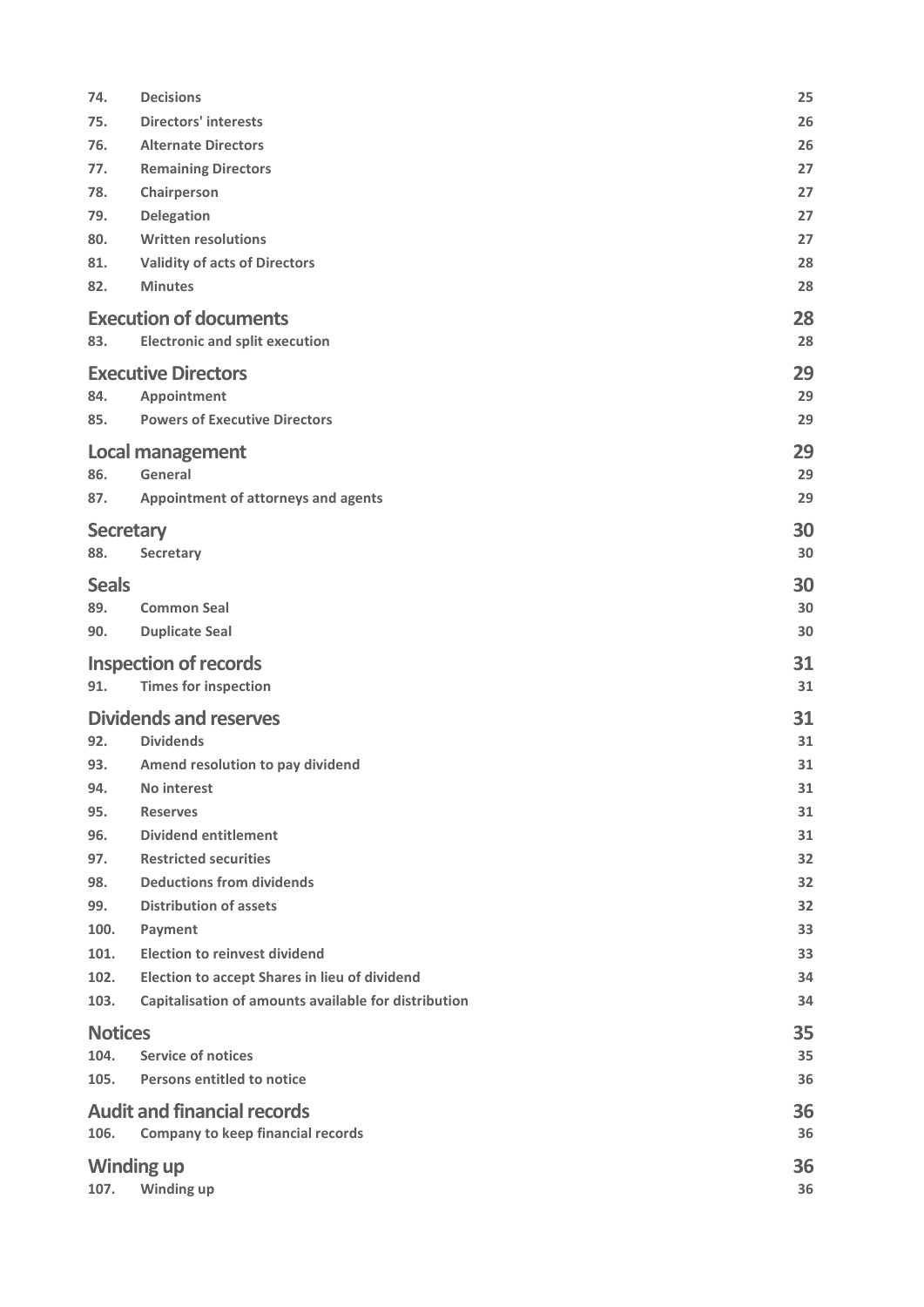| | | |
|---|---|---|
| 74. | Decisions | 25 |
| 75. | Directors' interests | 26 |
| 76. | Alternate Directors | 26 |
| 77. | Remaining Directors | 27 |
| 78. | Chairperson | 27 |
| 79. | Delegation | 27 |
| 80. | Written resolutions | 27 |
| 81. | Validity of acts of Directors | 28 |
| 82. | Minutes | 28 |
| **Execution of documents** | | **28** |
| 83. | Electronic and split execution | 28 |
| **Executive Directors** | | **29** |
| 84. | Appointment | 29 |
| 85. | Powers of Executive Directors | 29 |
| **Local management** | | **29** |
| 86. | General | 29 |
| 87. | Appointment of attorneys and agents | 29 |
| **Secretary** | | **30** |
| 88. | Secretary | 30 |
| **Seals** | | **30** |
| 89. | Common Seal | 30 |
| 90. | Duplicate Seal | 30 |
| **Inspection of records** | | **31** |
| 91. | Times for inspection | 31 |
| **Dividends and reserves** | | **31** |
| 92. | Dividends | 31 |
| 93. | Amend resolution to pay dividend | 31 |
| 94. | No interest | 31 |
| 95. | Reserves | 31 |
| 96. | Dividend entitlement | 31 |
| 97. | Restricted securities | 32 |
| 98. | Deductions from dividends | 32 |
| 99. | Distribution of assets | 32 |
| 100. | Payment | 33 |
| 101. | Election to reinvest dividend | 33 |
| 102. | Election to accept Shares in lieu of dividend | 34 |
| 103. | Capitalisation of amounts available for distribution | 34 |
| **Notices** | | **35** |
| 104. | Service of notices | 35 |
| 105. | Persons entitled to notice | 36 |
| **Audit and financial records** | | **36** |
| 106. | Company to keep financial records | 36 |
| **Winding up** | | **36** |
| 107. | Winding up | 36 |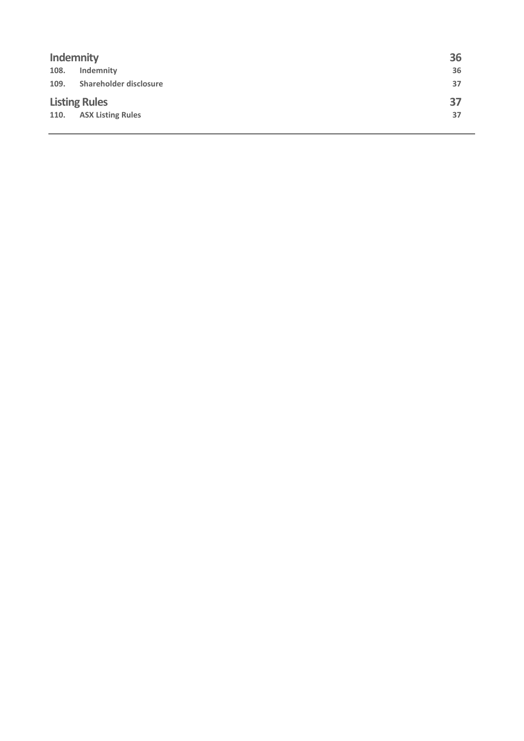| | | |
|---|---|---|
| **Indemnity** | | **36** |
| **108.** | **Indemnity** | **36** |
| **109.** | **Shareholder disclosure** | **37** |
| **Listing Rules** | | **37** |
| **110.** | **ASX Listing Rules** | **37** |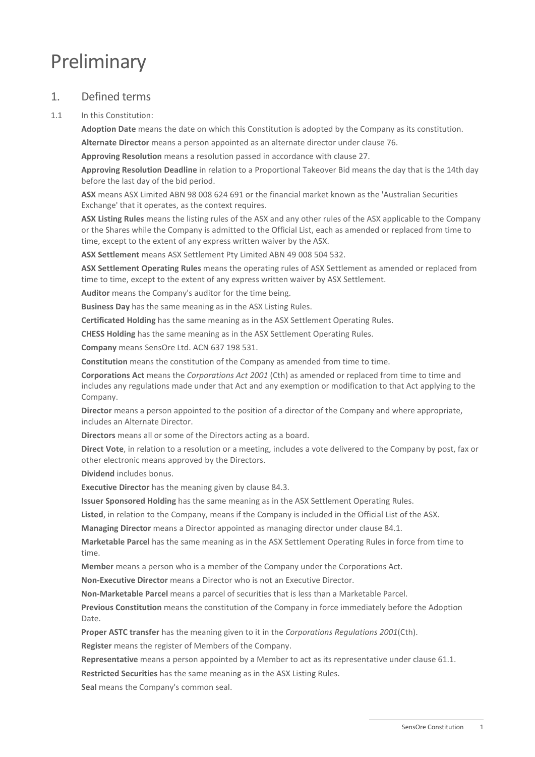# Preliminary

## 1. Defined terms

1.1 In this Constitution:

**Adoption Date** means the date on which this Constitution is adopted by the Company as its constitution.

**Alternate Director** means a person appointed as an alternate director under clause 76.

**Approving Resolution** means a resolution passed in accordance with clause 27.

**Approving Resolution Deadline** in relation to a Proportional Takeover Bid means the day that is the 14th day before the last day of the bid period.

**ASX** means ASX Limited ABN 98 008 624 691 or the financial market known as the 'Australian Securities Exchange' that it operates, as the context requires.

**ASX Listing Rules** means the listing rules of the ASX and any other rules of the ASX applicable to the Company or the Shares while the Company is admitted to the Official List, each as amended or replaced from time to time, except to the extent of any express written waiver by the ASX.

**ASX Settlement** means ASX Settlement Pty Limited ABN 49 008 504 532.

**ASX Settlement Operating Rules** means the operating rules of ASX Settlement as amended or replaced from time to time, except to the extent of any express written waiver by ASX Settlement.

**Auditor** means the Company's auditor for the time being.

**Business Day** has the same meaning as in the ASX Listing Rules.

**Certificated Holding** has the same meaning as in the ASX Settlement Operating Rules.

**CHESS Holding** has the same meaning as in the ASX Settlement Operating Rules.

**Company** means SensOre Ltd. ACN 637 198 531.

**Constitution** means the constitution of the Company as amended from time to time.

**Corporations Act** means the *Corporations Act 2001* (Cth) as amended or replaced from time to time and includes any regulations made under that Act and any exemption or modification to that Act applying to the Company.

**Director** means a person appointed to the position of a director of the Company and where appropriate, includes an Alternate Director.

**Directors** means all or some of the Directors acting as a board.

**Direct Vote**, in relation to a resolution or a meeting, includes a vote delivered to the Company by post, fax or other electronic means approved by the Directors.

**Dividend** includes bonus.

**Executive Director** has the meaning given by clause 84.3.

**Issuer Sponsored Holding** has the same meaning as in the ASX Settlement Operating Rules.

**Listed**, in relation to the Company, means if the Company is included in the Official List of the ASX.

**Managing Director** means a Director appointed as managing director under clause 84.1.

**Marketable Parcel** has the same meaning as in the ASX Settlement Operating Rules in force from time to time.

**Member** means a person who is a member of the Company under the Corporations Act.

**Non-Executive Director** means a Director who is not an Executive Director.

**Non-Marketable Parcel** means a parcel of securities that is less than a Marketable Parcel.

**Previous Constitution** means the constitution of the Company in force immediately before the Adoption Date.

**Proper ASTC transfer** has the meaning given to it in the *Corporations Regulations 2001*(Cth).

**Register** means the register of Members of the Company.

**Representative** means a person appointed by a Member to act as its representative under clause 61.1.

**Restricted Securities** has the same meaning as in the ASX Listing Rules.

**Seal** means the Company's common seal.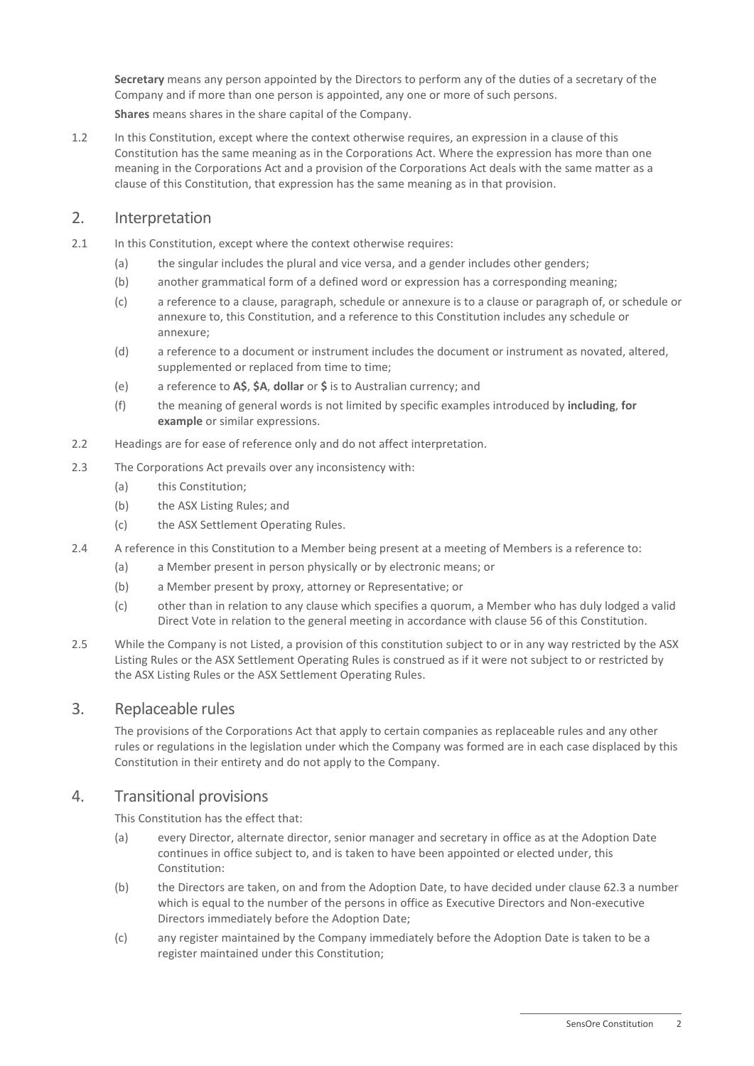**Secretary** means any person appointed by the Directors to perform any of the duties of a secretary of the Company and if more than one person is appointed, any one or more of such persons.

**Shares** means shares in the share capital of the Company.

1.2 In this Constitution, except where the context otherwise requires, an expression in a clause of this Constitution has the same meaning as in the Corporations Act. Where the expression has more than one meaning in the Corporations Act and a provision of the Corporations Act deals with the same matter as a clause of this Constitution, that expression has the same meaning as in that provision.

## 2. Interpretation

2.1 In this Constitution, except where the context otherwise requires:

- (a) the singular includes the plural and vice versa, and a gender includes other genders;
- (b) another grammatical form of a defined word or expression has a corresponding meaning;
- (c) a reference to a clause, paragraph, schedule or annexure is to a clause or paragraph of, or schedule or annexure to, this Constitution, and a reference to this Constitution includes any schedule or annexure;
- (d) a reference to a document or instrument includes the document or instrument as novated, altered, supplemented or replaced from time to time;
- (e) a reference to **A$**, **$A**, **dollar** or **$** is to Australian currency; and
- (f) the meaning of general words is not limited by specific examples introduced by **including**, **for example** or similar expressions.

2.2 Headings are for ease of reference only and do not affect interpretation.

2.3 The Corporations Act prevails over any inconsistency with:

- (a) this Constitution;
- (b) the ASX Listing Rules; and
- (c) the ASX Settlement Operating Rules.

2.4 A reference in this Constitution to a Member being present at a meeting of Members is a reference to:

- (a) a Member present in person physically or by electronic means; or
- (b) a Member present by proxy, attorney or Representative; or
- (c) other than in relation to any clause which specifies a quorum, a Member who has duly lodged a valid Direct Vote in relation to the general meeting in accordance with clause 56 of this Constitution.

2.5 While the Company is not Listed, a provision of this constitution subject to or in any way restricted by the ASX Listing Rules or the ASX Settlement Operating Rules is construed as if it were not subject to or restricted by the ASX Listing Rules or the ASX Settlement Operating Rules.

## 3. Replaceable rules

The provisions of the Corporations Act that apply to certain companies as replaceable rules and any other rules or regulations in the legislation under which the Company was formed are in each case displaced by this Constitution in their entirety and do not apply to the Company.

## 4. Transitional provisions

This Constitution has the effect that:

- (a) every Director, alternate director, senior manager and secretary in office as at the Adoption Date continues in office subject to, and is taken to have been appointed or elected under, this Constitution:
- (b) the Directors are taken, on and from the Adoption Date, to have decided under clause 62.3 a number which is equal to the number of the persons in office as Executive Directors and Non-executive Directors immediately before the Adoption Date;
- (c) any register maintained by the Company immediately before the Adoption Date is taken to be a register maintained under this Constitution;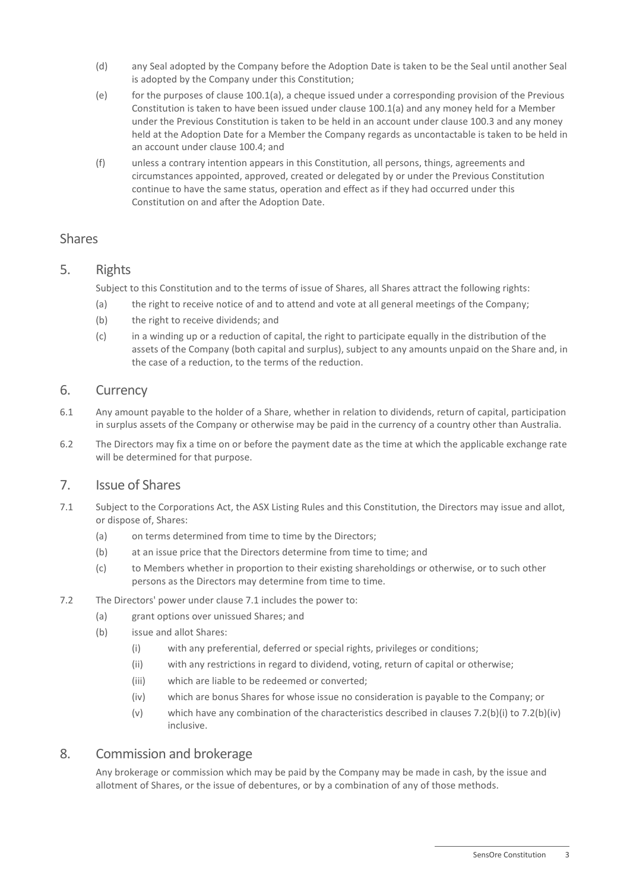(d) any Seal adopted by the Company before the Adoption Date is taken to be the Seal until another Seal is adopted by the Company under this Constitution;

(e) for the purposes of clause 100.1(a), a cheque issued under a corresponding provision of the Previous Constitution is taken to have been issued under clause 100.1(a) and any money held for a Member under the Previous Constitution is taken to be held in an account under clause 100.3 and any money held at the Adoption Date for a Member the Company regards as uncontactable is taken to be held in an account under clause 100.4; and

(f) unless a contrary intention appears in this Constitution, all persons, things, agreements and circumstances appointed, approved, created or delegated by or under the Previous Constitution continue to have the same status, operation and effect as if they had occurred under this Constitution on and after the Adoption Date.

# Shares

## 5. Rights

Subject to this Constitution and to the terms of issue of Shares, all Shares attract the following rights:

(a) the right to receive notice of and to attend and vote at all general meetings of the Company;

(b) the right to receive dividends; and

(c) in a winding up or a reduction of capital, the right to participate equally in the distribution of the assets of the Company (both capital and surplus), subject to any amounts unpaid on the Share and, in the case of a reduction, to the terms of the reduction.

## 6. Currency

6.1 Any amount payable to the holder of a Share, whether in relation to dividends, return of capital, participation in surplus assets of the Company or otherwise may be paid in the currency of a country other than Australia.

6.2 The Directors may fix a time on or before the payment date as the time at which the applicable exchange rate will be determined for that purpose.

## 7. Issue of Shares

7.1 Subject to the Corporations Act, the ASX Listing Rules and this Constitution, the Directors may issue and allot, or dispose of, Shares:

(a) on terms determined from time to time by the Directors;

(b) at an issue price that the Directors determine from time to time; and

(c) to Members whether in proportion to their existing shareholdings or otherwise, or to such other persons as the Directors may determine from time to time.

7.2 The Directors' power under clause 7.1 includes the power to:

(a) grant options over unissued Shares; and

(b) issue and allot Shares:

(i) with any preferential, deferred or special rights, privileges or conditions;

(ii) with any restrictions in regard to dividend, voting, return of capital or otherwise;

(iii) which are liable to be redeemed or converted;

(iv) which are bonus Shares for whose issue no consideration is payable to the Company; or

(v) which have any combination of the characteristics described in clauses 7.2(b)(i) to 7.2(b)(iv) inclusive.

## 8. Commission and brokerage

Any brokerage or commission which may be paid by the Company may be made in cash, by the issue and allotment of Shares, or the issue of debentures, or by a combination of any of those methods.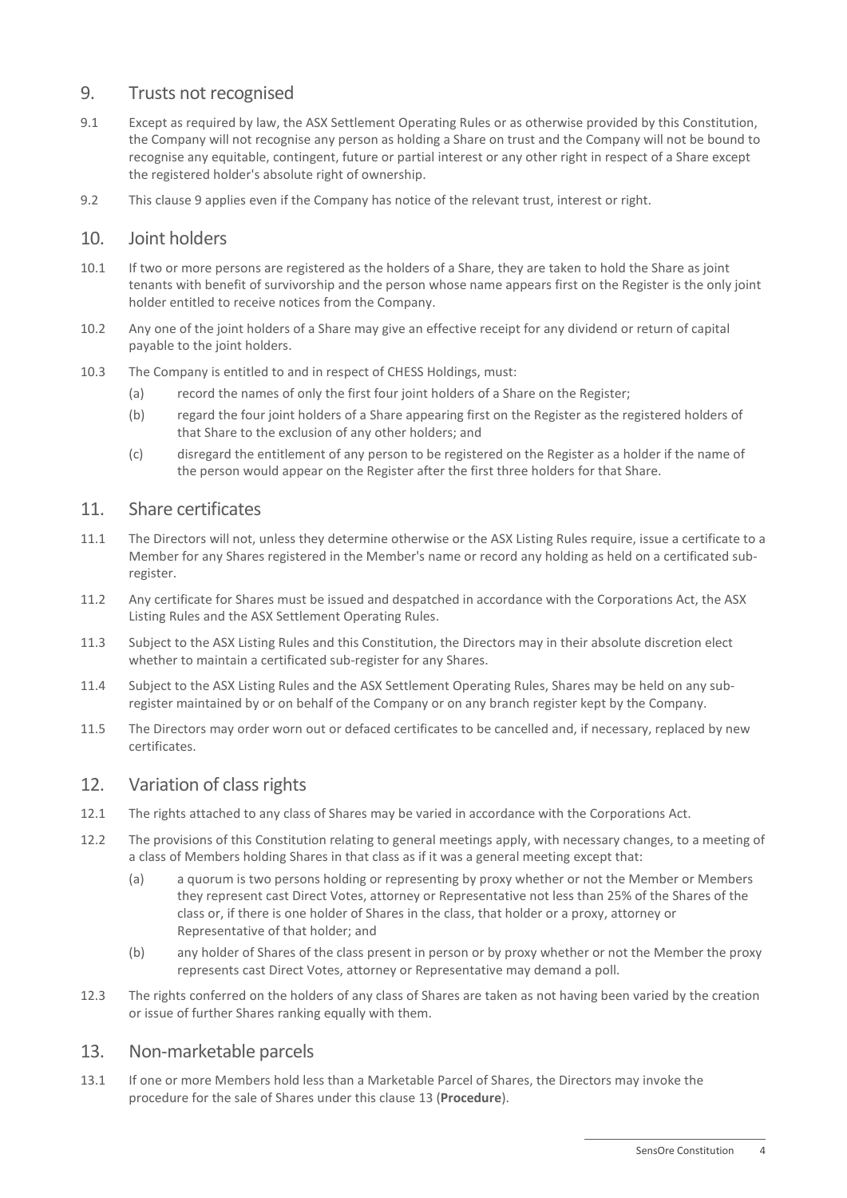## 9. Trusts not recognised

9.1 Except as required by law, the ASX Settlement Operating Rules or as otherwise provided by this Constitution, the Company will not recognise any person as holding a Share on trust and the Company will not be bound to recognise any equitable, contingent, future or partial interest or any other right in respect of a Share except the registered holder's absolute right of ownership.

9.2 This clause 9 applies even if the Company has notice of the relevant trust, interest or right.

## 10. Joint holders

10.1 If two or more persons are registered as the holders of a Share, they are taken to hold the Share as joint tenants with benefit of survivorship and the person whose name appears first on the Register is the only joint holder entitled to receive notices from the Company.

10.2 Any one of the joint holders of a Share may give an effective receipt for any dividend or return of capital payable to the joint holders.

10.3 The Company is entitled to and in respect of CHESS Holdings, must:

- (a) record the names of only the first four joint holders of a Share on the Register;
- (b) regard the four joint holders of a Share appearing first on the Register as the registered holders of that Share to the exclusion of any other holders; and
- (c) disregard the entitlement of any person to be registered on the Register as a holder if the name of the person would appear on the Register after the first three holders for that Share.

## 11. Share certificates

11.1 The Directors will not, unless they determine otherwise or the ASX Listing Rules require, issue a certificate to a Member for any Shares registered in the Member's name or record any holding as held on a certificated sub-register.

11.2 Any certificate for Shares must be issued and despatched in accordance with the Corporations Act, the ASX Listing Rules and the ASX Settlement Operating Rules.

11.3 Subject to the ASX Listing Rules and this Constitution, the Directors may in their absolute discretion elect whether to maintain a certificated sub-register for any Shares.

11.4 Subject to the ASX Listing Rules and the ASX Settlement Operating Rules, Shares may be held on any sub-register maintained by or on behalf of the Company or on any branch register kept by the Company.

11.5 The Directors may order worn out or defaced certificates to be cancelled and, if necessary, replaced by new certificates.

## 12. Variation of class rights

12.1 The rights attached to any class of Shares may be varied in accordance with the Corporations Act.

12.2 The provisions of this Constitution relating to general meetings apply, with necessary changes, to a meeting of a class of Members holding Shares in that class as if it was a general meeting except that:

- (a) a quorum is two persons holding or representing by proxy whether or not the Member or Members they represent cast Direct Votes, attorney or Representative not less than 25% of the Shares of the class or, if there is one holder of Shares in the class, that holder or a proxy, attorney or Representative of that holder; and
- (b) any holder of Shares of the class present in person or by proxy whether or not the Member the proxy represents cast Direct Votes, attorney or Representative may demand a poll.

12.3 The rights conferred on the holders of any class of Shares are taken as not having been varied by the creation or issue of further Shares ranking equally with them.

## 13. Non-marketable parcels

13.1 If one or more Members hold less than a Marketable Parcel of Shares, the Directors may invoke the procedure for the sale of Shares under this clause 13 (**Procedure**).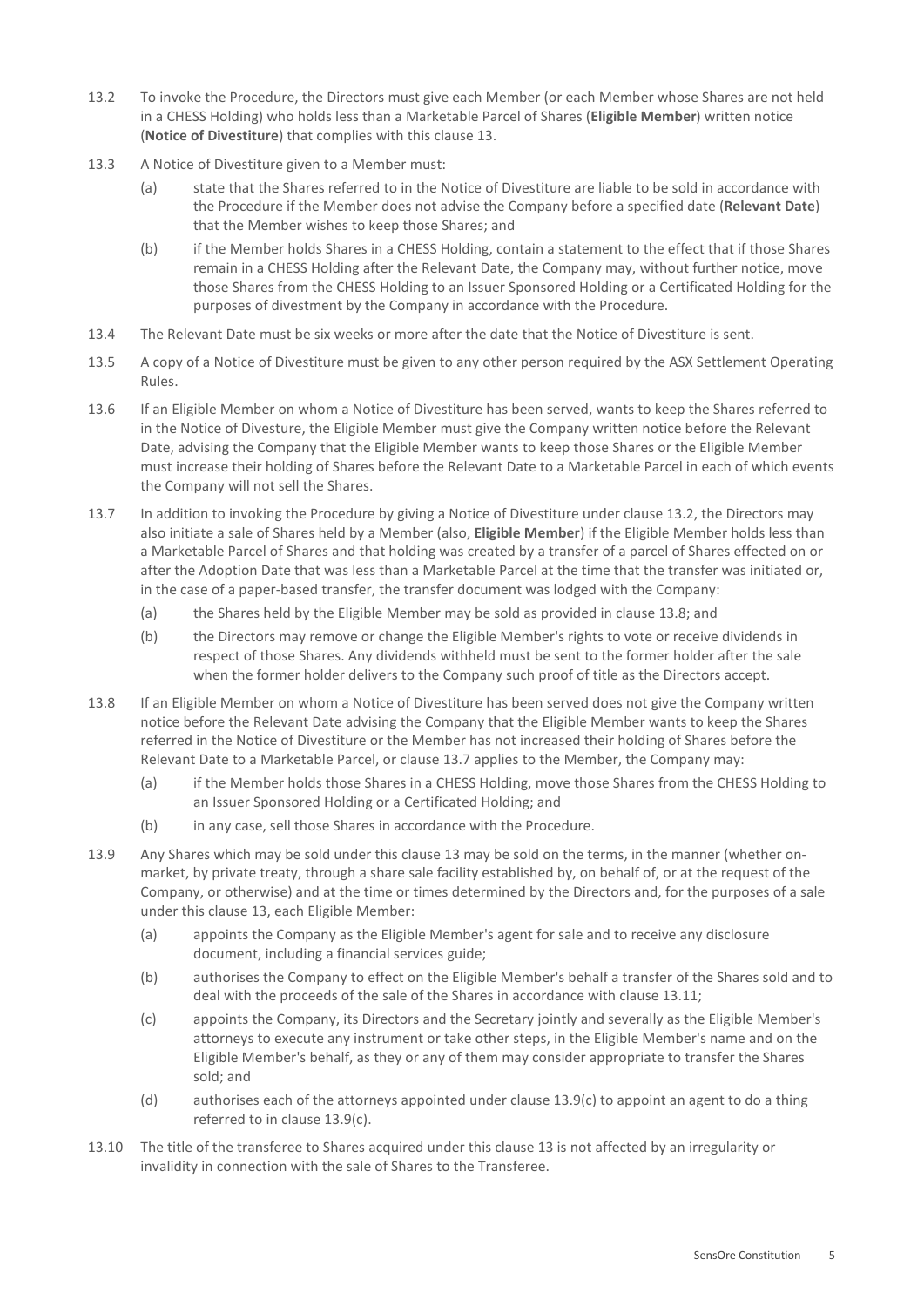13.2 To invoke the Procedure, the Directors must give each Member (or each Member whose Shares are not held in a CHESS Holding) who holds less than a Marketable Parcel of Shares (**Eligible Member**) written notice (**Notice of Divestiture**) that complies with this clause 13.

13.3 A Notice of Divestiture given to a Member must:

(a) state that the Shares referred to in the Notice of Divestiture are liable to be sold in accordance with the Procedure if the Member does not advise the Company before a specified date (**Relevant Date**) that the Member wishes to keep those Shares; and

(b) if the Member holds Shares in a CHESS Holding, contain a statement to the effect that if those Shares remain in a CHESS Holding after the Relevant Date, the Company may, without further notice, move those Shares from the CHESS Holding to an Issuer Sponsored Holding or a Certificated Holding for the purposes of divestment by the Company in accordance with the Procedure.

13.4 The Relevant Date must be six weeks or more after the date that the Notice of Divestiture is sent.

13.5 A copy of a Notice of Divestiture must be given to any other person required by the ASX Settlement Operating Rules.

13.6 If an Eligible Member on whom a Notice of Divestiture has been served, wants to keep the Shares referred to in the Notice of Divesture, the Eligible Member must give the Company written notice before the Relevant Date, advising the Company that the Eligible Member wants to keep those Shares or the Eligible Member must increase their holding of Shares before the Relevant Date to a Marketable Parcel in each of which events the Company will not sell the Shares.

13.7 In addition to invoking the Procedure by giving a Notice of Divestiture under clause 13.2, the Directors may also initiate a sale of Shares held by a Member (also, **Eligible Member**) if the Eligible Member holds less than a Marketable Parcel of Shares and that holding was created by a transfer of a parcel of Shares effected on or after the Adoption Date that was less than a Marketable Parcel at the time that the transfer was initiated or, in the case of a paper-based transfer, the transfer document was lodged with the Company:

(a) the Shares held by the Eligible Member may be sold as provided in clause 13.8; and

(b) the Directors may remove or change the Eligible Member's rights to vote or receive dividends in respect of those Shares. Any dividends withheld must be sent to the former holder after the sale when the former holder delivers to the Company such proof of title as the Directors accept.

13.8 If an Eligible Member on whom a Notice of Divestiture has been served does not give the Company written notice before the Relevant Date advising the Company that the Eligible Member wants to keep the Shares referred in the Notice of Divestiture or the Member has not increased their holding of Shares before the Relevant Date to a Marketable Parcel, or clause 13.7 applies to the Member, the Company may:

(a) if the Member holds those Shares in a CHESS Holding, move those Shares from the CHESS Holding to an Issuer Sponsored Holding or a Certificated Holding; and

(b) in any case, sell those Shares in accordance with the Procedure.

13.9 Any Shares which may be sold under this clause 13 may be sold on the terms, in the manner (whether on-market, by private treaty, through a share sale facility established by, on behalf of, or at the request of the Company, or otherwise) and at the time or times determined by the Directors and, for the purposes of a sale under this clause 13, each Eligible Member:

(a) appoints the Company as the Eligible Member's agent for sale and to receive any disclosure document, including a financial services guide;

(b) authorises the Company to effect on the Eligible Member's behalf a transfer of the Shares sold and to deal with the proceeds of the sale of the Shares in accordance with clause 13.11;

(c) appoints the Company, its Directors and the Secretary jointly and severally as the Eligible Member's attorneys to execute any instrument or take other steps, in the Eligible Member's name and on the Eligible Member's behalf, as they or any of them may consider appropriate to transfer the Shares sold; and

(d) authorises each of the attorneys appointed under clause 13.9(c) to appoint an agent to do a thing referred to in clause 13.9(c).

13.10 The title of the transferee to Shares acquired under this clause 13 is not affected by an irregularity or invalidity in connection with the sale of Shares to the Transferee.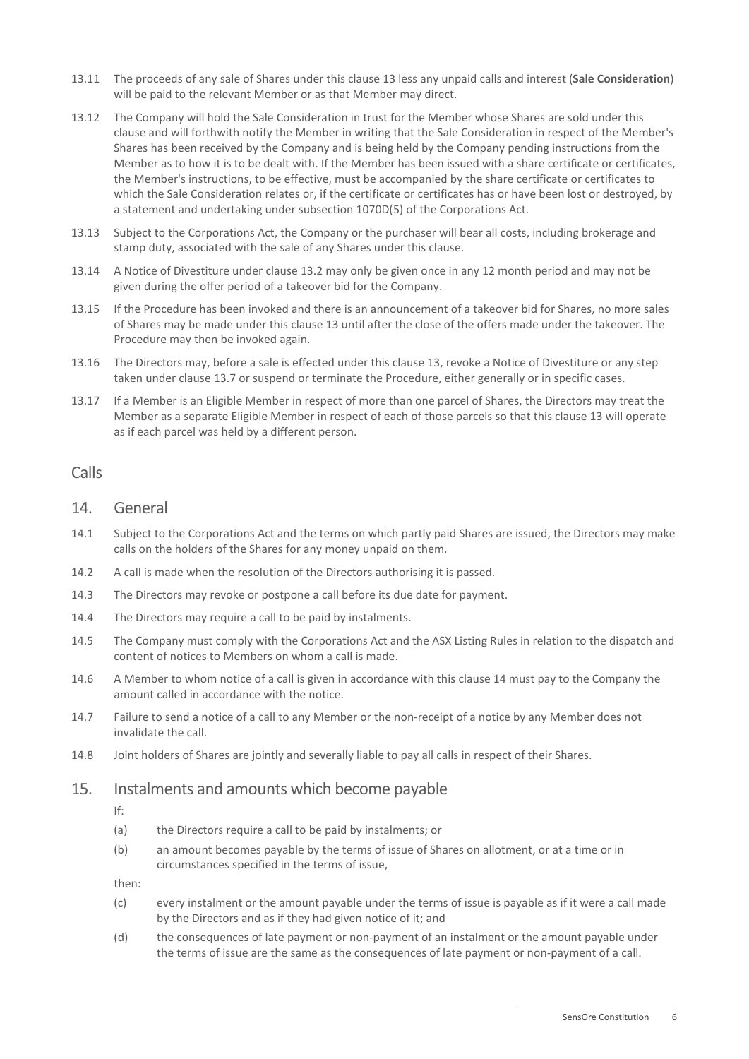13.11 The proceeds of any sale of Shares under this clause 13 less any unpaid calls and interest (**Sale Consideration**) will be paid to the relevant Member or as that Member may direct.

13.12 The Company will hold the Sale Consideration in trust for the Member whose Shares are sold under this clause and will forthwith notify the Member in writing that the Sale Consideration in respect of the Member's Shares has been received by the Company and is being held by the Company pending instructions from the Member as to how it is to be dealt with. If the Member has been issued with a share certificate or certificates, the Member's instructions, to be effective, must be accompanied by the share certificate or certificates to which the Sale Consideration relates or, if the certificate or certificates has or have been lost or destroyed, by a statement and undertaking under subsection 1070D(5) of the Corporations Act.

13.13 Subject to the Corporations Act, the Company or the purchaser will bear all costs, including brokerage and stamp duty, associated with the sale of any Shares under this clause.

13.14 A Notice of Divestiture under clause 13.2 may only be given once in any 12 month period and may not be given during the offer period of a takeover bid for the Company.

13.15 If the Procedure has been invoked and there is an announcement of a takeover bid for Shares, no more sales of Shares may be made under this clause 13 until after the close of the offers made under the takeover. The Procedure may then be invoked again.

13.16 The Directors may, before a sale is effected under this clause 13, revoke a Notice of Divestiture or any step taken under clause 13.7 or suspend or terminate the Procedure, either generally or in specific cases.

13.17 If a Member is an Eligible Member in respect of more than one parcel of Shares, the Directors may treat the Member as a separate Eligible Member in respect of each of those parcels so that this clause 13 will operate as if each parcel was held by a different person.

## Calls

### 14. General

14.1 Subject to the Corporations Act and the terms on which partly paid Shares are issued, the Directors may make calls on the holders of the Shares for any money unpaid on them.

14.2 A call is made when the resolution of the Directors authorising it is passed.

14.3 The Directors may revoke or postpone a call before its due date for payment.

14.4 The Directors may require a call to be paid by instalments.

14.5 The Company must comply with the Corporations Act and the ASX Listing Rules in relation to the dispatch and content of notices to Members on whom a call is made.

14.6 A Member to whom notice of a call is given in accordance with this clause 14 must pay to the Company the amount called in accordance with the notice.

14.7 Failure to send a notice of a call to any Member or the non-receipt of a notice by any Member does not invalidate the call.

14.8 Joint holders of Shares are jointly and severally liable to pay all calls in respect of their Shares.

### 15. Instalments and amounts which become payable

If:

(a) the Directors require a call to be paid by instalments; or

(b) an amount becomes payable by the terms of issue of Shares on allotment, or at a time or in circumstances specified in the terms of issue,

then:

(c) every instalment or the amount payable under the terms of issue is payable as if it were a call made by the Directors and as if they had given notice of it; and

(d) the consequences of late payment or non-payment of an instalment or the amount payable under the terms of issue are the same as the consequences of late payment or non-payment of a call.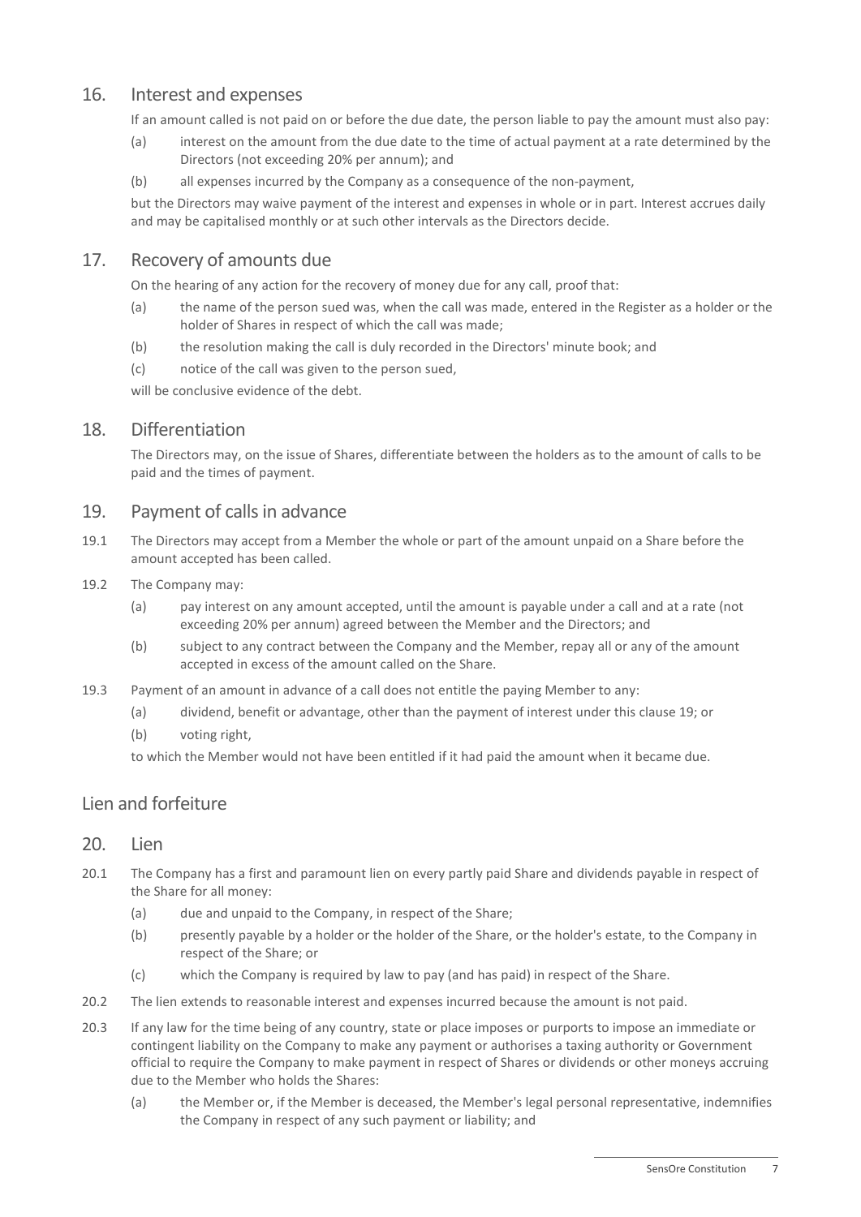## 16. Interest and expenses

If an amount called is not paid on or before the due date, the person liable to pay the amount must also pay:

(a) interest on the amount from the due date to the time of actual payment at a rate determined by the Directors (not exceeding 20% per annum); and

(b) all expenses incurred by the Company as a consequence of the non-payment,

but the Directors may waive payment of the interest and expenses in whole or in part. Interest accrues daily and may be capitalised monthly or at such other intervals as the Directors decide.

## 17. Recovery of amounts due

On the hearing of any action for the recovery of money due for any call, proof that:

(a) the name of the person sued was, when the call was made, entered in the Register as a holder or the holder of Shares in respect of which the call was made;

(b) the resolution making the call is duly recorded in the Directors' minute book; and

(c) notice of the call was given to the person sued,

will be conclusive evidence of the debt.

## 18. Differentiation

The Directors may, on the issue of Shares, differentiate between the holders as to the amount of calls to be paid and the times of payment.

## 19. Payment of calls in advance

19.1 The Directors may accept from a Member the whole or part of the amount unpaid on a Share before the amount accepted has been called.

19.2 The Company may:

(a) pay interest on any amount accepted, until the amount is payable under a call and at a rate (not exceeding 20% per annum) agreed between the Member and the Directors; and

(b) subject to any contract between the Company and the Member, repay all or any of the amount accepted in excess of the amount called on the Share.

19.3 Payment of an amount in advance of a call does not entitle the paying Member to any:

(a) dividend, benefit or advantage, other than the payment of interest under this clause 19; or

(b) voting right,

to which the Member would not have been entitled if it had paid the amount when it became due.

# Lien and forfeiture

## 20. Lien

20.1 The Company has a first and paramount lien on every partly paid Share and dividends payable in respect of the Share for all money:

(a) due and unpaid to the Company, in respect of the Share;

(b) presently payable by a holder or the holder of the Share, or the holder's estate, to the Company in respect of the Share; or

(c) which the Company is required by law to pay (and has paid) in respect of the Share.

20.2 The lien extends to reasonable interest and expenses incurred because the amount is not paid.

20.3 If any law for the time being of any country, state or place imposes or purports to impose an immediate or contingent liability on the Company to make any payment or authorises a taxing authority or Government official to require the Company to make payment in respect of Shares or dividends or other moneys accruing due to the Member who holds the Shares:

(a) the Member or, if the Member is deceased, the Member's legal personal representative, indemnifies the Company in respect of any such payment or liability; and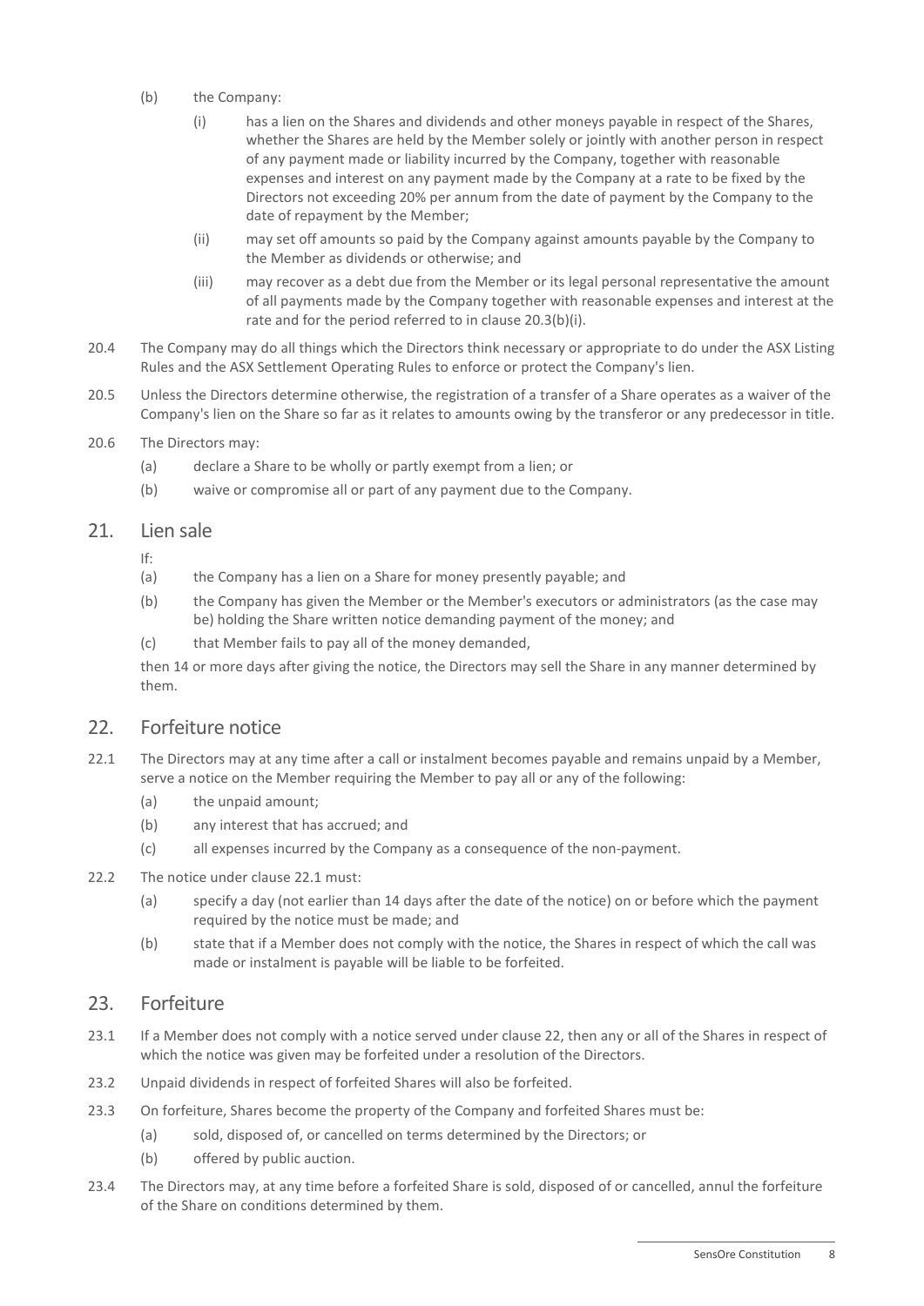(b) the Company:

(i) has a lien on the Shares and dividends and other moneys payable in respect of the Shares, whether the Shares are held by the Member solely or jointly with another person in respect of any payment made or liability incurred by the Company, together with reasonable expenses and interest on any payment made by the Company at a rate to be fixed by the Directors not exceeding 20% per annum from the date of payment by the Company to the date of repayment by the Member;

(ii) may set off amounts so paid by the Company against amounts payable by the Company to the Member as dividends or otherwise; and

(iii) may recover as a debt due from the Member or its legal personal representative the amount of all payments made by the Company together with reasonable expenses and interest at the rate and for the period referred to in clause 20.3(b)(i).

20.4 The Company may do all things which the Directors think necessary or appropriate to do under the ASX Listing Rules and the ASX Settlement Operating Rules to enforce or protect the Company's lien.

20.5 Unless the Directors determine otherwise, the registration of a transfer of a Share operates as a waiver of the Company's lien on the Share so far as it relates to amounts owing by the transferor or any predecessor in title.

20.6 The Directors may:

(a) declare a Share to be wholly or partly exempt from a lien; or

(b) waive or compromise all or part of any payment due to the Company.

## 21. Lien sale

If:

(a) the Company has a lien on a Share for money presently payable; and

(b) the Company has given the Member or the Member's executors or administrators (as the case may be) holding the Share written notice demanding payment of the money; and

(c) that Member fails to pay all of the money demanded,

then 14 or more days after giving the notice, the Directors may sell the Share in any manner determined by them.

## 22. Forfeiture notice

22.1 The Directors may at any time after a call or instalment becomes payable and remains unpaid by a Member, serve a notice on the Member requiring the Member to pay all or any of the following:

(a) the unpaid amount;

(b) any interest that has accrued; and

(c) all expenses incurred by the Company as a consequence of the non-payment.

22.2 The notice under clause 22.1 must:

(a) specify a day (not earlier than 14 days after the date of the notice) on or before which the payment required by the notice must be made; and

(b) state that if a Member does not comply with the notice, the Shares in respect of which the call was made or instalment is payable will be liable to be forfeited.

## 23. Forfeiture

23.1 If a Member does not comply with a notice served under clause 22, then any or all of the Shares in respect of which the notice was given may be forfeited under a resolution of the Directors.

23.2 Unpaid dividends in respect of forfeited Shares will also be forfeited.

23.3 On forfeiture, Shares become the property of the Company and forfeited Shares must be:

(a) sold, disposed of, or cancelled on terms determined by the Directors; or

(b) offered by public auction.

23.4 The Directors may, at any time before a forfeited Share is sold, disposed of or cancelled, annul the forfeiture of the Share on conditions determined by them.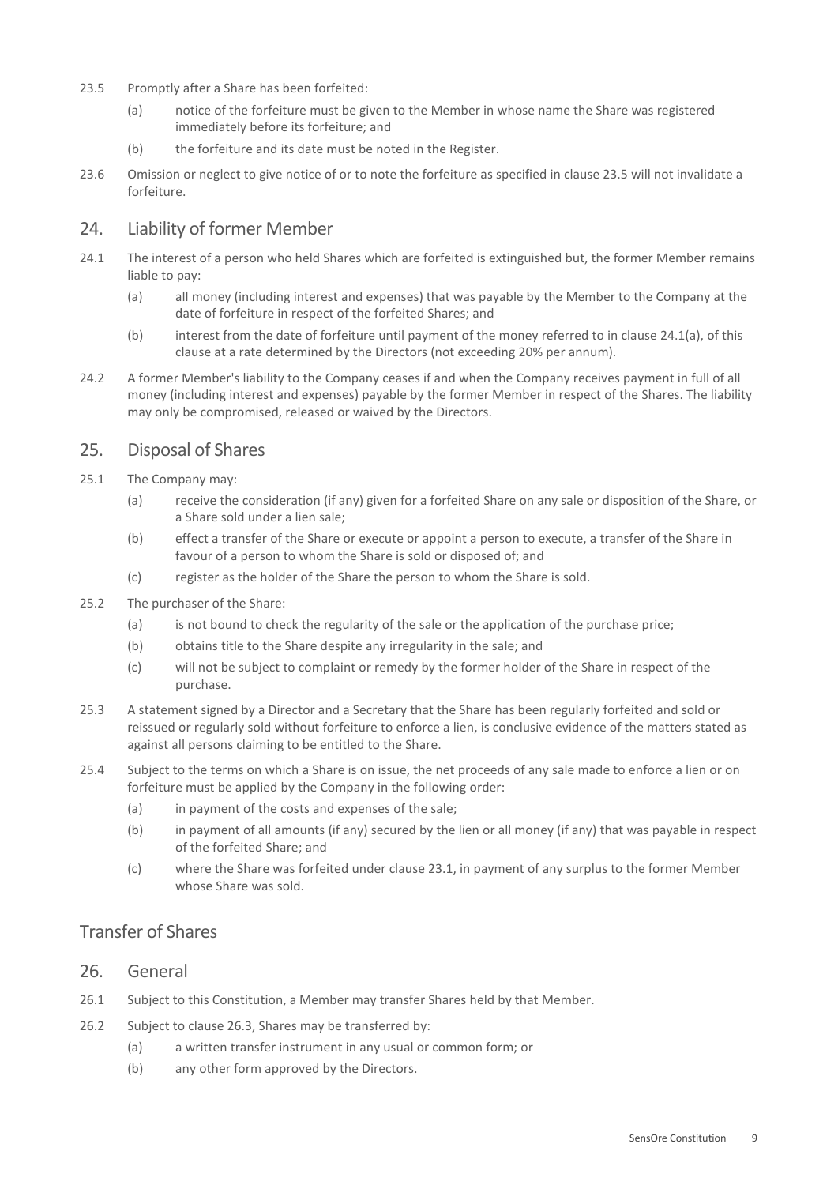23.5 Promptly after a Share has been forfeited:

(a) notice of the forfeiture must be given to the Member in whose name the Share was registered immediately before its forfeiture; and

(b) the forfeiture and its date must be noted in the Register.

23.6 Omission or neglect to give notice of or to note the forfeiture as specified in clause 23.5 will not invalidate a forfeiture.

## 24. Liability of former Member

24.1 The interest of a person who held Shares which are forfeited is extinguished but, the former Member remains liable to pay:

(a) all money (including interest and expenses) that was payable by the Member to the Company at the date of forfeiture in respect of the forfeited Shares; and

(b) interest from the date of forfeiture until payment of the money referred to in clause 24.1(a), of this clause at a rate determined by the Directors (not exceeding 20% per annum).

24.2 A former Member's liability to the Company ceases if and when the Company receives payment in full of all money (including interest and expenses) payable by the former Member in respect of the Shares. The liability may only be compromised, released or waived by the Directors.

## 25. Disposal of Shares

25.1 The Company may:

(a) receive the consideration (if any) given for a forfeited Share on any sale or disposition of the Share, or a Share sold under a lien sale;

(b) effect a transfer of the Share or execute or appoint a person to execute, a transfer of the Share in favour of a person to whom the Share is sold or disposed of; and

(c) register as the holder of the Share the person to whom the Share is sold.

25.2 The purchaser of the Share:

(a) is not bound to check the regularity of the sale or the application of the purchase price;

(b) obtains title to the Share despite any irregularity in the sale; and

(c) will not be subject to complaint or remedy by the former holder of the Share in respect of the purchase.

25.3 A statement signed by a Director and a Secretary that the Share has been regularly forfeited and sold or reissued or regularly sold without forfeiture to enforce a lien, is conclusive evidence of the matters stated as against all persons claiming to be entitled to the Share.

25.4 Subject to the terms on which a Share is on issue, the net proceeds of any sale made to enforce a lien or on forfeiture must be applied by the Company in the following order:

(a) in payment of the costs and expenses of the sale;

(b) in payment of all amounts (if any) secured by the lien or all money (if any) that was payable in respect of the forfeited Share; and

(c) where the Share was forfeited under clause 23.1, in payment of any surplus to the former Member whose Share was sold.

# Transfer of Shares

## 26. General

26.1 Subject to this Constitution, a Member may transfer Shares held by that Member.

26.2 Subject to clause 26.3, Shares may be transferred by:

(a) a written transfer instrument in any usual or common form; or

(b) any other form approved by the Directors.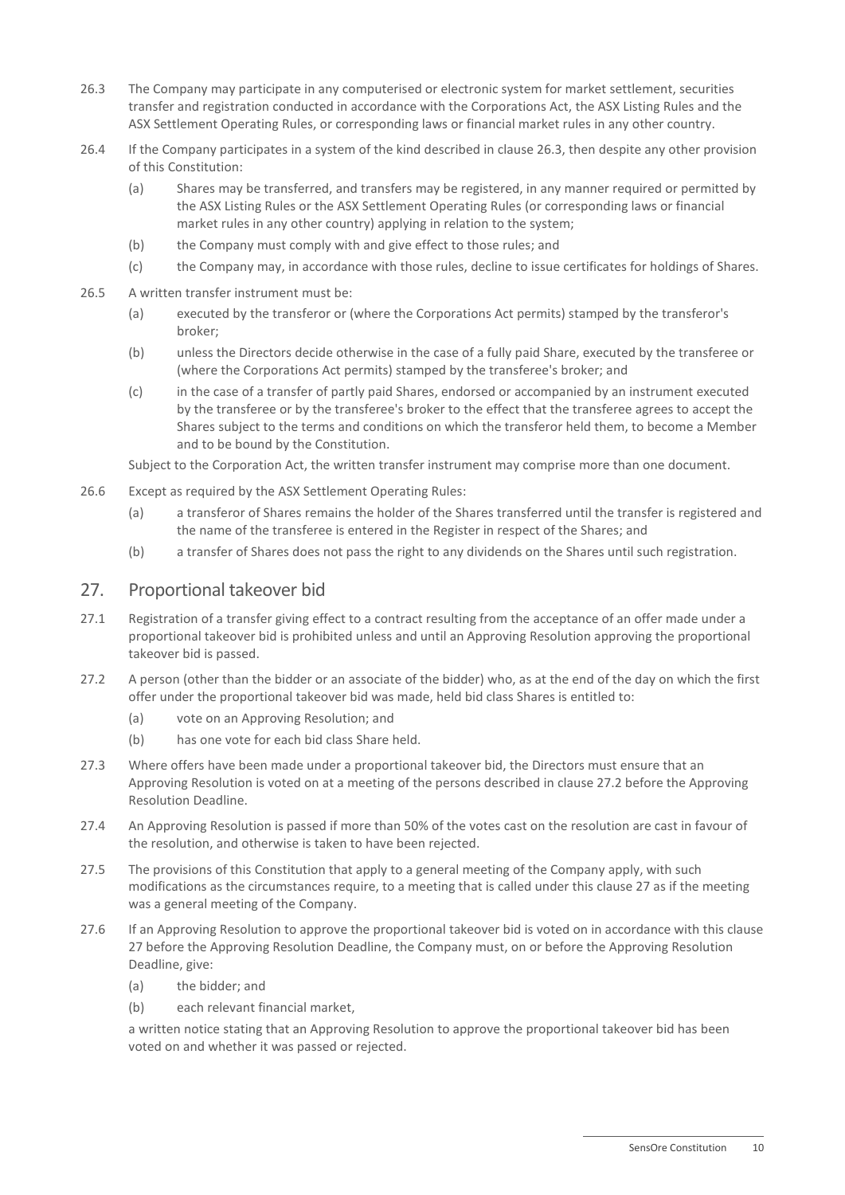26.3 The Company may participate in any computerised or electronic system for market settlement, securities transfer and registration conducted in accordance with the Corporations Act, the ASX Listing Rules and the ASX Settlement Operating Rules, or corresponding laws or financial market rules in any other country.

26.4 If the Company participates in a system of the kind described in clause 26.3, then despite any other provision of this Constitution:

(a) Shares may be transferred, and transfers may be registered, in any manner required or permitted by the ASX Listing Rules or the ASX Settlement Operating Rules (or corresponding laws or financial market rules in any other country) applying in relation to the system;

(b) the Company must comply with and give effect to those rules; and

(c) the Company may, in accordance with those rules, decline to issue certificates for holdings of Shares.

26.5 A written transfer instrument must be:

(a) executed by the transferor or (where the Corporations Act permits) stamped by the transferor's broker;

(b) unless the Directors decide otherwise in the case of a fully paid Share, executed by the transferee or (where the Corporations Act permits) stamped by the transferee's broker; and

(c) in the case of a transfer of partly paid Shares, endorsed or accompanied by an instrument executed by the transferee or by the transferee's broker to the effect that the transferee agrees to accept the Shares subject to the terms and conditions on which the transferor held them, to become a Member and to be bound by the Constitution.

Subject to the Corporation Act, the written transfer instrument may comprise more than one document.

26.6 Except as required by the ASX Settlement Operating Rules:

(a) a transferor of Shares remains the holder of the Shares transferred until the transfer is registered and the name of the transferee is entered in the Register in respect of the Shares; and

(b) a transfer of Shares does not pass the right to any dividends on the Shares until such registration.

## 27. Proportional takeover bid

27.1 Registration of a transfer giving effect to a contract resulting from the acceptance of an offer made under a proportional takeover bid is prohibited unless and until an Approving Resolution approving the proportional takeover bid is passed.

27.2 A person (other than the bidder or an associate of the bidder) who, as at the end of the day on which the first offer under the proportional takeover bid was made, held bid class Shares is entitled to:

(a) vote on an Approving Resolution; and

(b) has one vote for each bid class Share held.

27.3 Where offers have been made under a proportional takeover bid, the Directors must ensure that an Approving Resolution is voted on at a meeting of the persons described in clause 27.2 before the Approving Resolution Deadline.

27.4 An Approving Resolution is passed if more than 50% of the votes cast on the resolution are cast in favour of the resolution, and otherwise is taken to have been rejected.

27.5 The provisions of this Constitution that apply to a general meeting of the Company apply, with such modifications as the circumstances require, to a meeting that is called under this clause 27 as if the meeting was a general meeting of the Company.

27.6 If an Approving Resolution to approve the proportional takeover bid is voted on in accordance with this clause 27 before the Approving Resolution Deadline, the Company must, on or before the Approving Resolution Deadline, give:

(a) the bidder; and

(b) each relevant financial market,

a written notice stating that an Approving Resolution to approve the proportional takeover bid has been voted on and whether it was passed or rejected.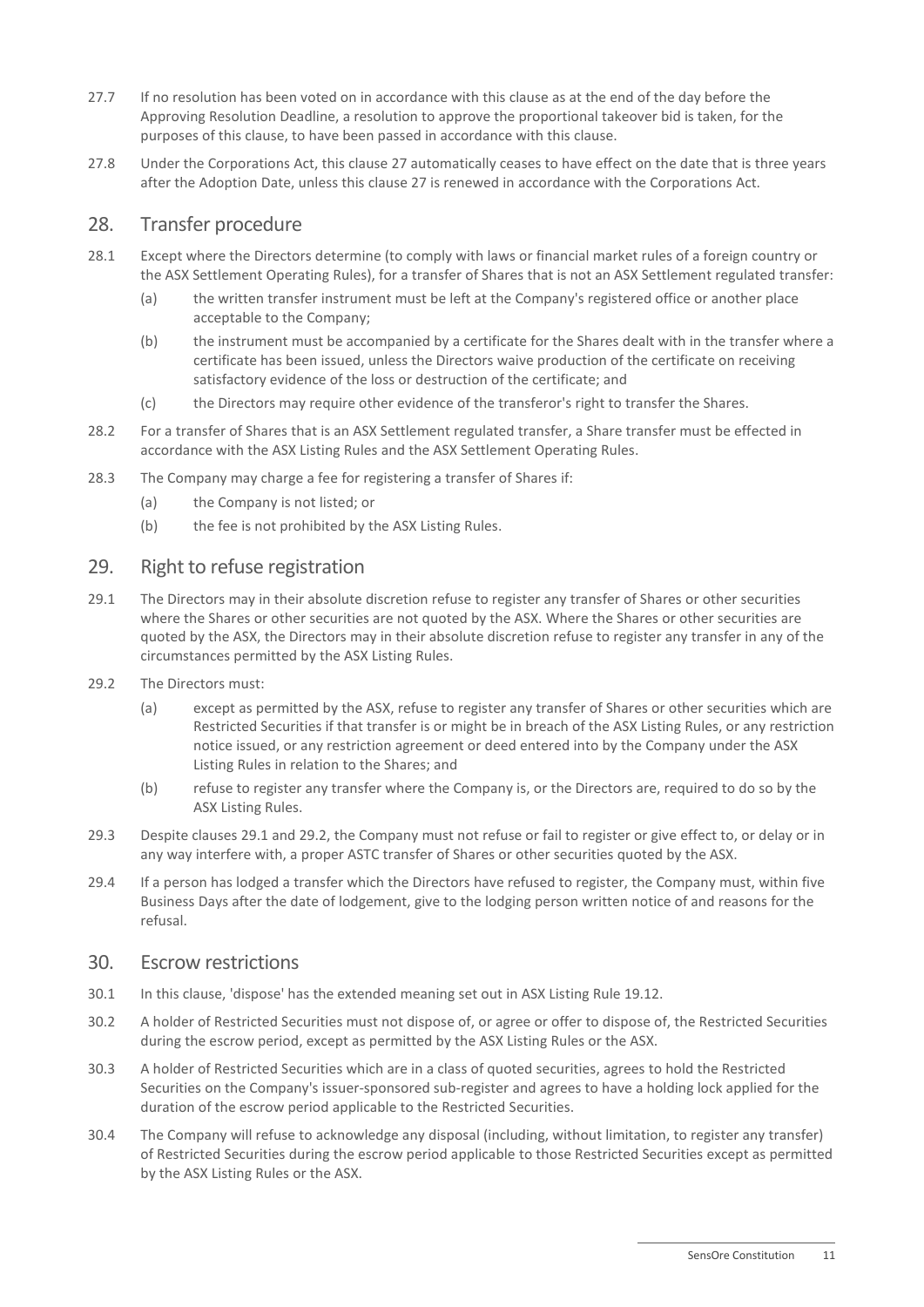27.7 If no resolution has been voted on in accordance with this clause as at the end of the day before the Approving Resolution Deadline, a resolution to approve the proportional takeover bid is taken, for the purposes of this clause, to have been passed in accordance with this clause.

27.8 Under the Corporations Act, this clause 27 automatically ceases to have effect on the date that is three years after the Adoption Date, unless this clause 27 is renewed in accordance with the Corporations Act.

## 28. Transfer procedure

28.1 Except where the Directors determine (to comply with laws or financial market rules of a foreign country or the ASX Settlement Operating Rules), for a transfer of Shares that is not an ASX Settlement regulated transfer:

(a) the written transfer instrument must be left at the Company's registered office or another place acceptable to the Company;

(b) the instrument must be accompanied by a certificate for the Shares dealt with in the transfer where a certificate has been issued, unless the Directors waive production of the certificate on receiving satisfactory evidence of the loss or destruction of the certificate; and

(c) the Directors may require other evidence of the transferor's right to transfer the Shares.

28.2 For a transfer of Shares that is an ASX Settlement regulated transfer, a Share transfer must be effected in accordance with the ASX Listing Rules and the ASX Settlement Operating Rules.

28.3 The Company may charge a fee for registering a transfer of Shares if:

(a) the Company is not listed; or

(b) the fee is not prohibited by the ASX Listing Rules.

## 29. Right to refuse registration

29.1 The Directors may in their absolute discretion refuse to register any transfer of Shares or other securities where the Shares or other securities are not quoted by the ASX. Where the Shares or other securities are quoted by the ASX, the Directors may in their absolute discretion refuse to register any transfer in any of the circumstances permitted by the ASX Listing Rules.

29.2 The Directors must:

(a) except as permitted by the ASX, refuse to register any transfer of Shares or other securities which are Restricted Securities if that transfer is or might be in breach of the ASX Listing Rules, or any restriction notice issued, or any restriction agreement or deed entered into by the Company under the ASX Listing Rules in relation to the Shares; and

(b) refuse to register any transfer where the Company is, or the Directors are, required to do so by the ASX Listing Rules.

29.3 Despite clauses 29.1 and 29.2, the Company must not refuse or fail to register or give effect to, or delay or in any way interfere with, a proper ASTC transfer of Shares or other securities quoted by the ASX.

29.4 If a person has lodged a transfer which the Directors have refused to register, the Company must, within five Business Days after the date of lodgement, give to the lodging person written notice of and reasons for the refusal.

## 30. Escrow restrictions

30.1 In this clause, 'dispose' has the extended meaning set out in ASX Listing Rule 19.12.

30.2 A holder of Restricted Securities must not dispose of, or agree or offer to dispose of, the Restricted Securities during the escrow period, except as permitted by the ASX Listing Rules or the ASX.

30.3 A holder of Restricted Securities which are in a class of quoted securities, agrees to hold the Restricted Securities on the Company's issuer-sponsored sub-register and agrees to have a holding lock applied for the duration of the escrow period applicable to the Restricted Securities.

30.4 The Company will refuse to acknowledge any disposal (including, without limitation, to register any transfer) of Restricted Securities during the escrow period applicable to those Restricted Securities except as permitted by the ASX Listing Rules or the ASX.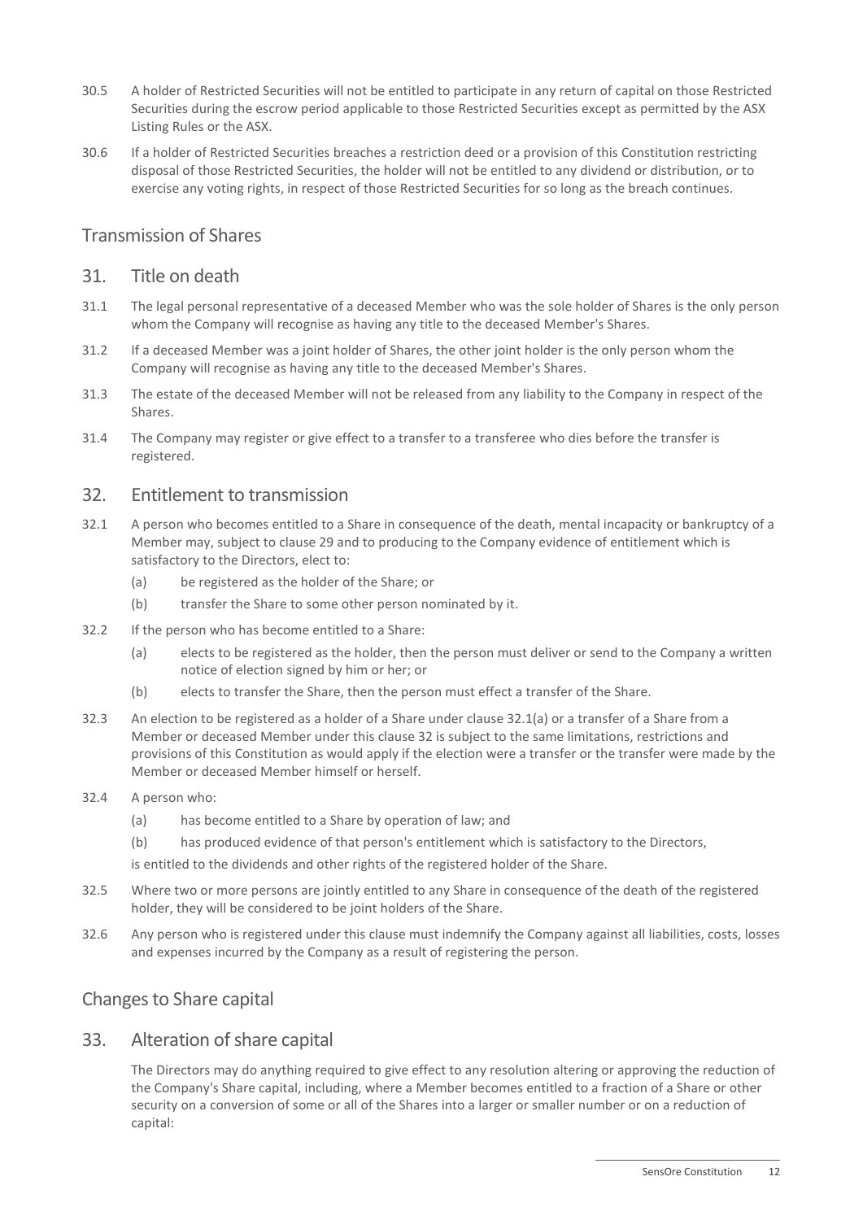30.5 A holder of Restricted Securities will not be entitled to participate in any return of capital on those Restricted Securities during the escrow period applicable to those Restricted Securities except as permitted by the ASX Listing Rules or the ASX.

30.6 If a holder of Restricted Securities breaches a restriction deed or a provision of this Constitution restricting disposal of those Restricted Securities, the holder will not be entitled to any dividend or distribution, or to exercise any voting rights, in respect of those Restricted Securities for so long as the breach continues.

## Transmission of Shares

### 31. Title on death

31.1 The legal personal representative of a deceased Member who was the sole holder of Shares is the only person whom the Company will recognise as having any title to the deceased Member's Shares.

31.2 If a deceased Member was a joint holder of Shares, the other joint holder is the only person whom the Company will recognise as having any title to the deceased Member's Shares.

31.3 The estate of the deceased Member will not be released from any liability to the Company in respect of the Shares.

31.4 The Company may register or give effect to a transfer to a transferee who dies before the transfer is registered.

### 32. Entitlement to transmission

32.1 A person who becomes entitled to a Share in consequence of the death, mental incapacity or bankruptcy of a Member may, subject to clause 29 and to producing to the Company evidence of entitlement which is satisfactory to the Directors, elect to:

(a) be registered as the holder of the Share; or

(b) transfer the Share to some other person nominated by it.

32.2 If the person who has become entitled to a Share:

(a) elects to be registered as the holder, then the person must deliver or send to the Company a written notice of election signed by him or her; or

(b) elects to transfer the Share, then the person must effect a transfer of the Share.

32.3 An election to be registered as a holder of a Share under clause 32.1(a) or a transfer of a Share from a Member or deceased Member under this clause 32 is subject to the same limitations, restrictions and provisions of this Constitution as would apply if the election were a transfer or the transfer were made by the Member or deceased Member himself or herself.

32.4 A person who:

(a) has become entitled to a Share by operation of law; and

(b) has produced evidence of that person's entitlement which is satisfactory to the Directors,

is entitled to the dividends and other rights of the registered holder of the Share.

32.5 Where two or more persons are jointly entitled to any Share in consequence of the death of the registered holder, they will be considered to be joint holders of the Share.

32.6 Any person who is registered under this clause must indemnify the Company against all liabilities, costs, losses and expenses incurred by the Company as a result of registering the person.

## Changes to Share capital

### 33. Alteration of share capital

The Directors may do anything required to give effect to any resolution altering or approving the reduction of the Company's Share capital, including, where a Member becomes entitled to a fraction of a Share or other security on a conversion of some or all of the Shares into a larger or smaller number or on a reduction of capital: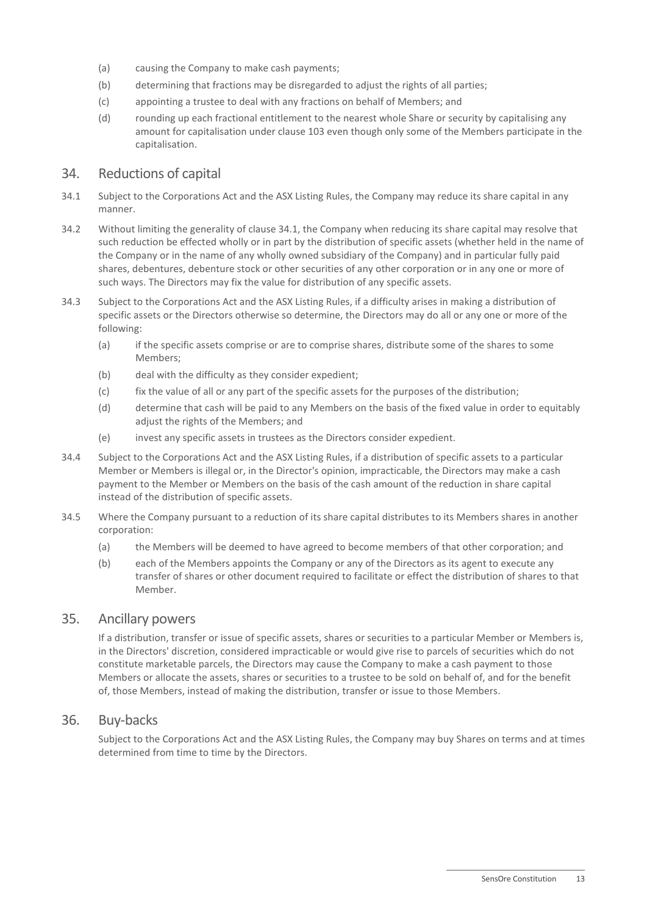(a) causing the Company to make cash payments;

(b) determining that fractions may be disregarded to adjust the rights of all parties;

(c) appointing a trustee to deal with any fractions on behalf of Members; and

(d) rounding up each fractional entitlement to the nearest whole Share or security by capitalising any amount for capitalisation under clause 103 even though only some of the Members participate in the capitalisation.

## 34. Reductions of capital

34.1 Subject to the Corporations Act and the ASX Listing Rules, the Company may reduce its share capital in any manner.

34.2 Without limiting the generality of clause 34.1, the Company when reducing its share capital may resolve that such reduction be effected wholly or in part by the distribution of specific assets (whether held in the name of the Company or in the name of any wholly owned subsidiary of the Company) and in particular fully paid shares, debentures, debenture stock or other securities of any other corporation or in any one or more of such ways. The Directors may fix the value for distribution of any specific assets.

34.3 Subject to the Corporations Act and the ASX Listing Rules, if a difficulty arises in making a distribution of specific assets or the Directors otherwise so determine, the Directors may do all or any one or more of the following:

(a) if the specific assets comprise or are to comprise shares, distribute some of the shares to some Members;

(b) deal with the difficulty as they consider expedient;

(c) fix the value of all or any part of the specific assets for the purposes of the distribution;

(d) determine that cash will be paid to any Members on the basis of the fixed value in order to equitably adjust the rights of the Members; and

(e) invest any specific assets in trustees as the Directors consider expedient.

34.4 Subject to the Corporations Act and the ASX Listing Rules, if a distribution of specific assets to a particular Member or Members is illegal or, in the Director's opinion, impracticable, the Directors may make a cash payment to the Member or Members on the basis of the cash amount of the reduction in share capital instead of the distribution of specific assets.

34.5 Where the Company pursuant to a reduction of its share capital distributes to its Members shares in another corporation:

(a) the Members will be deemed to have agreed to become members of that other corporation; and

(b) each of the Members appoints the Company or any of the Directors as its agent to execute any transfer of shares or other document required to facilitate or effect the distribution of shares to that Member.

## 35. Ancillary powers

If a distribution, transfer or issue of specific assets, shares or securities to a particular Member or Members is, in the Directors' discretion, considered impracticable or would give rise to parcels of securities which do not constitute marketable parcels, the Directors may cause the Company to make a cash payment to those Members or allocate the assets, shares or securities to a trustee to be sold on behalf of, and for the benefit of, those Members, instead of making the distribution, transfer or issue to those Members.

## 36. Buy-backs

Subject to the Corporations Act and the ASX Listing Rules, the Company may buy Shares on terms and at times determined from time to time by the Directors.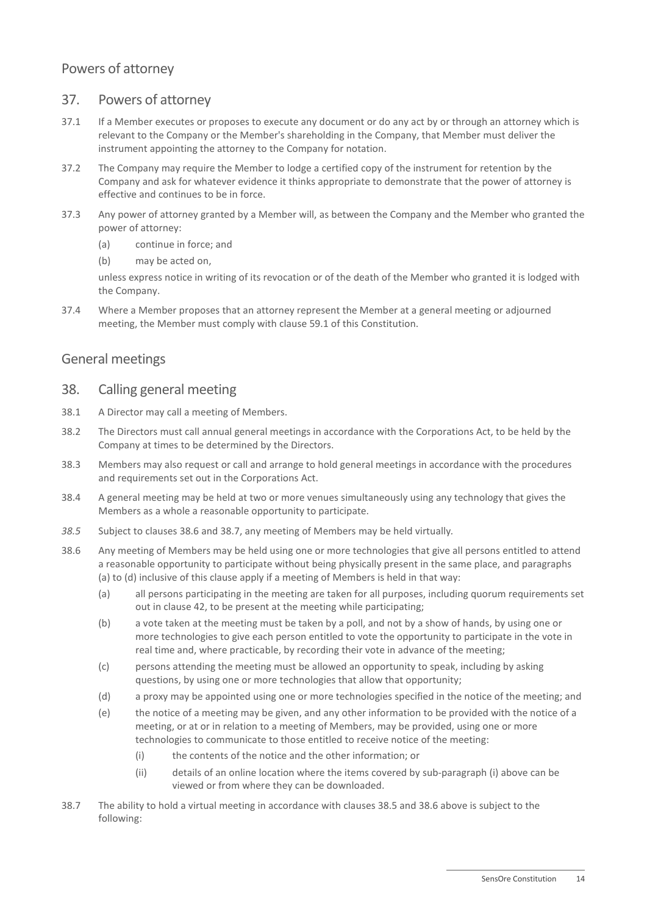## Powers of attorney

### 37. Powers of attorney

37.1 If a Member executes or proposes to execute any document or do any act by or through an attorney which is relevant to the Company or the Member's shareholding in the Company, that Member must deliver the instrument appointing the attorney to the Company for notation.

37.2 The Company may require the Member to lodge a certified copy of the instrument for retention by the Company and ask for whatever evidence it thinks appropriate to demonstrate that the power of attorney is effective and continues to be in force.

37.3 Any power of attorney granted by a Member will, as between the Company and the Member who granted the power of attorney:

(a) continue in force; and

(b) may be acted on,

unless express notice in writing of its revocation or of the death of the Member who granted it is lodged with the Company.

37.4 Where a Member proposes that an attorney represent the Member at a general meeting or adjourned meeting, the Member must comply with clause 59.1 of this Constitution.

## General meetings

### 38. Calling general meeting

38.1 A Director may call a meeting of Members.

38.2 The Directors must call annual general meetings in accordance with the Corporations Act, to be held by the Company at times to be determined by the Directors.

38.3 Members may also request or call and arrange to hold general meetings in accordance with the procedures and requirements set out in the Corporations Act.

38.4 A general meeting may be held at two or more venues simultaneously using any technology that gives the Members as a whole a reasonable opportunity to participate.

*38.5* Subject to clauses 38.6 and 38.7, any meeting of Members may be held virtually.

38.6 Any meeting of Members may be held using one or more technologies that give all persons entitled to attend a reasonable opportunity to participate without being physically present in the same place, and paragraphs (a) to (d) inclusive of this clause apply if a meeting of Members is held in that way:

(a) all persons participating in the meeting are taken for all purposes, including quorum requirements set out in clause 42, to be present at the meeting while participating;

(b) a vote taken at the meeting must be taken by a poll, and not by a show of hands, by using one or more technologies to give each person entitled to vote the opportunity to participate in the vote in real time and, where practicable, by recording their vote in advance of the meeting;

(c) persons attending the meeting must be allowed an opportunity to speak, including by asking questions, by using one or more technologies that allow that opportunity;

(d) a proxy may be appointed using one or more technologies specified in the notice of the meeting; and

(e) the notice of a meeting may be given, and any other information to be provided with the notice of a meeting, or at or in relation to a meeting of Members, may be provided, using one or more technologies to communicate to those entitled to receive notice of the meeting:

(i) the contents of the notice and the other information; or

(ii) details of an online location where the items covered by sub-paragraph (i) above can be viewed or from where they can be downloaded.

38.7 The ability to hold a virtual meeting in accordance with clauses 38.5 and 38.6 above is subject to the following: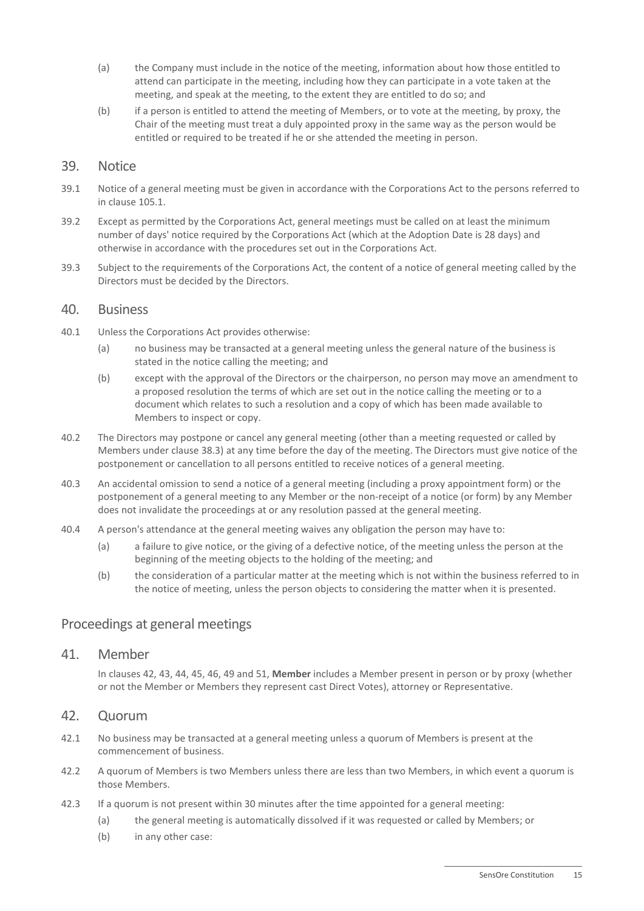(a) the Company must include in the notice of the meeting, information about how those entitled to attend can participate in the meeting, including how they can participate in a vote taken at the meeting, and speak at the meeting, to the extent they are entitled to do so; and

(b) if a person is entitled to attend the meeting of Members, or to vote at the meeting, by proxy, the Chair of the meeting must treat a duly appointed proxy in the same way as the person would be entitled or required to be treated if he or she attended the meeting in person.

## 39. Notice

39.1 Notice of a general meeting must be given in accordance with the Corporations Act to the persons referred to in clause 105.1.

39.2 Except as permitted by the Corporations Act, general meetings must be called on at least the minimum number of days' notice required by the Corporations Act (which at the Adoption Date is 28 days) and otherwise in accordance with the procedures set out in the Corporations Act.

39.3 Subject to the requirements of the Corporations Act, the content of a notice of general meeting called by the Directors must be decided by the Directors.

## 40. Business

40.1 Unless the Corporations Act provides otherwise:

(a) no business may be transacted at a general meeting unless the general nature of the business is stated in the notice calling the meeting; and

(b) except with the approval of the Directors or the chairperson, no person may move an amendment to a proposed resolution the terms of which are set out in the notice calling the meeting or to a document which relates to such a resolution and a copy of which has been made available to Members to inspect or copy.

40.2 The Directors may postpone or cancel any general meeting (other than a meeting requested or called by Members under clause 38.3) at any time before the day of the meeting. The Directors must give notice of the postponement or cancellation to all persons entitled to receive notices of a general meeting.

40.3 An accidental omission to send a notice of a general meeting (including a proxy appointment form) or the postponement of a general meeting to any Member or the non-receipt of a notice (or form) by any Member does not invalidate the proceedings at or any resolution passed at the general meeting.

40.4 A person's attendance at the general meeting waives any obligation the person may have to:

(a) a failure to give notice, or the giving of a defective notice, of the meeting unless the person at the beginning of the meeting objects to the holding of the meeting; and

(b) the consideration of a particular matter at the meeting which is not within the business referred to in the notice of meeting, unless the person objects to considering the matter when it is presented.

# Proceedings at general meetings

## 41. Member

In clauses 42, 43, 44, 45, 46, 49 and 51, **Member** includes a Member present in person or by proxy (whether or not the Member or Members they represent cast Direct Votes), attorney or Representative.

## 42. Quorum

42.1 No business may be transacted at a general meeting unless a quorum of Members is present at the commencement of business.

42.2 A quorum of Members is two Members unless there are less than two Members, in which event a quorum is those Members.

42.3 If a quorum is not present within 30 minutes after the time appointed for a general meeting:

(a) the general meeting is automatically dissolved if it was requested or called by Members; or

(b) in any other case: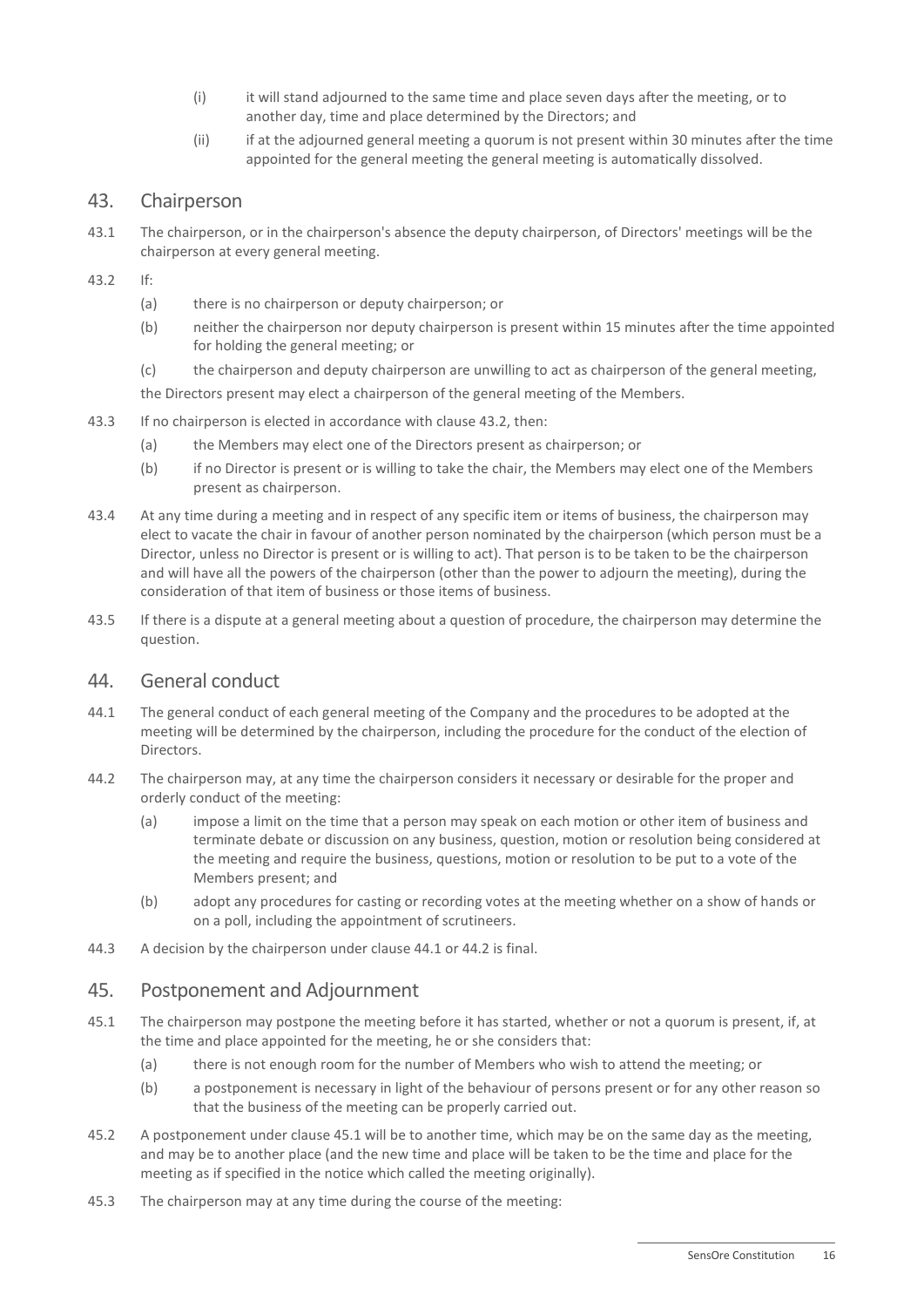(i) it will stand adjourned to the same time and place seven days after the meeting, or to another day, time and place determined by the Directors; and

(ii) if at the adjourned general meeting a quorum is not present within 30 minutes after the time appointed for the general meeting the general meeting is automatically dissolved.

## 43. Chairperson

43.1 The chairperson, or in the chairperson's absence the deputy chairperson, of Directors' meetings will be the chairperson at every general meeting.

43.2 If:

(a) there is no chairperson or deputy chairperson; or

(b) neither the chairperson nor deputy chairperson is present within 15 minutes after the time appointed for holding the general meeting; or

(c) the chairperson and deputy chairperson are unwilling to act as chairperson of the general meeting,

the Directors present may elect a chairperson of the general meeting of the Members.

43.3 If no chairperson is elected in accordance with clause 43.2, then:

(a) the Members may elect one of the Directors present as chairperson; or

(b) if no Director is present or is willing to take the chair, the Members may elect one of the Members present as chairperson.

43.4 At any time during a meeting and in respect of any specific item or items of business, the chairperson may elect to vacate the chair in favour of another person nominated by the chairperson (which person must be a Director, unless no Director is present or is willing to act). That person is to be taken to be the chairperson and will have all the powers of the chairperson (other than the power to adjourn the meeting), during the consideration of that item of business or those items of business.

43.5 If there is a dispute at a general meeting about a question of procedure, the chairperson may determine the question.

## 44. General conduct

44.1 The general conduct of each general meeting of the Company and the procedures to be adopted at the meeting will be determined by the chairperson, including the procedure for the conduct of the election of Directors.

44.2 The chairperson may, at any time the chairperson considers it necessary or desirable for the proper and orderly conduct of the meeting:

(a) impose a limit on the time that a person may speak on each motion or other item of business and terminate debate or discussion on any business, question, motion or resolution being considered at the meeting and require the business, questions, motion or resolution to be put to a vote of the Members present; and

(b) adopt any procedures for casting or recording votes at the meeting whether on a show of hands or on a poll, including the appointment of scrutineers.

44.3 A decision by the chairperson under clause 44.1 or 44.2 is final.

## 45. Postponement and Adjournment

45.1 The chairperson may postpone the meeting before it has started, whether or not a quorum is present, if, at the time and place appointed for the meeting, he or she considers that:

(a) there is not enough room for the number of Members who wish to attend the meeting; or

(b) a postponement is necessary in light of the behaviour of persons present or for any other reason so that the business of the meeting can be properly carried out.

45.2 A postponement under clause 45.1 will be to another time, which may be on the same day as the meeting, and may be to another place (and the new time and place will be taken to be the time and place for the meeting as if specified in the notice which called the meeting originally).

45.3 The chairperson may at any time during the course of the meeting: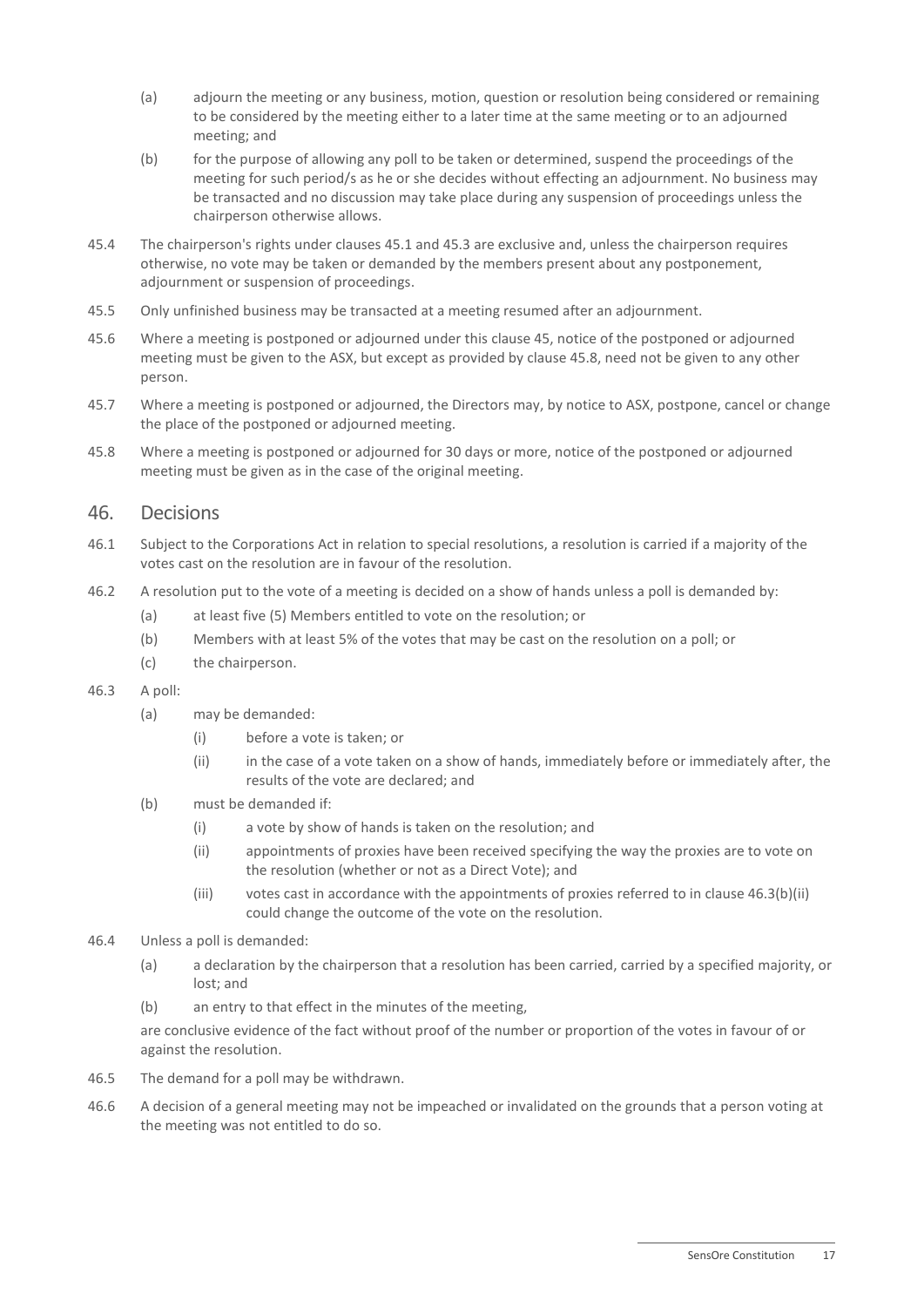(a) adjourn the meeting or any business, motion, question or resolution being considered or remaining to be considered by the meeting either to a later time at the same meeting or to an adjourned meeting; and

(b) for the purpose of allowing any poll to be taken or determined, suspend the proceedings of the meeting for such period/s as he or she decides without effecting an adjournment. No business may be transacted and no discussion may take place during any suspension of proceedings unless the chairperson otherwise allows.

45.4 The chairperson's rights under clauses 45.1 and 45.3 are exclusive and, unless the chairperson requires otherwise, no vote may be taken or demanded by the members present about any postponement, adjournment or suspension of proceedings.

45.5 Only unfinished business may be transacted at a meeting resumed after an adjournment.

45.6 Where a meeting is postponed or adjourned under this clause 45, notice of the postponed or adjourned meeting must be given to the ASX, but except as provided by clause 45.8, need not be given to any other person.

45.7 Where a meeting is postponed or adjourned, the Directors may, by notice to ASX, postpone, cancel or change the place of the postponed or adjourned meeting.

45.8 Where a meeting is postponed or adjourned for 30 days or more, notice of the postponed or adjourned meeting must be given as in the case of the original meeting.

## 46. Decisions

46.1 Subject to the Corporations Act in relation to special resolutions, a resolution is carried if a majority of the votes cast on the resolution are in favour of the resolution.

46.2 A resolution put to the vote of a meeting is decided on a show of hands unless a poll is demanded by:

(a) at least five (5) Members entitled to vote on the resolution; or

(b) Members with at least 5% of the votes that may be cast on the resolution on a poll; or

(c) the chairperson.

46.3 A poll:

(a) may be demanded:

(i) before a vote is taken; or

(ii) in the case of a vote taken on a show of hands, immediately before or immediately after, the results of the vote are declared; and

(b) must be demanded if:

(i) a vote by show of hands is taken on the resolution; and

(ii) appointments of proxies have been received specifying the way the proxies are to vote on the resolution (whether or not as a Direct Vote); and

(iii) votes cast in accordance with the appointments of proxies referred to in clause 46.3(b)(ii) could change the outcome of the vote on the resolution.

46.4 Unless a poll is demanded:

(a) a declaration by the chairperson that a resolution has been carried, carried by a specified majority, or lost; and

(b) an entry to that effect in the minutes of the meeting,

are conclusive evidence of the fact without proof of the number or proportion of the votes in favour of or against the resolution.

46.5 The demand for a poll may be withdrawn.

46.6 A decision of a general meeting may not be impeached or invalidated on the grounds that a person voting at the meeting was not entitled to do so.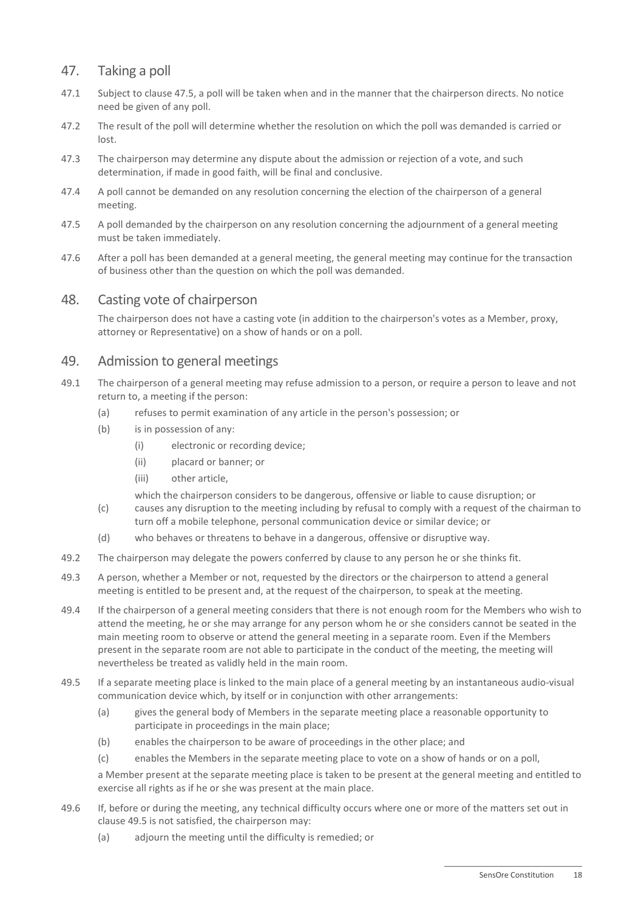## 47. Taking a poll

47.1 Subject to clause 47.5, a poll will be taken when and in the manner that the chairperson directs. No notice need be given of any poll.

47.2 The result of the poll will determine whether the resolution on which the poll was demanded is carried or lost.

47.3 The chairperson may determine any dispute about the admission or rejection of a vote, and such determination, if made in good faith, will be final and conclusive.

47.4 A poll cannot be demanded on any resolution concerning the election of the chairperson of a general meeting.

47.5 A poll demanded by the chairperson on any resolution concerning the adjournment of a general meeting must be taken immediately.

47.6 After a poll has been demanded at a general meeting, the general meeting may continue for the transaction of business other than the question on which the poll was demanded.

## 48. Casting vote of chairperson

The chairperson does not have a casting vote (in addition to the chairperson's votes as a Member, proxy, attorney or Representative) on a show of hands or on a poll.

## 49. Admission to general meetings

49.1 The chairperson of a general meeting may refuse admission to a person, or require a person to leave and not return to, a meeting if the person:

(a) refuses to permit examination of any article in the person's possession; or

(b) is in possession of any:

(i) electronic or recording device;

(ii) placard or banner; or

(iii) other article,

which the chairperson considers to be dangerous, offensive or liable to cause disruption; or

(c) causes any disruption to the meeting including by refusal to comply with a request of the chairman to turn off a mobile telephone, personal communication device or similar device; or

(d) who behaves or threatens to behave in a dangerous, offensive or disruptive way.

49.2 The chairperson may delegate the powers conferred by clause to any person he or she thinks fit.

49.3 A person, whether a Member or not, requested by the directors or the chairperson to attend a general meeting is entitled to be present and, at the request of the chairperson, to speak at the meeting.

49.4 If the chairperson of a general meeting considers that there is not enough room for the Members who wish to attend the meeting, he or she may arrange for any person whom he or she considers cannot be seated in the main meeting room to observe or attend the general meeting in a separate room. Even if the Members present in the separate room are not able to participate in the conduct of the meeting, the meeting will nevertheless be treated as validly held in the main room.

49.5 If a separate meeting place is linked to the main place of a general meeting by an instantaneous audio-visual communication device which, by itself or in conjunction with other arrangements:

(a) gives the general body of Members in the separate meeting place a reasonable opportunity to participate in proceedings in the main place;

(b) enables the chairperson to be aware of proceedings in the other place; and

(c) enables the Members in the separate meeting place to vote on a show of hands or on a poll,

a Member present at the separate meeting place is taken to be present at the general meeting and entitled to exercise all rights as if he or she was present at the main place.

49.6 If, before or during the meeting, any technical difficulty occurs where one or more of the matters set out in clause 49.5 is not satisfied, the chairperson may:

(a) adjourn the meeting until the difficulty is remedied; or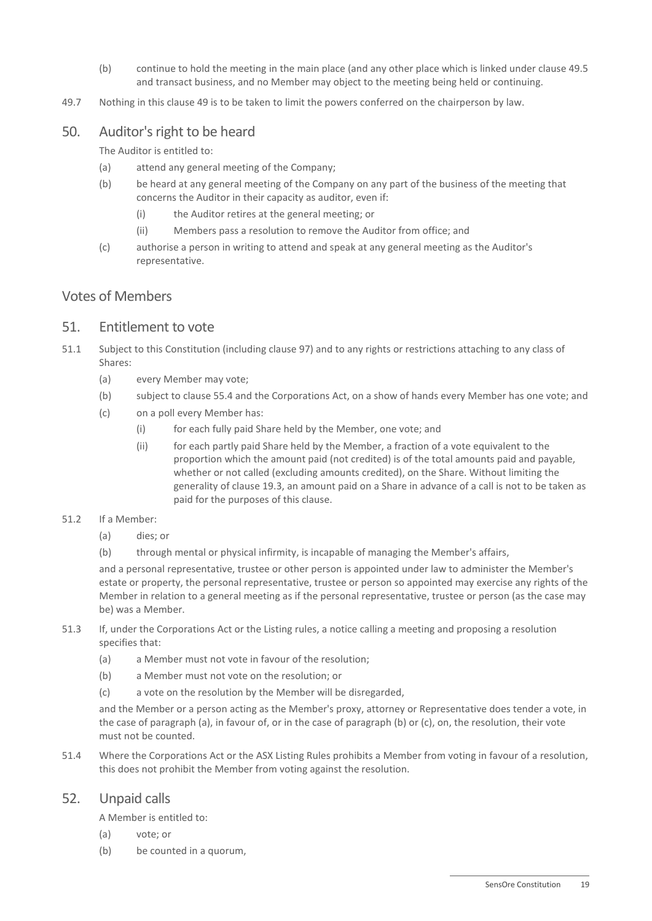(b) continue to hold the meeting in the main place (and any other place which is linked under clause 49.5 and transact business, and no Member may object to the meeting being held or continuing.

49.7 Nothing in this clause 49 is to be taken to limit the powers conferred on the chairperson by law.

## 50. Auditor's right to be heard

The Auditor is entitled to:

(a) attend any general meeting of the Company;

(b) be heard at any general meeting of the Company on any part of the business of the meeting that concerns the Auditor in their capacity as auditor, even if:

  (i) the Auditor retires at the general meeting; or

  (ii) Members pass a resolution to remove the Auditor from office; and

(c) authorise a person in writing to attend and speak at any general meeting as the Auditor's representative.

# Votes of Members

## 51. Entitlement to vote

51.1 Subject to this Constitution (including clause 97) and to any rights or restrictions attaching to any class of Shares:

(a) every Member may vote;

(b) subject to clause 55.4 and the Corporations Act, on a show of hands every Member has one vote; and

(c) on a poll every Member has:

  (i) for each fully paid Share held by the Member, one vote; and

  (ii) for each partly paid Share held by the Member, a fraction of a vote equivalent to the proportion which the amount paid (not credited) is of the total amounts paid and payable, whether or not called (excluding amounts credited), on the Share. Without limiting the generality of clause 19.3, an amount paid on a Share in advance of a call is not to be taken as paid for the purposes of this clause.

51.2 If a Member:

(a) dies; or

(b) through mental or physical infirmity, is incapable of managing the Member's affairs,

and a personal representative, trustee or other person is appointed under law to administer the Member's estate or property, the personal representative, trustee or person so appointed may exercise any rights of the Member in relation to a general meeting as if the personal representative, trustee or person (as the case may be) was a Member.

51.3 If, under the Corporations Act or the Listing rules, a notice calling a meeting and proposing a resolution specifies that:

(a) a Member must not vote in favour of the resolution;

(b) a Member must not vote on the resolution; or

(c) a vote on the resolution by the Member will be disregarded,

and the Member or a person acting as the Member's proxy, attorney or Representative does tender a vote, in the case of paragraph (a), in favour of, or in the case of paragraph (b) or (c), on, the resolution, their vote must not be counted.

51.4 Where the Corporations Act or the ASX Listing Rules prohibits a Member from voting in favour of a resolution, this does not prohibit the Member from voting against the resolution.

## 52. Unpaid calls

A Member is entitled to:

(a) vote; or

(b) be counted in a quorum,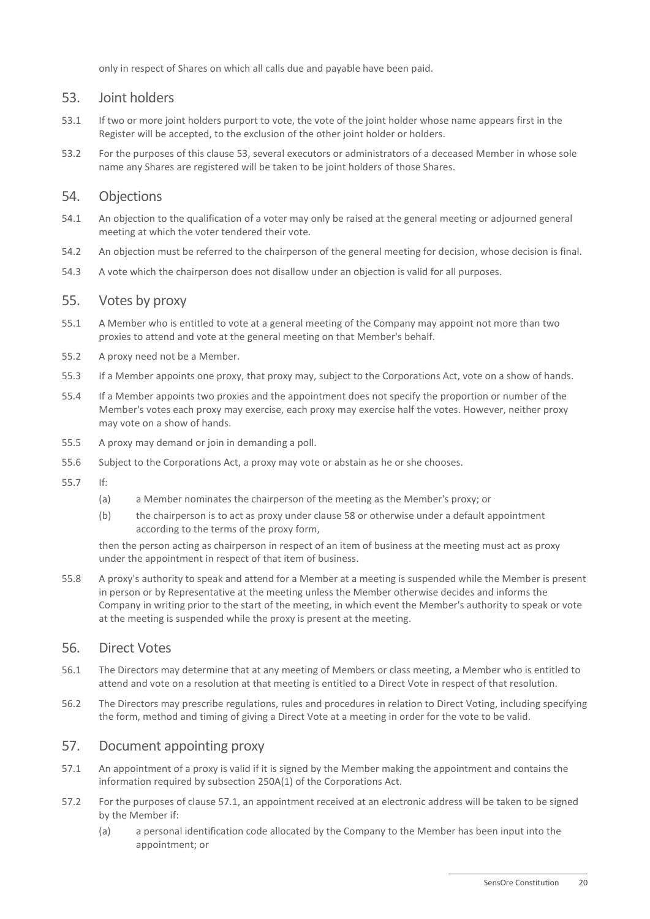only in respect of Shares on which all calls due and payable have been paid.

## 53. Joint holders

53.1 If two or more joint holders purport to vote, the vote of the joint holder whose name appears first in the Register will be accepted, to the exclusion of the other joint holder or holders.

53.2 For the purposes of this clause 53, several executors or administrators of a deceased Member in whose sole name any Shares are registered will be taken to be joint holders of those Shares.

## 54. Objections

54.1 An objection to the qualification of a voter may only be raised at the general meeting or adjourned general meeting at which the voter tendered their vote.

54.2 An objection must be referred to the chairperson of the general meeting for decision, whose decision is final.

54.3 A vote which the chairperson does not disallow under an objection is valid for all purposes.

## 55. Votes by proxy

55.1 A Member who is entitled to vote at a general meeting of the Company may appoint not more than two proxies to attend and vote at the general meeting on that Member's behalf.

55.2 A proxy need not be a Member.

55.3 If a Member appoints one proxy, that proxy may, subject to the Corporations Act, vote on a show of hands.

55.4 If a Member appoints two proxies and the appointment does not specify the proportion or number of the Member's votes each proxy may exercise, each proxy may exercise half the votes. However, neither proxy may vote on a show of hands.

55.5 A proxy may demand or join in demanding a poll.

55.6 Subject to the Corporations Act, a proxy may vote or abstain as he or she chooses.

55.7 If:

(a) a Member nominates the chairperson of the meeting as the Member's proxy; or

(b) the chairperson is to act as proxy under clause 58 or otherwise under a default appointment according to the terms of the proxy form,

then the person acting as chairperson in respect of an item of business at the meeting must act as proxy under the appointment in respect of that item of business.

55.8 A proxy's authority to speak and attend for a Member at a meeting is suspended while the Member is present in person or by Representative at the meeting unless the Member otherwise decides and informs the Company in writing prior to the start of the meeting, in which event the Member's authority to speak or vote at the meeting is suspended while the proxy is present at the meeting.

## 56. Direct Votes

56.1 The Directors may determine that at any meeting of Members or class meeting, a Member who is entitled to attend and vote on a resolution at that meeting is entitled to a Direct Vote in respect of that resolution.

56.2 The Directors may prescribe regulations, rules and procedures in relation to Direct Voting, including specifying the form, method and timing of giving a Direct Vote at a meeting in order for the vote to be valid.

## 57. Document appointing proxy

57.1 An appointment of a proxy is valid if it is signed by the Member making the appointment and contains the information required by subsection 250A(1) of the Corporations Act.

57.2 For the purposes of clause 57.1, an appointment received at an electronic address will be taken to be signed by the Member if:

(a) a personal identification code allocated by the Company to the Member has been input into the appointment; or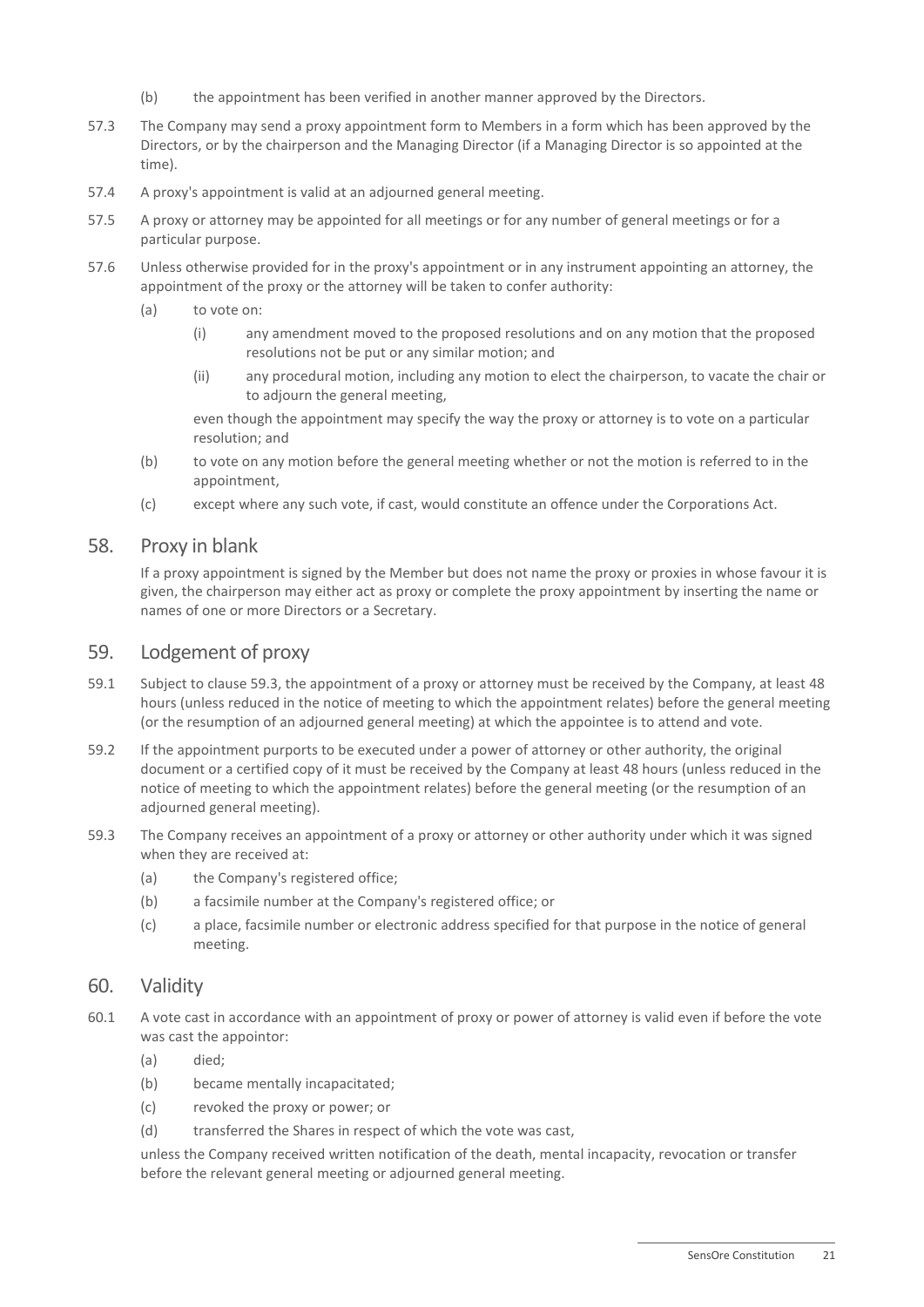(b) the appointment has been verified in another manner approved by the Directors.

57.3 The Company may send a proxy appointment form to Members in a form which has been approved by the Directors, or by the chairperson and the Managing Director (if a Managing Director is so appointed at the time).

57.4 A proxy's appointment is valid at an adjourned general meeting.

57.5 A proxy or attorney may be appointed for all meetings or for any number of general meetings or for a particular purpose.

57.6 Unless otherwise provided for in the proxy's appointment or in any instrument appointing an attorney, the appointment of the proxy or the attorney will be taken to confer authority:

(a) to vote on:

(i) any amendment moved to the proposed resolutions and on any motion that the proposed resolutions not be put or any similar motion; and

(ii) any procedural motion, including any motion to elect the chairperson, to vacate the chair or to adjourn the general meeting,

even though the appointment may specify the way the proxy or attorney is to vote on a particular resolution; and

(b) to vote on any motion before the general meeting whether or not the motion is referred to in the appointment,

(c) except where any such vote, if cast, would constitute an offence under the Corporations Act.

## 58. Proxy in blank

If a proxy appointment is signed by the Member but does not name the proxy or proxies in whose favour it is given, the chairperson may either act as proxy or complete the proxy appointment by inserting the name or names of one or more Directors or a Secretary.

## 59. Lodgement of proxy

59.1 Subject to clause 59.3, the appointment of a proxy or attorney must be received by the Company, at least 48 hours (unless reduced in the notice of meeting to which the appointment relates) before the general meeting (or the resumption of an adjourned general meeting) at which the appointee is to attend and vote.

59.2 If the appointment purports to be executed under a power of attorney or other authority, the original document or a certified copy of it must be received by the Company at least 48 hours (unless reduced in the notice of meeting to which the appointment relates) before the general meeting (or the resumption of an adjourned general meeting).

59.3 The Company receives an appointment of a proxy or attorney or other authority under which it was signed when they are received at:

(a) the Company's registered office;

(b) a facsimile number at the Company's registered office; or

(c) a place, facsimile number or electronic address specified for that purpose in the notice of general meeting.

## 60. Validity

60.1 A vote cast in accordance with an appointment of proxy or power of attorney is valid even if before the vote was cast the appointor:

(a) died;

(b) became mentally incapacitated;

(c) revoked the proxy or power; or

(d) transferred the Shares in respect of which the vote was cast,

unless the Company received written notification of the death, mental incapacity, revocation or transfer before the relevant general meeting or adjourned general meeting.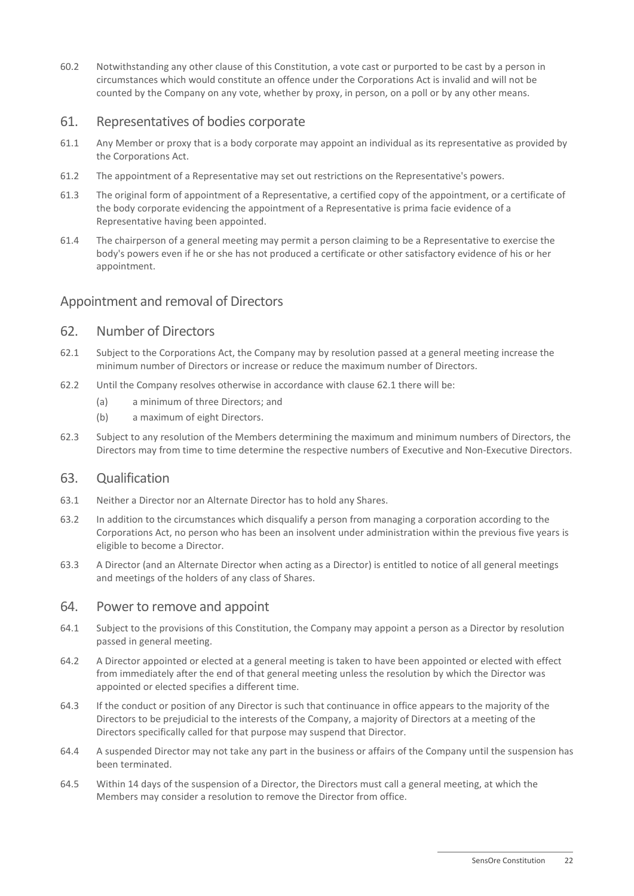60.2 Notwithstanding any other clause of this Constitution, a vote cast or purported to be cast by a person in circumstances which would constitute an offence under the Corporations Act is invalid and will not be counted by the Company on any vote, whether by proxy, in person, on a poll or by any other means.

## 61. Representatives of bodies corporate

61.1 Any Member or proxy that is a body corporate may appoint an individual as its representative as provided by the Corporations Act.

61.2 The appointment of a Representative may set out restrictions on the Representative's powers.

61.3 The original form of appointment of a Representative, a certified copy of the appointment, or a certificate of the body corporate evidencing the appointment of a Representative is prima facie evidence of a Representative having been appointed.

61.4 The chairperson of a general meeting may permit a person claiming to be a Representative to exercise the body's powers even if he or she has not produced a certificate or other satisfactory evidence of his or her appointment.

# Appointment and removal of Directors

## 62. Number of Directors

62.1 Subject to the Corporations Act, the Company may by resolution passed at a general meeting increase the minimum number of Directors or increase or reduce the maximum number of Directors.

62.2 Until the Company resolves otherwise in accordance with clause 62.1 there will be:

(a) a minimum of three Directors; and

(b) a maximum of eight Directors.

62.3 Subject to any resolution of the Members determining the maximum and minimum numbers of Directors, the Directors may from time to time determine the respective numbers of Executive and Non-Executive Directors.

## 63. Qualification

63.1 Neither a Director nor an Alternate Director has to hold any Shares.

63.2 In addition to the circumstances which disqualify a person from managing a corporation according to the Corporations Act, no person who has been an insolvent under administration within the previous five years is eligible to become a Director.

63.3 A Director (and an Alternate Director when acting as a Director) is entitled to notice of all general meetings and meetings of the holders of any class of Shares.

## 64. Power to remove and appoint

64.1 Subject to the provisions of this Constitution, the Company may appoint a person as a Director by resolution passed in general meeting.

64.2 A Director appointed or elected at a general meeting is taken to have been appointed or elected with effect from immediately after the end of that general meeting unless the resolution by which the Director was appointed or elected specifies a different time.

64.3 If the conduct or position of any Director is such that continuance in office appears to the majority of the Directors to be prejudicial to the interests of the Company, a majority of Directors at a meeting of the Directors specifically called for that purpose may suspend that Director.

64.4 A suspended Director may not take any part in the business or affairs of the Company until the suspension has been terminated.

64.5 Within 14 days of the suspension of a Director, the Directors must call a general meeting, at which the Members may consider a resolution to remove the Director from office.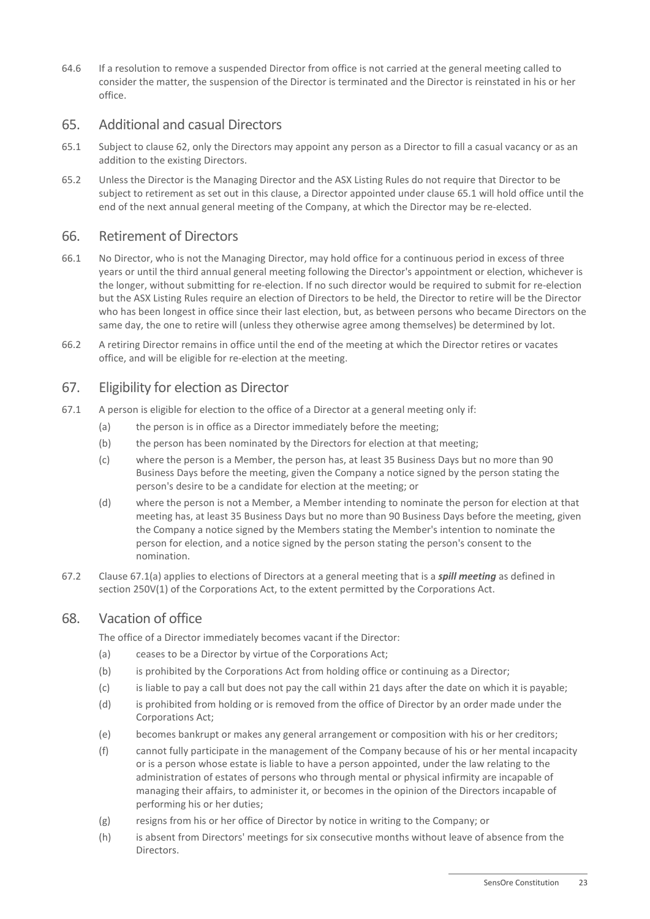64.6 If a resolution to remove a suspended Director from office is not carried at the general meeting called to consider the matter, the suspension of the Director is terminated and the Director is reinstated in his or her office.

## 65. Additional and casual Directors

65.1 Subject to clause 62, only the Directors may appoint any person as a Director to fill a casual vacancy or as an addition to the existing Directors.

65.2 Unless the Director is the Managing Director and the ASX Listing Rules do not require that Director to be subject to retirement as set out in this clause, a Director appointed under clause 65.1 will hold office until the end of the next annual general meeting of the Company, at which the Director may be re-elected.

## 66. Retirement of Directors

66.1 No Director, who is not the Managing Director, may hold office for a continuous period in excess of three years or until the third annual general meeting following the Director's appointment or election, whichever is the longer, without submitting for re-election. If no such director would be required to submit for re-election but the ASX Listing Rules require an election of Directors to be held, the Director to retire will be the Director who has been longest in office since their last election, but, as between persons who became Directors on the same day, the one to retire will (unless they otherwise agree among themselves) be determined by lot.

66.2 A retiring Director remains in office until the end of the meeting at which the Director retires or vacates office, and will be eligible for re-election at the meeting.

## 67. Eligibility for election as Director

67.1 A person is eligible for election to the office of a Director at a general meeting only if:

(a) the person is in office as a Director immediately before the meeting;

(b) the person has been nominated by the Directors for election at that meeting;

(c) where the person is a Member, the person has, at least 35 Business Days but no more than 90 Business Days before the meeting, given the Company a notice signed by the person stating the person's desire to be a candidate for election at the meeting; or

(d) where the person is not a Member, a Member intending to nominate the person for election at that meeting has, at least 35 Business Days but no more than 90 Business Days before the meeting, given the Company a notice signed by the Members stating the Member's intention to nominate the person for election, and a notice signed by the person stating the person's consent to the nomination.

67.2 Clause 67.1(a) applies to elections of Directors at a general meeting that is a ***spill meeting*** as defined in section 250V(1) of the Corporations Act, to the extent permitted by the Corporations Act.

## 68. Vacation of office

The office of a Director immediately becomes vacant if the Director:

(a) ceases to be a Director by virtue of the Corporations Act;

(b) is prohibited by the Corporations Act from holding office or continuing as a Director;

(c) is liable to pay a call but does not pay the call within 21 days after the date on which it is payable;

(d) is prohibited from holding or is removed from the office of Director by an order made under the Corporations Act;

(e) becomes bankrupt or makes any general arrangement or composition with his or her creditors;

(f) cannot fully participate in the management of the Company because of his or her mental incapacity or is a person whose estate is liable to have a person appointed, under the law relating to the administration of estates of persons who through mental or physical infirmity are incapable of managing their affairs, to administer it, or becomes in the opinion of the Directors incapable of performing his or her duties;

(g) resigns from his or her office of Director by notice in writing to the Company; or

(h) is absent from Directors' meetings for six consecutive months without leave of absence from the Directors.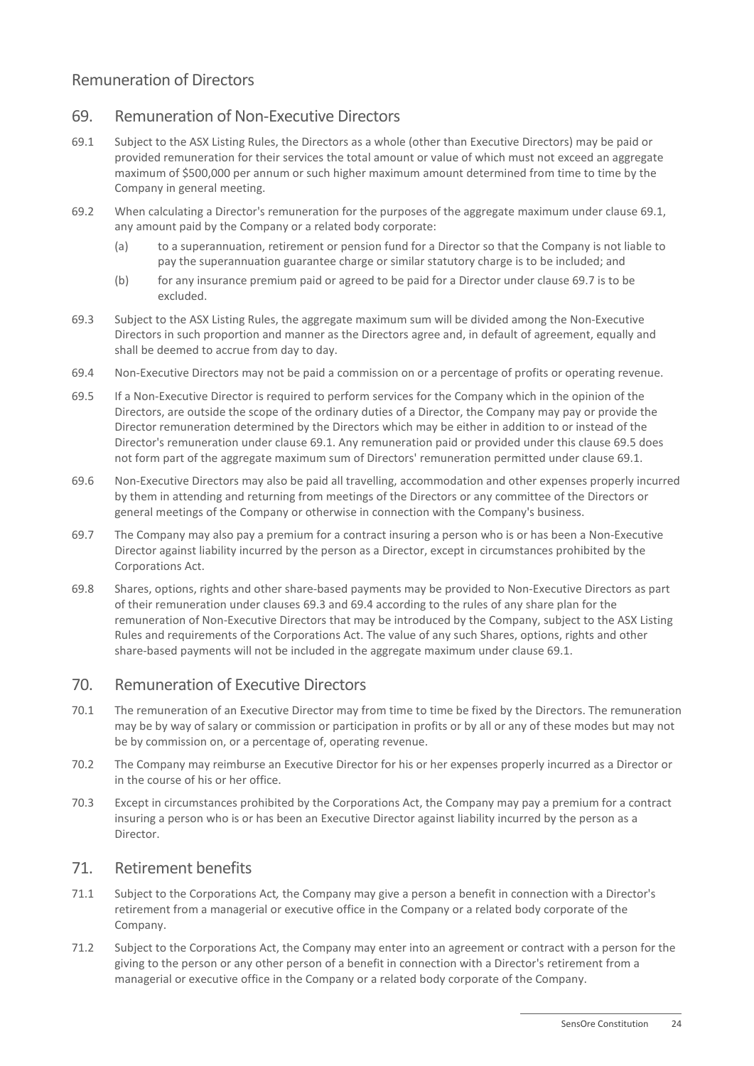## Remuneration of Directors

### 69. Remuneration of Non-Executive Directors

69.1 Subject to the ASX Listing Rules, the Directors as a whole (other than Executive Directors) may be paid or provided remuneration for their services the total amount or value of which must not exceed an aggregate maximum of $500,000 per annum or such higher maximum amount determined from time to time by the Company in general meeting.

69.2 When calculating a Director's remuneration for the purposes of the aggregate maximum under clause 69.1, any amount paid by the Company or a related body corporate:

(a) to a superannuation, retirement or pension fund for a Director so that the Company is not liable to pay the superannuation guarantee charge or similar statutory charge is to be included; and

(b) for any insurance premium paid or agreed to be paid for a Director under clause 69.7 is to be excluded.

69.3 Subject to the ASX Listing Rules, the aggregate maximum sum will be divided among the Non-Executive Directors in such proportion and manner as the Directors agree and, in default of agreement, equally and shall be deemed to accrue from day to day.

69.4 Non-Executive Directors may not be paid a commission on or a percentage of profits or operating revenue.

69.5 If a Non-Executive Director is required to perform services for the Company which in the opinion of the Directors, are outside the scope of the ordinary duties of a Director, the Company may pay or provide the Director remuneration determined by the Directors which may be either in addition to or instead of the Director's remuneration under clause 69.1. Any remuneration paid or provided under this clause 69.5 does not form part of the aggregate maximum sum of Directors' remuneration permitted under clause 69.1.

69.6 Non-Executive Directors may also be paid all travelling, accommodation and other expenses properly incurred by them in attending and returning from meetings of the Directors or any committee of the Directors or general meetings of the Company or otherwise in connection with the Company's business.

69.7 The Company may also pay a premium for a contract insuring a person who is or has been a Non-Executive Director against liability incurred by the person as a Director, except in circumstances prohibited by the Corporations Act.

69.8 Shares, options, rights and other share-based payments may be provided to Non-Executive Directors as part of their remuneration under clauses 69.3 and 69.4 according to the rules of any share plan for the remuneration of Non-Executive Directors that may be introduced by the Company, subject to the ASX Listing Rules and requirements of the Corporations Act. The value of any such Shares, options, rights and other share-based payments will not be included in the aggregate maximum under clause 69.1.

### 70. Remuneration of Executive Directors

70.1 The remuneration of an Executive Director may from time to time be fixed by the Directors. The remuneration may be by way of salary or commission or participation in profits or by all or any of these modes but may not be by commission on, or a percentage of, operating revenue.

70.2 The Company may reimburse an Executive Director for his or her expenses properly incurred as a Director or in the course of his or her office.

70.3 Except in circumstances prohibited by the Corporations Act, the Company may pay a premium for a contract insuring a person who is or has been an Executive Director against liability incurred by the person as a Director.

### 71. Retirement benefits

71.1 Subject to the Corporations Act, the Company may give a person a benefit in connection with a Director's retirement from a managerial or executive office in the Company or a related body corporate of the Company.

71.2 Subject to the Corporations Act, the Company may enter into an agreement or contract with a person for the giving to the person or any other person of a benefit in connection with a Director's retirement from a managerial or executive office in the Company or a related body corporate of the Company.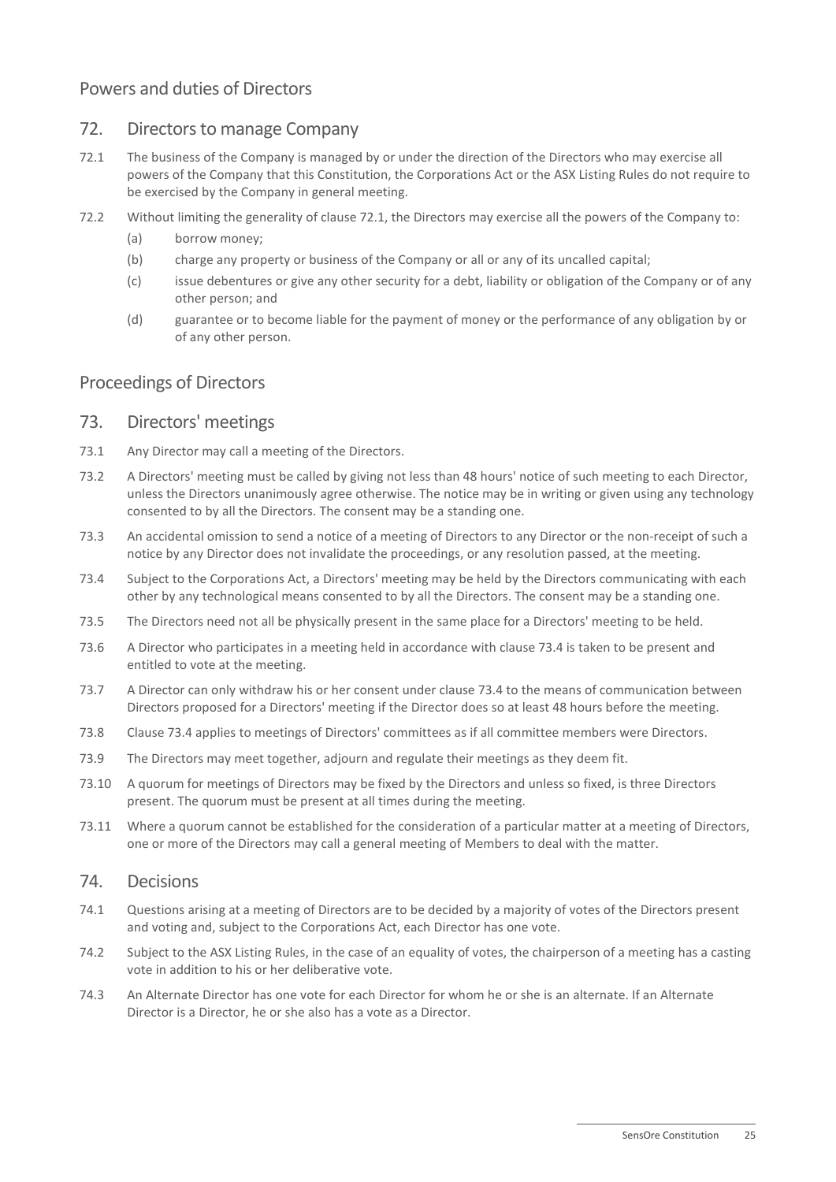## Powers and duties of Directors

### 72. Directors to manage Company

72.1 The business of the Company is managed by or under the direction of the Directors who may exercise all powers of the Company that this Constitution, the Corporations Act or the ASX Listing Rules do not require to be exercised by the Company in general meeting.

72.2 Without limiting the generality of clause 72.1, the Directors may exercise all the powers of the Company to:

(a) borrow money;

(b) charge any property or business of the Company or all or any of its uncalled capital;

(c) issue debentures or give any other security for a debt, liability or obligation of the Company or of any other person; and

(d) guarantee or to become liable for the payment of money or the performance of any obligation by or of any other person.

## Proceedings of Directors

### 73. Directors' meetings

73.1 Any Director may call a meeting of the Directors.

73.2 A Directors' meeting must be called by giving not less than 48 hours' notice of such meeting to each Director, unless the Directors unanimously agree otherwise. The notice may be in writing or given using any technology consented to by all the Directors. The consent may be a standing one.

73.3 An accidental omission to send a notice of a meeting of Directors to any Director or the non-receipt of such a notice by any Director does not invalidate the proceedings, or any resolution passed, at the meeting.

73.4 Subject to the Corporations Act, a Directors' meeting may be held by the Directors communicating with each other by any technological means consented to by all the Directors. The consent may be a standing one.

73.5 The Directors need not all be physically present in the same place for a Directors' meeting to be held.

73.6 A Director who participates in a meeting held in accordance with clause 73.4 is taken to be present and entitled to vote at the meeting.

73.7 A Director can only withdraw his or her consent under clause 73.4 to the means of communication between Directors proposed for a Directors' meeting if the Director does so at least 48 hours before the meeting.

73.8 Clause 73.4 applies to meetings of Directors' committees as if all committee members were Directors.

73.9 The Directors may meet together, adjourn and regulate their meetings as they deem fit.

73.10 A quorum for meetings of Directors may be fixed by the Directors and unless so fixed, is three Directors present. The quorum must be present at all times during the meeting.

73.11 Where a quorum cannot be established for the consideration of a particular matter at a meeting of Directors, one or more of the Directors may call a general meeting of Members to deal with the matter.

### 74. Decisions

74.1 Questions arising at a meeting of Directors are to be decided by a majority of votes of the Directors present and voting and, subject to the Corporations Act, each Director has one vote.

74.2 Subject to the ASX Listing Rules, in the case of an equality of votes, the chairperson of a meeting has a casting vote in addition to his or her deliberative vote.

74.3 An Alternate Director has one vote for each Director for whom he or she is an alternate. If an Alternate Director is a Director, he or she also has a vote as a Director.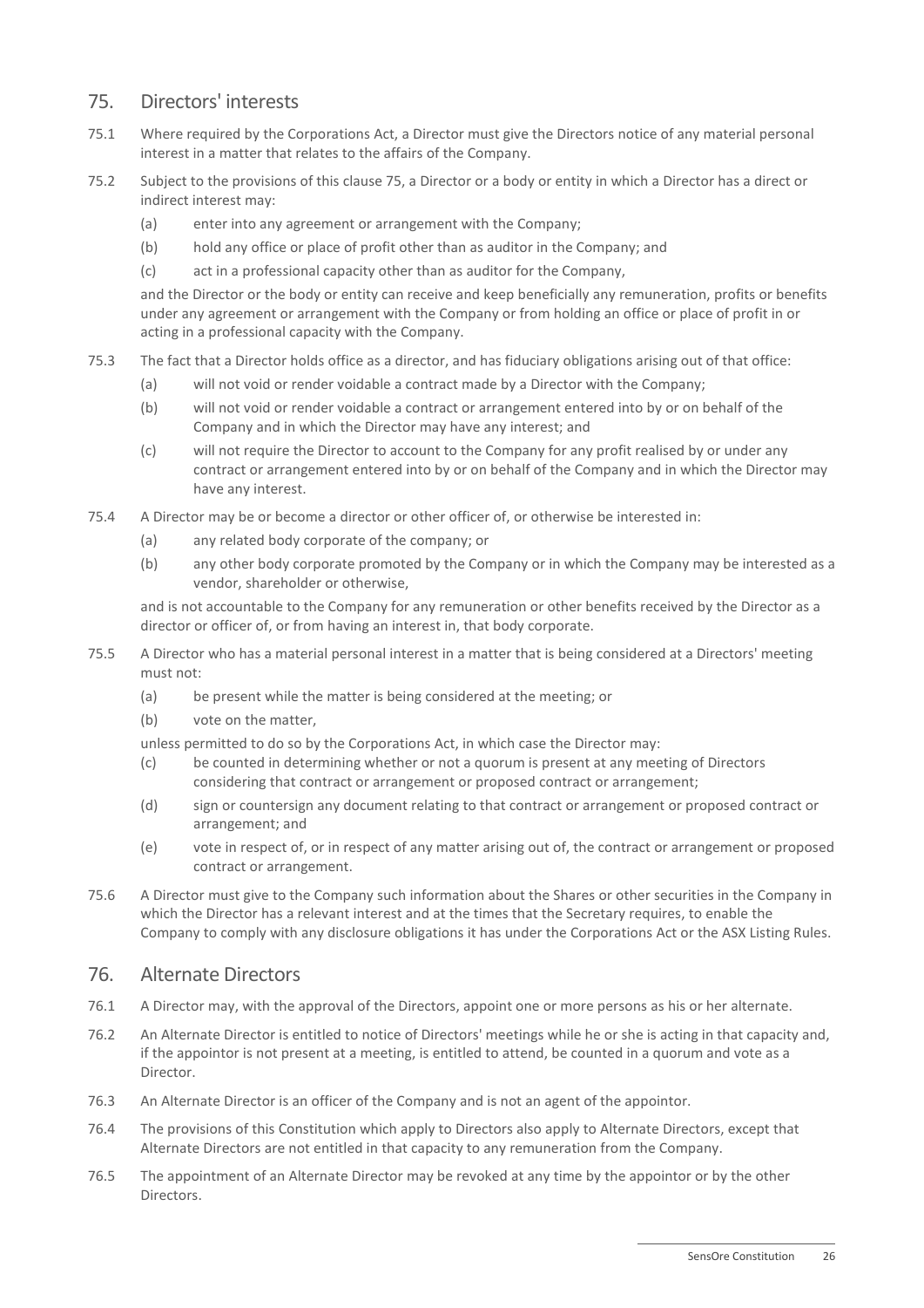## 75. Directors' interests

75.1 Where required by the Corporations Act, a Director must give the Directors notice of any material personal interest in a matter that relates to the affairs of the Company.

75.2 Subject to the provisions of this clause 75, a Director or a body or entity in which a Director has a direct or indirect interest may:

(a) enter into any agreement or arrangement with the Company;

(b) hold any office or place of profit other than as auditor in the Company; and

(c) act in a professional capacity other than as auditor for the Company,

and the Director or the body or entity can receive and keep beneficially any remuneration, profits or benefits under any agreement or arrangement with the Company or from holding an office or place of profit in or acting in a professional capacity with the Company.

75.3 The fact that a Director holds office as a director, and has fiduciary obligations arising out of that office:

(a) will not void or render voidable a contract made by a Director with the Company;

(b) will not void or render voidable a contract or arrangement entered into by or on behalf of the Company and in which the Director may have any interest; and

(c) will not require the Director to account to the Company for any profit realised by or under any contract or arrangement entered into by or on behalf of the Company and in which the Director may have any interest.

75.4 A Director may be or become a director or other officer of, or otherwise be interested in:

(a) any related body corporate of the company; or

(b) any other body corporate promoted by the Company or in which the Company may be interested as a vendor, shareholder or otherwise,

and is not accountable to the Company for any remuneration or other benefits received by the Director as a director or officer of, or from having an interest in, that body corporate.

75.5 A Director who has a material personal interest in a matter that is being considered at a Directors' meeting must not:

(a) be present while the matter is being considered at the meeting; or

(b) vote on the matter,

unless permitted to do so by the Corporations Act, in which case the Director may:

(c) be counted in determining whether or not a quorum is present at any meeting of Directors considering that contract or arrangement or proposed contract or arrangement;

(d) sign or countersign any document relating to that contract or arrangement or proposed contract or arrangement; and

(e) vote in respect of, or in respect of any matter arising out of, the contract or arrangement or proposed contract or arrangement.

75.6 A Director must give to the Company such information about the Shares or other securities in the Company in which the Director has a relevant interest and at the times that the Secretary requires, to enable the Company to comply with any disclosure obligations it has under the Corporations Act or the ASX Listing Rules.

## 76. Alternate Directors

76.1 A Director may, with the approval of the Directors, appoint one or more persons as his or her alternate.

76.2 An Alternate Director is entitled to notice of Directors' meetings while he or she is acting in that capacity and, if the appointor is not present at a meeting, is entitled to attend, be counted in a quorum and vote as a Director.

76.3 An Alternate Director is an officer of the Company and is not an agent of the appointor.

76.4 The provisions of this Constitution which apply to Directors also apply to Alternate Directors, except that Alternate Directors are not entitled in that capacity to any remuneration from the Company.

76.5 The appointment of an Alternate Director may be revoked at any time by the appointor or by the other Directors.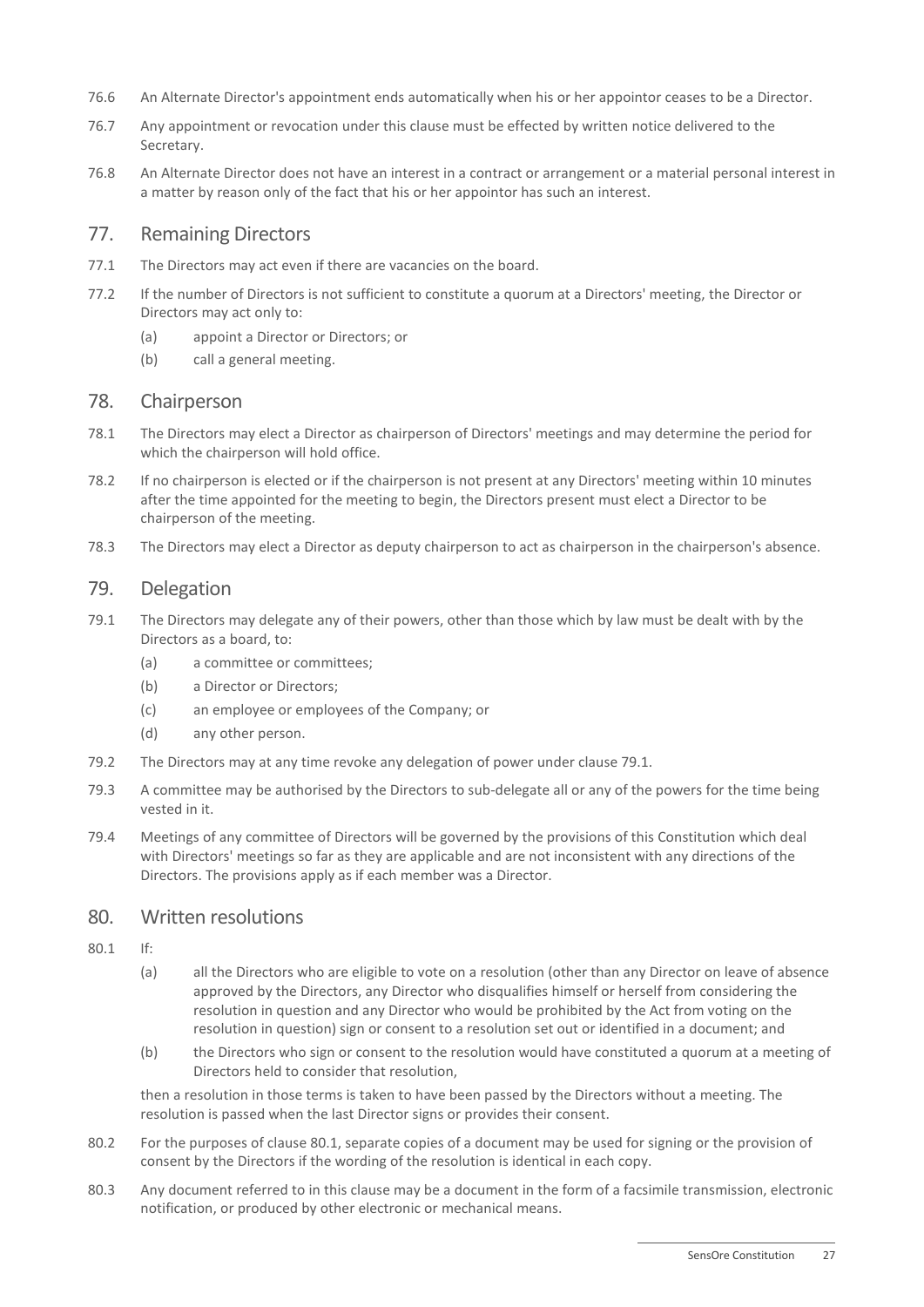76.6 An Alternate Director's appointment ends automatically when his or her appointor ceases to be a Director.

76.7 Any appointment or revocation under this clause must be effected by written notice delivered to the Secretary.

76.8 An Alternate Director does not have an interest in a contract or arrangement or a material personal interest in a matter by reason only of the fact that his or her appointor has such an interest.

## 77. Remaining Directors

77.1 The Directors may act even if there are vacancies on the board.

77.2 If the number of Directors is not sufficient to constitute a quorum at a Directors' meeting, the Director or Directors may act only to:

(a) appoint a Director or Directors; or

(b) call a general meeting.

## 78. Chairperson

78.1 The Directors may elect a Director as chairperson of Directors' meetings and may determine the period for which the chairperson will hold office.

78.2 If no chairperson is elected or if the chairperson is not present at any Directors' meeting within 10 minutes after the time appointed for the meeting to begin, the Directors present must elect a Director to be chairperson of the meeting.

78.3 The Directors may elect a Director as deputy chairperson to act as chairperson in the chairperson's absence.

## 79. Delegation

79.1 The Directors may delegate any of their powers, other than those which by law must be dealt with by the Directors as a board, to:

(a) a committee or committees;

(b) a Director or Directors;

(c) an employee or employees of the Company; or

(d) any other person.

79.2 The Directors may at any time revoke any delegation of power under clause 79.1.

79.3 A committee may be authorised by the Directors to sub-delegate all or any of the powers for the time being vested in it.

79.4 Meetings of any committee of Directors will be governed by the provisions of this Constitution which deal with Directors' meetings so far as they are applicable and are not inconsistent with any directions of the Directors. The provisions apply as if each member was a Director.

## 80. Written resolutions

80.1 If:

(a) all the Directors who are eligible to vote on a resolution (other than any Director on leave of absence approved by the Directors, any Director who disqualifies himself or herself from considering the resolution in question and any Director who would be prohibited by the Act from voting on the resolution in question) sign or consent to a resolution set out or identified in a document; and

(b) the Directors who sign or consent to the resolution would have constituted a quorum at a meeting of Directors held to consider that resolution,

then a resolution in those terms is taken to have been passed by the Directors without a meeting. The resolution is passed when the last Director signs or provides their consent.

80.2 For the purposes of clause 80.1, separate copies of a document may be used for signing or the provision of consent by the Directors if the wording of the resolution is identical in each copy.

80.3 Any document referred to in this clause may be a document in the form of a facsimile transmission, electronic notification, or produced by other electronic or mechanical means.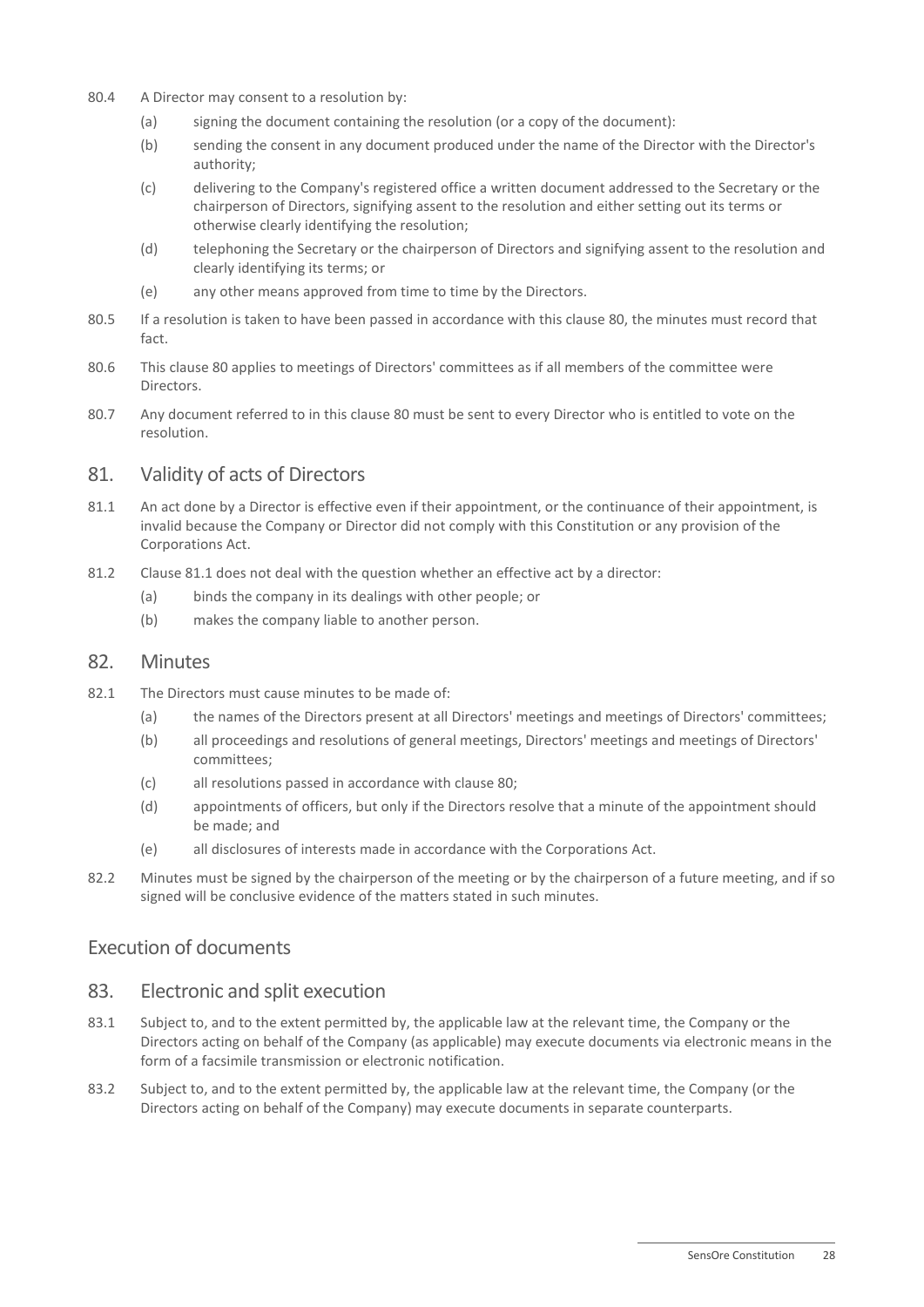80.4 A Director may consent to a resolution by:

(a) signing the document containing the resolution (or a copy of the document):

(b) sending the consent in any document produced under the name of the Director with the Director's authority;

(c) delivering to the Company's registered office a written document addressed to the Secretary or the chairperson of Directors, signifying assent to the resolution and either setting out its terms or otherwise clearly identifying the resolution;

(d) telephoning the Secretary or the chairperson of Directors and signifying assent to the resolution and clearly identifying its terms; or

(e) any other means approved from time to time by the Directors.

80.5 If a resolution is taken to have been passed in accordance with this clause 80, the minutes must record that fact.

80.6 This clause 80 applies to meetings of Directors' committees as if all members of the committee were Directors.

80.7 Any document referred to in this clause 80 must be sent to every Director who is entitled to vote on the resolution.

## 81. Validity of acts of Directors

81.1 An act done by a Director is effective even if their appointment, or the continuance of their appointment, is invalid because the Company or Director did not comply with this Constitution or any provision of the Corporations Act.

81.2 Clause 81.1 does not deal with the question whether an effective act by a director:

(a) binds the company in its dealings with other people; or

(b) makes the company liable to another person.

## 82. Minutes

82.1 The Directors must cause minutes to be made of:

(a) the names of the Directors present at all Directors' meetings and meetings of Directors' committees;

(b) all proceedings and resolutions of general meetings, Directors' meetings and meetings of Directors' committees;

(c) all resolutions passed in accordance with clause 80;

(d) appointments of officers, but only if the Directors resolve that a minute of the appointment should be made; and

(e) all disclosures of interests made in accordance with the Corporations Act.

82.2 Minutes must be signed by the chairperson of the meeting or by the chairperson of a future meeting, and if so signed will be conclusive evidence of the matters stated in such minutes.

# Execution of documents

## 83. Electronic and split execution

83.1 Subject to, and to the extent permitted by, the applicable law at the relevant time, the Company or the Directors acting on behalf of the Company (as applicable) may execute documents via electronic means in the form of a facsimile transmission or electronic notification.

83.2 Subject to, and to the extent permitted by, the applicable law at the relevant time, the Company (or the Directors acting on behalf of the Company) may execute documents in separate counterparts.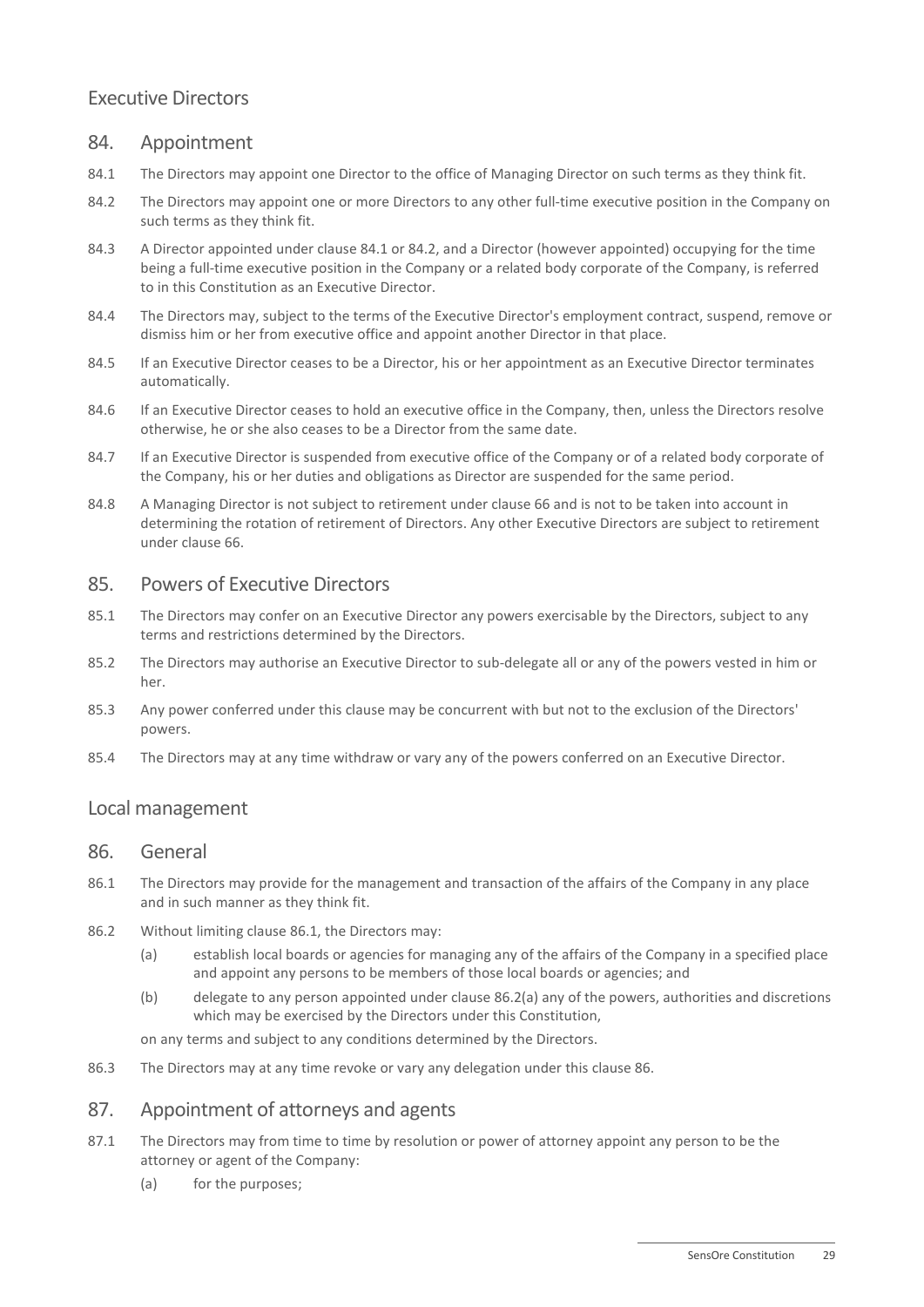## Executive Directors

### 84. Appointment

84.1 The Directors may appoint one Director to the office of Managing Director on such terms as they think fit.

84.2 The Directors may appoint one or more Directors to any other full-time executive position in the Company on such terms as they think fit.

84.3 A Director appointed under clause 84.1 or 84.2, and a Director (however appointed) occupying for the time being a full-time executive position in the Company or a related body corporate of the Company, is referred to in this Constitution as an Executive Director.

84.4 The Directors may, subject to the terms of the Executive Director's employment contract, suspend, remove or dismiss him or her from executive office and appoint another Director in that place.

84.5 If an Executive Director ceases to be a Director, his or her appointment as an Executive Director terminates automatically.

84.6 If an Executive Director ceases to hold an executive office in the Company, then, unless the Directors resolve otherwise, he or she also ceases to be a Director from the same date.

84.7 If an Executive Director is suspended from executive office of the Company or of a related body corporate of the Company, his or her duties and obligations as Director are suspended for the same period.

84.8 A Managing Director is not subject to retirement under clause 66 and is not to be taken into account in determining the rotation of retirement of Directors. Any other Executive Directors are subject to retirement under clause 66.

### 85. Powers of Executive Directors

85.1 The Directors may confer on an Executive Director any powers exercisable by the Directors, subject to any terms and restrictions determined by the Directors.

85.2 The Directors may authorise an Executive Director to sub-delegate all or any of the powers vested in him or her.

85.3 Any power conferred under this clause may be concurrent with but not to the exclusion of the Directors' powers.

85.4 The Directors may at any time withdraw or vary any of the powers conferred on an Executive Director.

## Local management

### 86. General

86.1 The Directors may provide for the management and transaction of the affairs of the Company in any place and in such manner as they think fit.

86.2 Without limiting clause 86.1, the Directors may:

(a) establish local boards or agencies for managing any of the affairs of the Company in a specified place and appoint any persons to be members of those local boards or agencies; and

(b) delegate to any person appointed under clause 86.2(a) any of the powers, authorities and discretions which may be exercised by the Directors under this Constitution,

on any terms and subject to any conditions determined by the Directors.

86.3 The Directors may at any time revoke or vary any delegation under this clause 86.

### 87. Appointment of attorneys and agents

87.1 The Directors may from time to time by resolution or power of attorney appoint any person to be the attorney or agent of the Company:

(a) for the purposes;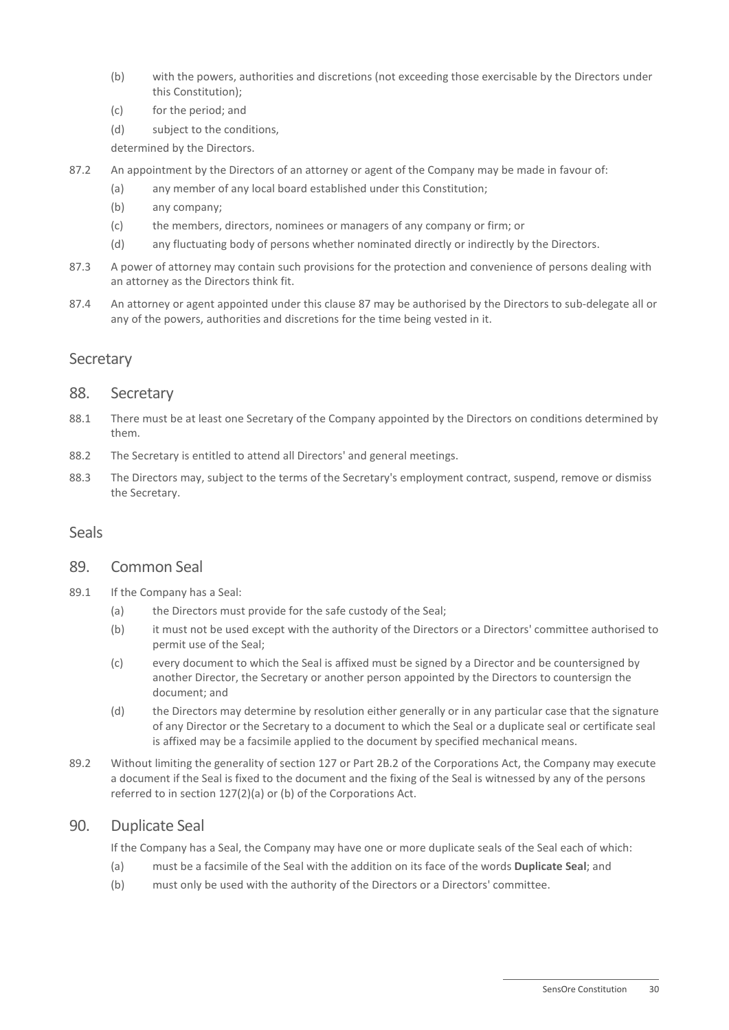(b) with the powers, authorities and discretions (not exceeding those exercisable by the Directors under this Constitution);

(c) for the period; and

(d) subject to the conditions,

determined by the Directors.

87.2 An appointment by the Directors of an attorney or agent of the Company may be made in favour of:

(a) any member of any local board established under this Constitution;

(b) any company;

(c) the members, directors, nominees or managers of any company or firm; or

(d) any fluctuating body of persons whether nominated directly or indirectly by the Directors.

87.3 A power of attorney may contain such provisions for the protection and convenience of persons dealing with an attorney as the Directors think fit.

87.4 An attorney or agent appointed under this clause 87 may be authorised by the Directors to sub-delegate all or any of the powers, authorities and discretions for the time being vested in it.

## Secretary

### 88. Secretary

88.1 There must be at least one Secretary of the Company appointed by the Directors on conditions determined by them.

88.2 The Secretary is entitled to attend all Directors' and general meetings.

88.3 The Directors may, subject to the terms of the Secretary's employment contract, suspend, remove or dismiss the Secretary.

## Seals

### 89. Common Seal

89.1 If the Company has a Seal:

(a) the Directors must provide for the safe custody of the Seal;

(b) it must not be used except with the authority of the Directors or a Directors' committee authorised to permit use of the Seal;

(c) every document to which the Seal is affixed must be signed by a Director and be countersigned by another Director, the Secretary or another person appointed by the Directors to countersign the document; and

(d) the Directors may determine by resolution either generally or in any particular case that the signature of any Director or the Secretary to a document to which the Seal or a duplicate seal or certificate seal is affixed may be a facsimile applied to the document by specified mechanical means.

89.2 Without limiting the generality of section 127 or Part 2B.2 of the Corporations Act, the Company may execute a document if the Seal is fixed to the document and the fixing of the Seal is witnessed by any of the persons referred to in section 127(2)(a) or (b) of the Corporations Act.

### 90. Duplicate Seal

If the Company has a Seal, the Company may have one or more duplicate seals of the Seal each of which:

(a) must be a facsimile of the Seal with the addition on its face of the words **Duplicate Seal**; and

(b) must only be used with the authority of the Directors or a Directors' committee.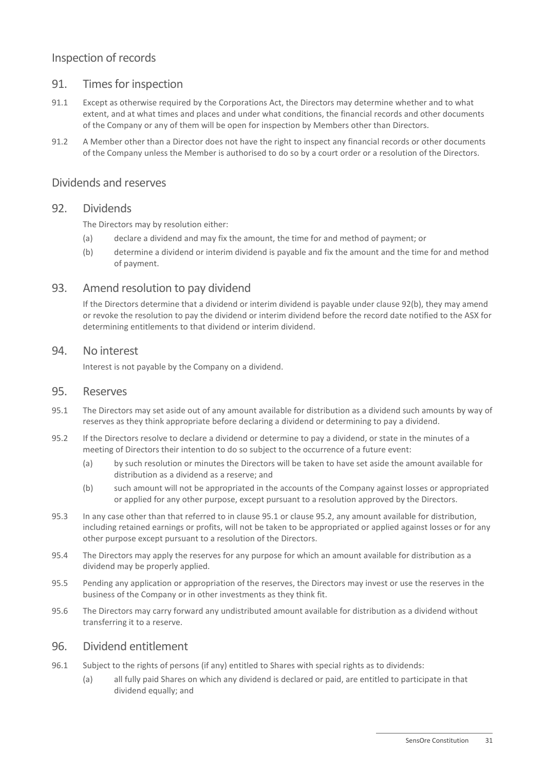## Inspection of records

### 91. Times for inspection

91.1 Except as otherwise required by the Corporations Act, the Directors may determine whether and to what extent, and at what times and places and under what conditions, the financial records and other documents of the Company or any of them will be open for inspection by Members other than Directors.

91.2 A Member other than a Director does not have the right to inspect any financial records or other documents of the Company unless the Member is authorised to do so by a court order or a resolution of the Directors.

## Dividends and reserves

### 92. Dividends

The Directors may by resolution either:

(a) declare a dividend and may fix the amount, the time for and method of payment; or

(b) determine a dividend or interim dividend is payable and fix the amount and the time for and method of payment.

### 93. Amend resolution to pay dividend

If the Directors determine that a dividend or interim dividend is payable under clause 92(b), they may amend or revoke the resolution to pay the dividend or interim dividend before the record date notified to the ASX for determining entitlements to that dividend or interim dividend.

### 94. No interest

Interest is not payable by the Company on a dividend.

### 95. Reserves

95.1 The Directors may set aside out of any amount available for distribution as a dividend such amounts by way of reserves as they think appropriate before declaring a dividend or determining to pay a dividend.

95.2 If the Directors resolve to declare a dividend or determine to pay a dividend, or state in the minutes of a meeting of Directors their intention to do so subject to the occurrence of a future event:

(a) by such resolution or minutes the Directors will be taken to have set aside the amount available for distribution as a dividend as a reserve; and

(b) such amount will not be appropriated in the accounts of the Company against losses or appropriated or applied for any other purpose, except pursuant to a resolution approved by the Directors.

95.3 In any case other than that referred to in clause 95.1 or clause 95.2, any amount available for distribution, including retained earnings or profits, will not be taken to be appropriated or applied against losses or for any other purpose except pursuant to a resolution of the Directors.

95.4 The Directors may apply the reserves for any purpose for which an amount available for distribution as a dividend may be properly applied.

95.5 Pending any application or appropriation of the reserves, the Directors may invest or use the reserves in the business of the Company or in other investments as they think fit.

95.6 The Directors may carry forward any undistributed amount available for distribution as a dividend without transferring it to a reserve.

### 96. Dividend entitlement

96.1 Subject to the rights of persons (if any) entitled to Shares with special rights as to dividends:

(a) all fully paid Shares on which any dividend is declared or paid, are entitled to participate in that dividend equally; and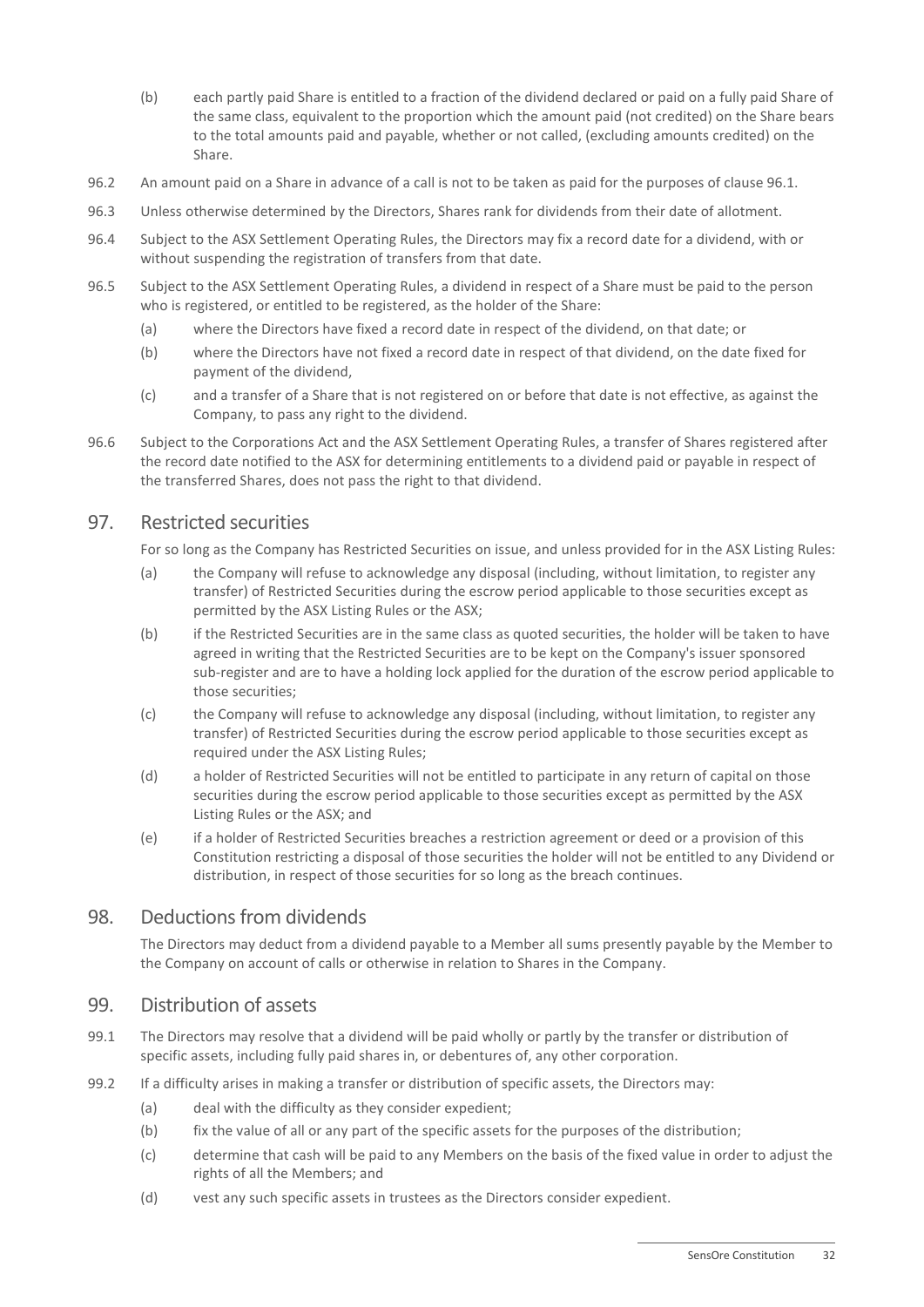(b) each partly paid Share is entitled to a fraction of the dividend declared or paid on a fully paid Share of the same class, equivalent to the proportion which the amount paid (not credited) on the Share bears to the total amounts paid and payable, whether or not called, (excluding amounts credited) on the Share.

96.2 An amount paid on a Share in advance of a call is not to be taken as paid for the purposes of clause 96.1.

96.3 Unless otherwise determined by the Directors, Shares rank for dividends from their date of allotment.

96.4 Subject to the ASX Settlement Operating Rules, the Directors may fix a record date for a dividend, with or without suspending the registration of transfers from that date.

96.5 Subject to the ASX Settlement Operating Rules, a dividend in respect of a Share must be paid to the person who is registered, or entitled to be registered, as the holder of the Share:

(a) where the Directors have fixed a record date in respect of the dividend, on that date; or

(b) where the Directors have not fixed a record date in respect of that dividend, on the date fixed for payment of the dividend,

(c) and a transfer of a Share that is not registered on or before that date is not effective, as against the Company, to pass any right to the dividend.

96.6 Subject to the Corporations Act and the ASX Settlement Operating Rules, a transfer of Shares registered after the record date notified to the ASX for determining entitlements to a dividend paid or payable in respect of the transferred Shares, does not pass the right to that dividend.

## 97. Restricted securities

For so long as the Company has Restricted Securities on issue, and unless provided for in the ASX Listing Rules:

(a) the Company will refuse to acknowledge any disposal (including, without limitation, to register any transfer) of Restricted Securities during the escrow period applicable to those securities except as permitted by the ASX Listing Rules or the ASX;

(b) if the Restricted Securities are in the same class as quoted securities, the holder will be taken to have agreed in writing that the Restricted Securities are to be kept on the Company's issuer sponsored sub-register and are to have a holding lock applied for the duration of the escrow period applicable to those securities;

(c) the Company will refuse to acknowledge any disposal (including, without limitation, to register any transfer) of Restricted Securities during the escrow period applicable to those securities except as required under the ASX Listing Rules;

(d) a holder of Restricted Securities will not be entitled to participate in any return of capital on those securities during the escrow period applicable to those securities except as permitted by the ASX Listing Rules or the ASX; and

(e) if a holder of Restricted Securities breaches a restriction agreement or deed or a provision of this Constitution restricting a disposal of those securities the holder will not be entitled to any Dividend or distribution, in respect of those securities for so long as the breach continues.

## 98. Deductions from dividends

The Directors may deduct from a dividend payable to a Member all sums presently payable by the Member to the Company on account of calls or otherwise in relation to Shares in the Company.

## 99. Distribution of assets

99.1 The Directors may resolve that a dividend will be paid wholly or partly by the transfer or distribution of specific assets, including fully paid shares in, or debentures of, any other corporation.

99.2 If a difficulty arises in making a transfer or distribution of specific assets, the Directors may:

(a) deal with the difficulty as they consider expedient;

(b) fix the value of all or any part of the specific assets for the purposes of the distribution;

(c) determine that cash will be paid to any Members on the basis of the fixed value in order to adjust the rights of all the Members; and

(d) vest any such specific assets in trustees as the Directors consider expedient.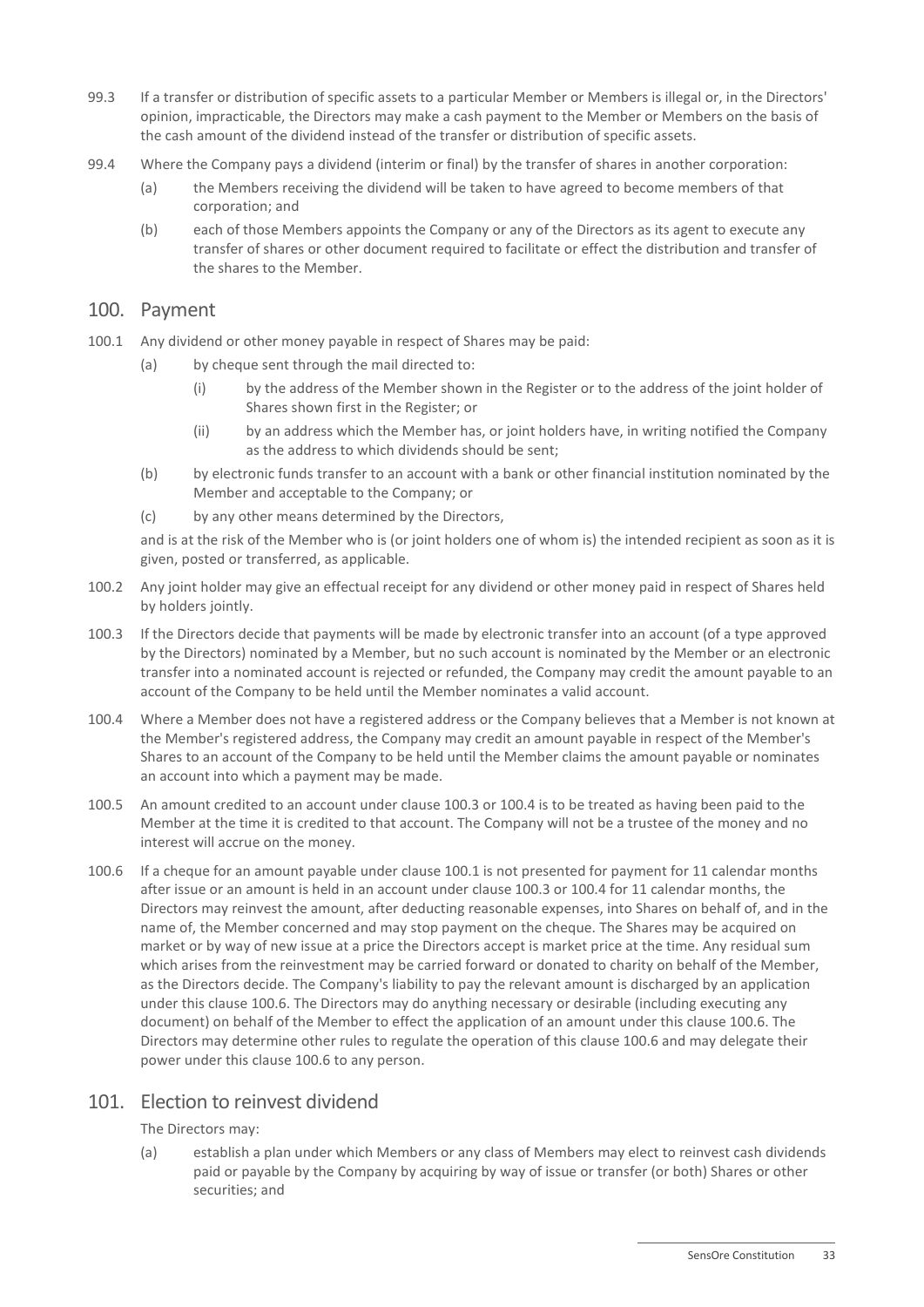99.3 If a transfer or distribution of specific assets to a particular Member or Members is illegal or, in the Directors' opinion, impracticable, the Directors may make a cash payment to the Member or Members on the basis of the cash amount of the dividend instead of the transfer or distribution of specific assets.

99.4 Where the Company pays a dividend (interim or final) by the transfer of shares in another corporation:

(a) the Members receiving the dividend will be taken to have agreed to become members of that corporation; and

(b) each of those Members appoints the Company or any of the Directors as its agent to execute any transfer of shares or other document required to facilitate or effect the distribution and transfer of the shares to the Member.

## 100. Payment

100.1 Any dividend or other money payable in respect of Shares may be paid:

(a) by cheque sent through the mail directed to:

(i) by the address of the Member shown in the Register or to the address of the joint holder of Shares shown first in the Register; or

(ii) by an address which the Member has, or joint holders have, in writing notified the Company as the address to which dividends should be sent;

(b) by electronic funds transfer to an account with a bank or other financial institution nominated by the Member and acceptable to the Company; or

(c) by any other means determined by the Directors,

and is at the risk of the Member who is (or joint holders one of whom is) the intended recipient as soon as it is given, posted or transferred, as applicable.

100.2 Any joint holder may give an effectual receipt for any dividend or other money paid in respect of Shares held by holders jointly.

100.3 If the Directors decide that payments will be made by electronic transfer into an account (of a type approved by the Directors) nominated by a Member, but no such account is nominated by the Member or an electronic transfer into a nominated account is rejected or refunded, the Company may credit the amount payable to an account of the Company to be held until the Member nominates a valid account.

100.4 Where a Member does not have a registered address or the Company believes that a Member is not known at the Member's registered address, the Company may credit an amount payable in respect of the Member's Shares to an account of the Company to be held until the Member claims the amount payable or nominates an account into which a payment may be made.

100.5 An amount credited to an account under clause 100.3 or 100.4 is to be treated as having been paid to the Member at the time it is credited to that account. The Company will not be a trustee of the money and no interest will accrue on the money.

100.6 If a cheque for an amount payable under clause 100.1 is not presented for payment for 11 calendar months after issue or an amount is held in an account under clause 100.3 or 100.4 for 11 calendar months, the Directors may reinvest the amount, after deducting reasonable expenses, into Shares on behalf of, and in the name of, the Member concerned and may stop payment on the cheque. The Shares may be acquired on market or by way of new issue at a price the Directors accept is market price at the time. Any residual sum which arises from the reinvestment may be carried forward or donated to charity on behalf of the Member, as the Directors decide. The Company's liability to pay the relevant amount is discharged by an application under this clause 100.6. The Directors may do anything necessary or desirable (including executing any document) on behalf of the Member to effect the application of an amount under this clause 100.6. The Directors may determine other rules to regulate the operation of this clause 100.6 and may delegate their power under this clause 100.6 to any person.

## 101. Election to reinvest dividend

The Directors may:

(a) establish a plan under which Members or any class of Members may elect to reinvest cash dividends paid or payable by the Company by acquiring by way of issue or transfer (or both) Shares or other securities; and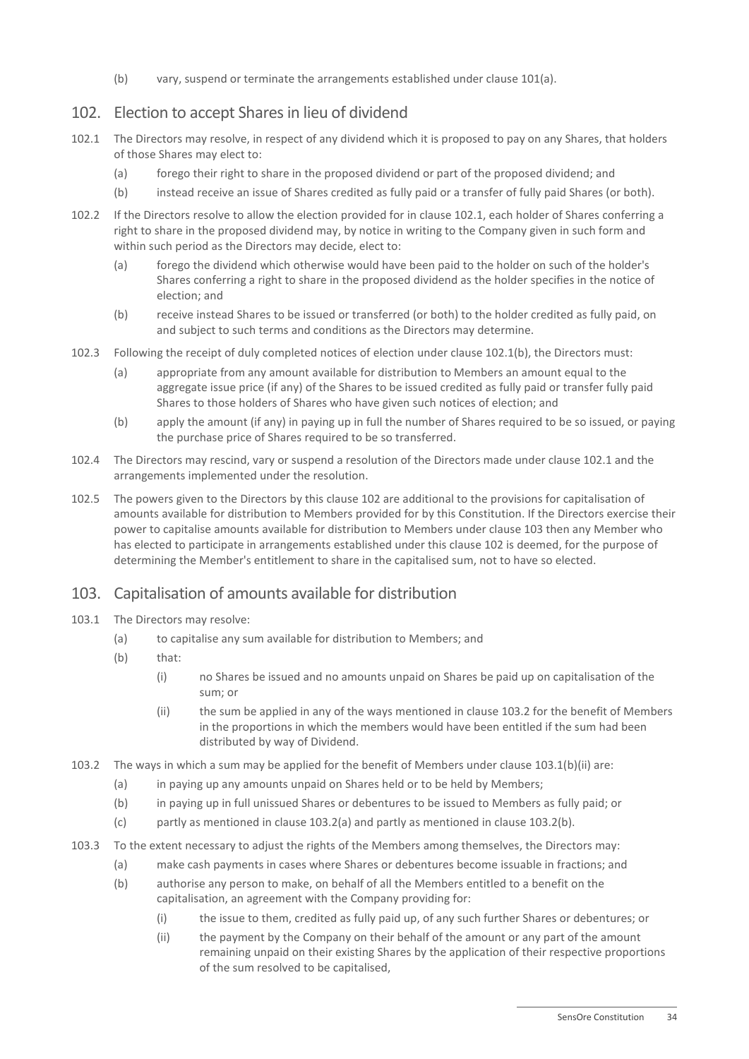(b) vary, suspend or terminate the arrangements established under clause 101(a).

## 102. Election to accept Shares in lieu of dividend

102.1 The Directors may resolve, in respect of any dividend which it is proposed to pay on any Shares, that holders of those Shares may elect to:

- (a) forego their right to share in the proposed dividend or part of the proposed dividend; and
- (b) instead receive an issue of Shares credited as fully paid or a transfer of fully paid Shares (or both).

102.2 If the Directors resolve to allow the election provided for in clause 102.1, each holder of Shares conferring a right to share in the proposed dividend may, by notice in writing to the Company given in such form and within such period as the Directors may decide, elect to:

- (a) forego the dividend which otherwise would have been paid to the holder on such of the holder's Shares conferring a right to share in the proposed dividend as the holder specifies in the notice of election; and
- (b) receive instead Shares to be issued or transferred (or both) to the holder credited as fully paid, on and subject to such terms and conditions as the Directors may determine.

102.3 Following the receipt of duly completed notices of election under clause 102.1(b), the Directors must:

- (a) appropriate from any amount available for distribution to Members an amount equal to the aggregate issue price (if any) of the Shares to be issued credited as fully paid or transfer fully paid Shares to those holders of Shares who have given such notices of election; and
- (b) apply the amount (if any) in paying up in full the number of Shares required to be so issued, or paying the purchase price of Shares required to be so transferred.

102.4 The Directors may rescind, vary or suspend a resolution of the Directors made under clause 102.1 and the arrangements implemented under the resolution.

102.5 The powers given to the Directors by this clause 102 are additional to the provisions for capitalisation of amounts available for distribution to Members provided for by this Constitution. If the Directors exercise their power to capitalise amounts available for distribution to Members under clause 103 then any Member who has elected to participate in arrangements established under this clause 102 is deemed, for the purpose of determining the Member's entitlement to share in the capitalised sum, not to have so elected.

## 103. Capitalisation of amounts available for distribution

103.1 The Directors may resolve:

- (a) to capitalise any sum available for distribution to Members; and
- (b) that:
  - (i) no Shares be issued and no amounts unpaid on Shares be paid up on capitalisation of the sum; or
  - (ii) the sum be applied in any of the ways mentioned in clause 103.2 for the benefit of Members in the proportions in which the members would have been entitled if the sum had been distributed by way of Dividend.

103.2 The ways in which a sum may be applied for the benefit of Members under clause 103.1(b)(ii) are:

- (a) in paying up any amounts unpaid on Shares held or to be held by Members;
- (b) in paying up in full unissued Shares or debentures to be issued to Members as fully paid; or
- (c) partly as mentioned in clause 103.2(a) and partly as mentioned in clause 103.2(b).

103.3 To the extent necessary to adjust the rights of the Members among themselves, the Directors may:

- (a) make cash payments in cases where Shares or debentures become issuable in fractions; and
- (b) authorise any person to make, on behalf of all the Members entitled to a benefit on the capitalisation, an agreement with the Company providing for:
  - (i) the issue to them, credited as fully paid up, of any such further Shares or debentures; or
  - (ii) the payment by the Company on their behalf of the amount or any part of the amount remaining unpaid on their existing Shares by the application of their respective proportions of the sum resolved to be capitalised,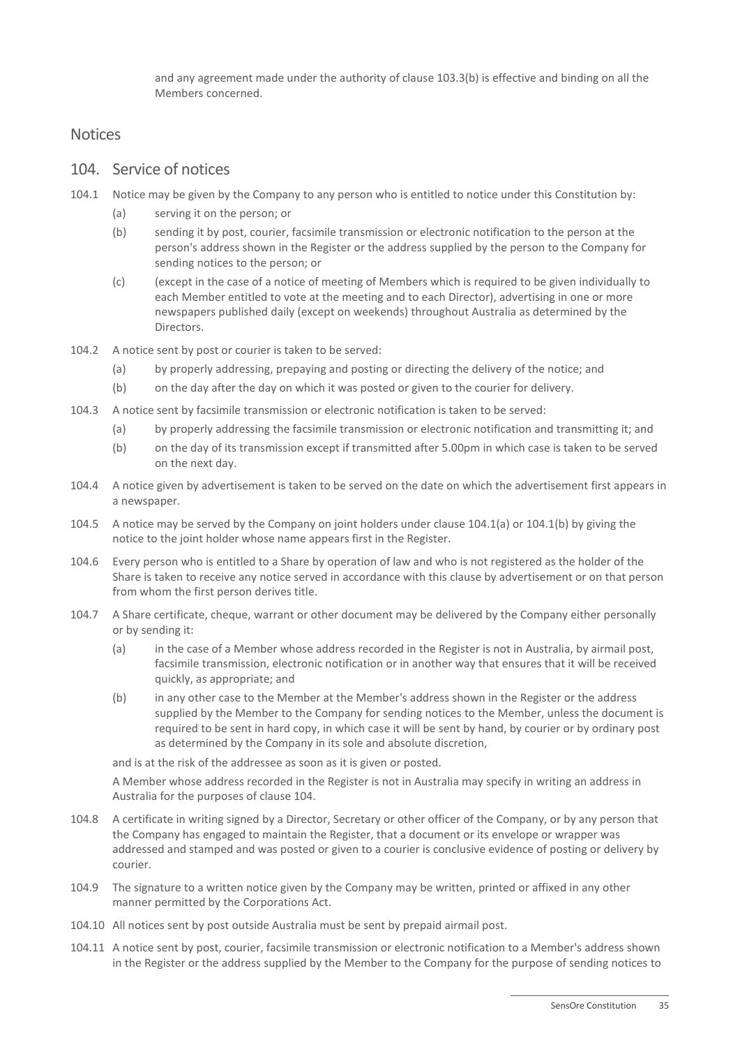and any agreement made under the authority of clause 103.3(b) is effective and binding on all the Members concerned.

## Notices

### 104. Service of notices

104.1 Notice may be given by the Company to any person who is entitled to notice under this Constitution by:

(a) serving it on the person; or

(b) sending it by post, courier, facsimile transmission or electronic notification to the person at the person's address shown in the Register or the address supplied by the person to the Company for sending notices to the person; or

(c) (except in the case of a notice of meeting of Members which is required to be given individually to each Member entitled to vote at the meeting and to each Director), advertising in one or more newspapers published daily (except on weekends) throughout Australia as determined by the Directors.

104.2 A notice sent by post or courier is taken to be served:

(a) by properly addressing, prepaying and posting or directing the delivery of the notice; and

(b) on the day after the day on which it was posted or given to the courier for delivery.

104.3 A notice sent by facsimile transmission or electronic notification is taken to be served:

(a) by properly addressing the facsimile transmission or electronic notification and transmitting it; and

(b) on the day of its transmission except if transmitted after 5.00pm in which case is taken to be served on the next day.

104.4 A notice given by advertisement is taken to be served on the date on which the advertisement first appears in a newspaper.

104.5 A notice may be served by the Company on joint holders under clause 104.1(a) or 104.1(b) by giving the notice to the joint holder whose name appears first in the Register.

104.6 Every person who is entitled to a Share by operation of law and who is not registered as the holder of the Share is taken to receive any notice served in accordance with this clause by advertisement or on that person from whom the first person derives title.

104.7 A Share certificate, cheque, warrant or other document may be delivered by the Company either personally or by sending it:

(a) in the case of a Member whose address recorded in the Register is not in Australia, by airmail post, facsimile transmission, electronic notification or in another way that ensures that it will be received quickly, as appropriate; and

(b) in any other case to the Member at the Member's address shown in the Register or the address supplied by the Member to the Company for sending notices to the Member, unless the document is required to be sent in hard copy, in which case it will be sent by hand, by courier or by ordinary post as determined by the Company in its sole and absolute discretion,

and is at the risk of the addressee as soon as it is given or posted.

A Member whose address recorded in the Register is not in Australia may specify in writing an address in Australia for the purposes of clause 104.

104.8 A certificate in writing signed by a Director, Secretary or other officer of the Company, or by any person that the Company has engaged to maintain the Register, that a document or its envelope or wrapper was addressed and stamped and was posted or given to a courier is conclusive evidence of posting or delivery by courier.

104.9 The signature to a written notice given by the Company may be written, printed or affixed in any other manner permitted by the Corporations Act.

104.10 All notices sent by post outside Australia must be sent by prepaid airmail post.

104.11 A notice sent by post, courier, facsimile transmission or electronic notification to a Member's address shown in the Register or the address supplied by the Member to the Company for the purpose of sending notices to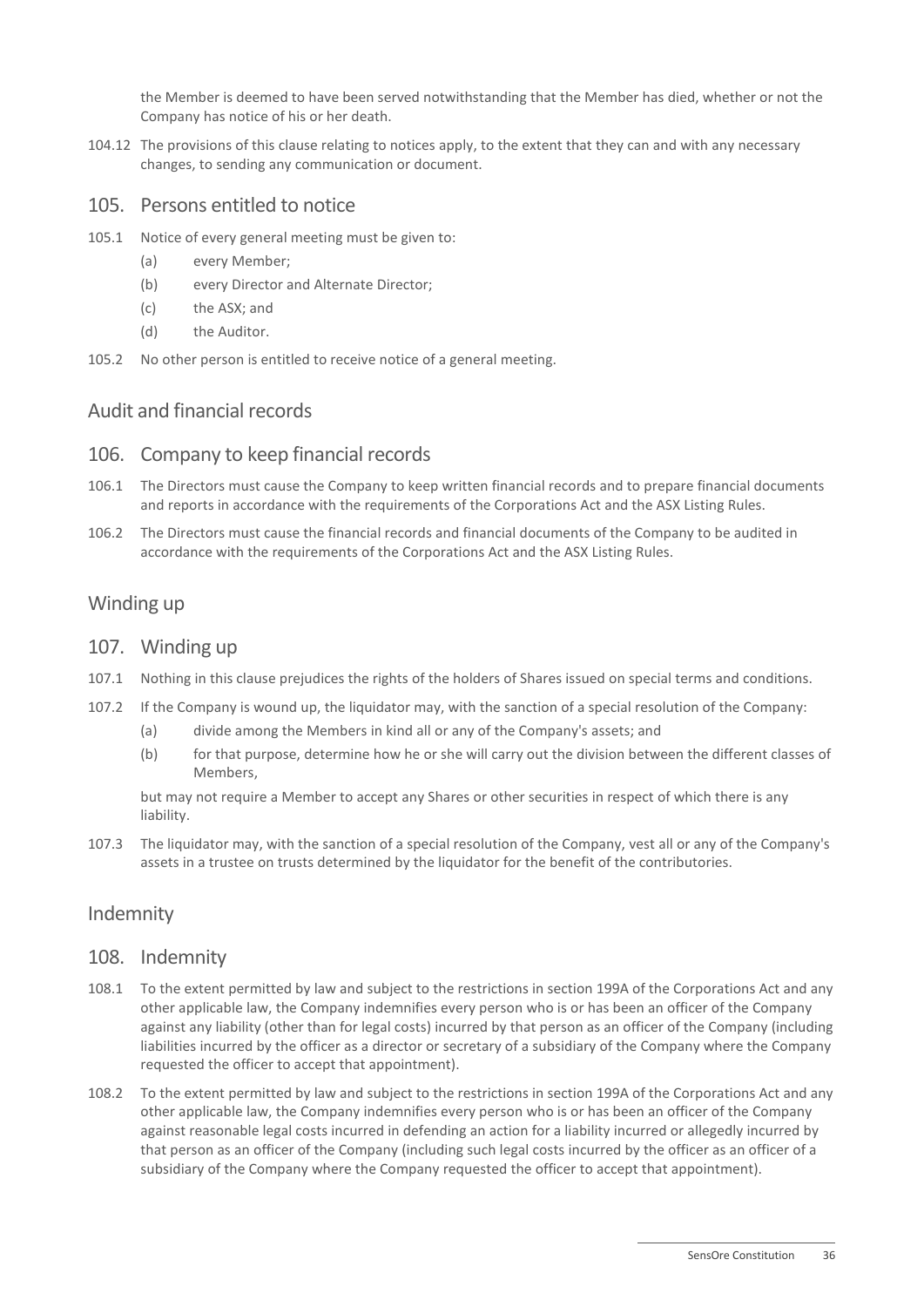the Member is deemed to have been served notwithstanding that the Member has died, whether or not the Company has notice of his or her death.

104.12 The provisions of this clause relating to notices apply, to the extent that they can and with any necessary changes, to sending any communication or document.

## 105. Persons entitled to notice

105.1 Notice of every general meeting must be given to:

- (a) every Member;
- (b) every Director and Alternate Director;
- (c) the ASX; and
- (d) the Auditor.

105.2 No other person is entitled to receive notice of a general meeting.

# Audit and financial records

## 106. Company to keep financial records

106.1 The Directors must cause the Company to keep written financial records and to prepare financial documents and reports in accordance with the requirements of the Corporations Act and the ASX Listing Rules.

106.2 The Directors must cause the financial records and financial documents of the Company to be audited in accordance with the requirements of the Corporations Act and the ASX Listing Rules.

# Winding up

## 107. Winding up

107.1 Nothing in this clause prejudices the rights of the holders of Shares issued on special terms and conditions.

107.2 If the Company is wound up, the liquidator may, with the sanction of a special resolution of the Company:

- (a) divide among the Members in kind all or any of the Company's assets; and
- (b) for that purpose, determine how he or she will carry out the division between the different classes of Members,

but may not require a Member to accept any Shares or other securities in respect of which there is any liability.

107.3 The liquidator may, with the sanction of a special resolution of the Company, vest all or any of the Company's assets in a trustee on trusts determined by the liquidator for the benefit of the contributories.

# Indemnity

## 108. Indemnity

108.1 To the extent permitted by law and subject to the restrictions in section 199A of the Corporations Act and any other applicable law, the Company indemnifies every person who is or has been an officer of the Company against any liability (other than for legal costs) incurred by that person as an officer of the Company (including liabilities incurred by the officer as a director or secretary of a subsidiary of the Company where the Company requested the officer to accept that appointment).

108.2 To the extent permitted by law and subject to the restrictions in section 199A of the Corporations Act and any other applicable law, the Company indemnifies every person who is or has been an officer of the Company against reasonable legal costs incurred in defending an action for a liability incurred or allegedly incurred by that person as an officer of the Company (including such legal costs incurred by the officer as an officer of a subsidiary of the Company where the Company requested the officer to accept that appointment).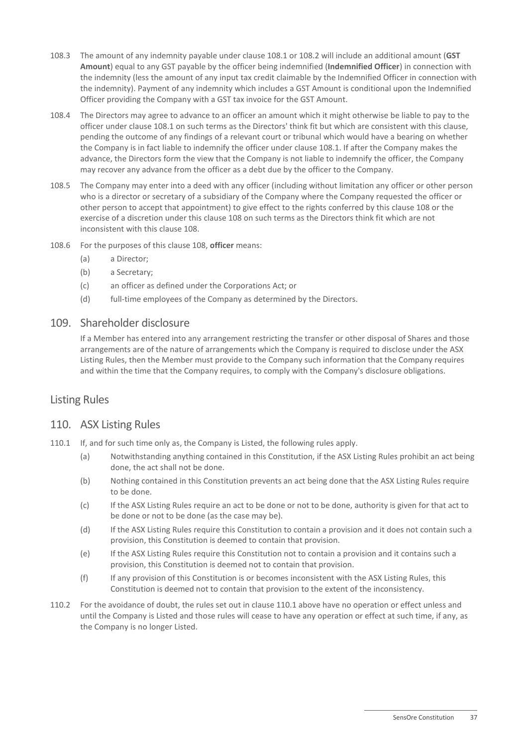108.3 The amount of any indemnity payable under clause 108.1 or 108.2 will include an additional amount (**GST Amount**) equal to any GST payable by the officer being indemnified (**Indemnified Officer**) in connection with the indemnity (less the amount of any input tax credit claimable by the Indemnified Officer in connection with the indemnity). Payment of any indemnity which includes a GST Amount is conditional upon the Indemnified Officer providing the Company with a GST tax invoice for the GST Amount.

108.4 The Directors may agree to advance to an officer an amount which it might otherwise be liable to pay to the officer under clause 108.1 on such terms as the Directors' think fit but which are consistent with this clause, pending the outcome of any findings of a relevant court or tribunal which would have a bearing on whether the Company is in fact liable to indemnify the officer under clause 108.1. If after the Company makes the advance, the Directors form the view that the Company is not liable to indemnify the officer, the Company may recover any advance from the officer as a debt due by the officer to the Company.

108.5 The Company may enter into a deed with any officer (including without limitation any officer or other person who is a director or secretary of a subsidiary of the Company where the Company requested the officer or other person to accept that appointment) to give effect to the rights conferred by this clause 108 or the exercise of a discretion under this clause 108 on such terms as the Directors think fit which are not inconsistent with this clause 108.

108.6 For the purposes of this clause 108, **officer** means:

(a) a Director;

(b) a Secretary;

(c) an officer as defined under the Corporations Act; or

(d) full-time employees of the Company as determined by the Directors.

## 109. Shareholder disclosure

If a Member has entered into any arrangement restricting the transfer or other disposal of Shares and those arrangements are of the nature of arrangements which the Company is required to disclose under the ASX Listing Rules, then the Member must provide to the Company such information that the Company requires and within the time that the Company requires, to comply with the Company's disclosure obligations.

# Listing Rules

## 110. ASX Listing Rules

110.1 If, and for such time only as, the Company is Listed, the following rules apply.

(a) Notwithstanding anything contained in this Constitution, if the ASX Listing Rules prohibit an act being done, the act shall not be done.

(b) Nothing contained in this Constitution prevents an act being done that the ASX Listing Rules require to be done.

(c) If the ASX Listing Rules require an act to be done or not to be done, authority is given for that act to be done or not to be done (as the case may be).

(d) If the ASX Listing Rules require this Constitution to contain a provision and it does not contain such a provision, this Constitution is deemed to contain that provision.

(e) If the ASX Listing Rules require this Constitution not to contain a provision and it contains such a provision, this Constitution is deemed not to contain that provision.

(f) If any provision of this Constitution is or becomes inconsistent with the ASX Listing Rules, this Constitution is deemed not to contain that provision to the extent of the inconsistency.

110.2 For the avoidance of doubt, the rules set out in clause 110.1 above have no operation or effect unless and until the Company is Listed and those rules will cease to have any operation or effect at such time, if any, as the Company is no longer Listed.